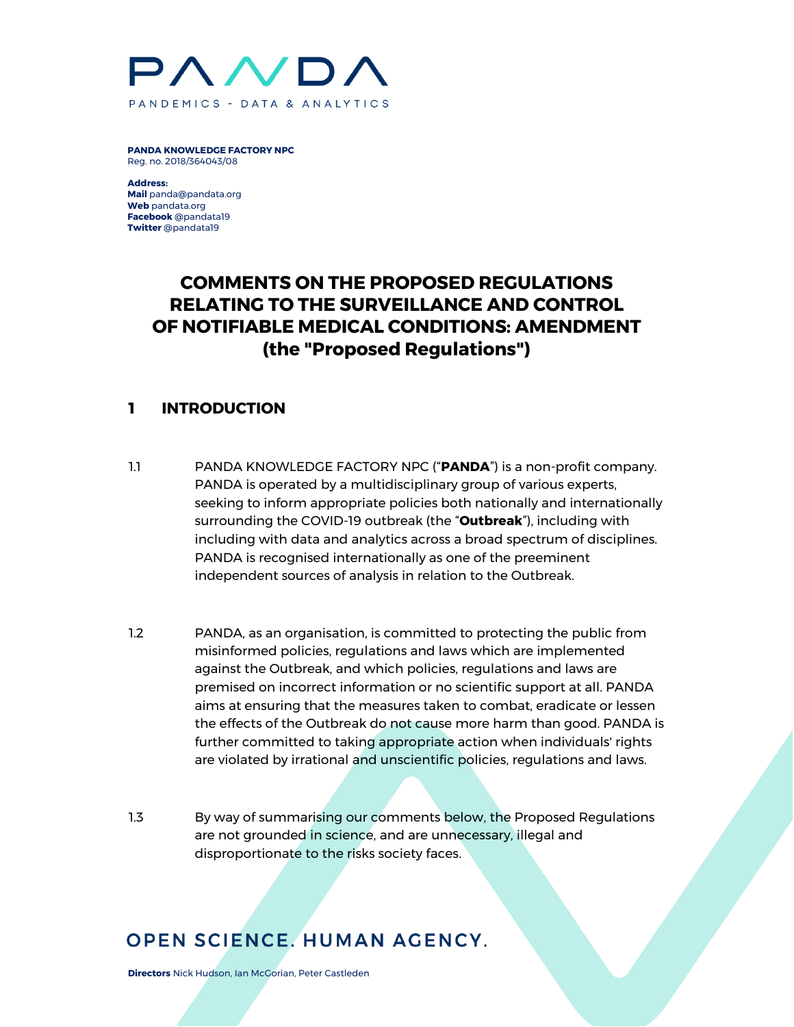PANDA

PANDEMICS - DATA & ANALYTICS

**PANDA KNOWLEDGE FACTORY NPC**
Reg. no. 2018/364043/08

**Address:**
**Mail** panda@pandata.org
**Web** pandata.org
**Facebook** @pandata19
**Twitter** @pandata19

# COMMENTS ON THE PROPOSED REGULATIONS RELATING TO THE SURVEILLANCE AND CONTROL OF NOTIFIABLE MEDICAL CONDITIONS: AMENDMENT (the "Proposed Regulations")

## 1 INTRODUCTION

1.1 PANDA KNOWLEDGE FACTORY NPC ("**PANDA**") is a non-profit company. PANDA is operated by a multidisciplinary group of various experts, seeking to inform appropriate policies both nationally and internationally surrounding the COVID-19 outbreak (the "**Outbreak**"), including with including with data and analytics across a broad spectrum of disciplines. PANDA is recognised internationally as one of the preeminent independent sources of analysis in relation to the Outbreak.

1.2 PANDA, as an organisation, is committed to protecting the public from misinformed policies, regulations and laws which are implemented against the Outbreak, and which policies, regulations and laws are premised on incorrect information or no scientific support at all. PANDA aims at ensuring that the measures taken to combat, eradicate or lessen the effects of the Outbreak do not cause more harm than good. PANDA is further committed to taking appropriate action when individuals' rights are violated by irrational and unscientific policies, regulations and laws.

1.3 By way of summarising our comments below, the Proposed Regulations are not grounded in science, and are unnecessary, illegal and disproportionate to the risks society faces.

OPEN SCIENCE. HUMAN AGENCY.

**Directors** Nick Hudson, Ian McGorian, Peter Castleden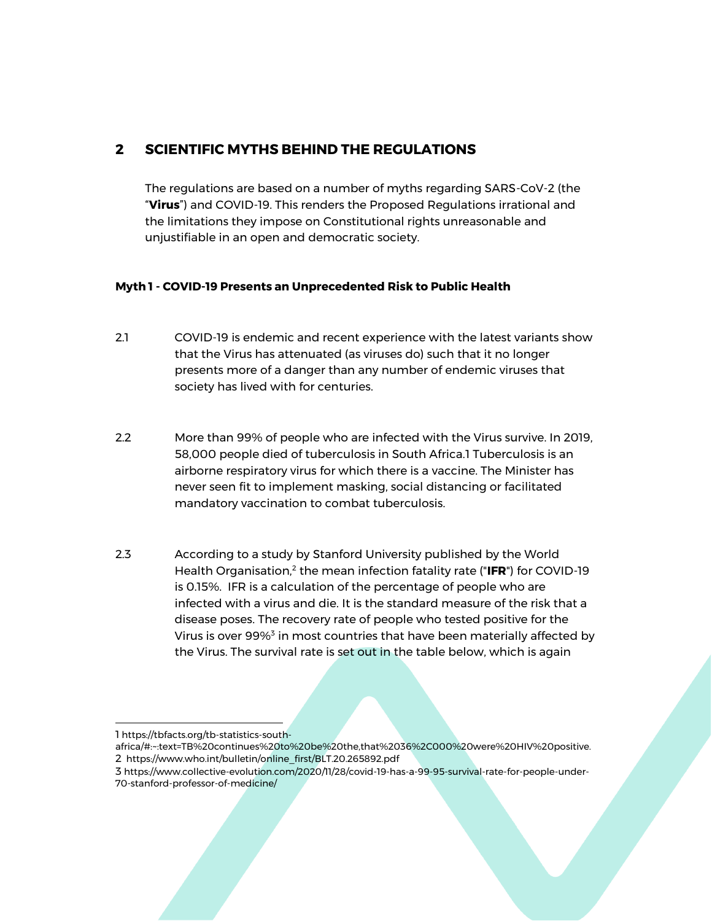## 2 SCIENTIFIC MYTHS BEHIND THE REGULATIONS

The regulations are based on a number of myths regarding SARS-CoV-2 (the "**Virus**") and COVID-19. This renders the Proposed Regulations irrational and the limitations they impose on Constitutional rights unreasonable and unjustifiable in an open and democratic society.

**Myth 1 - COVID-19 Presents an Unprecedented Risk to Public Health**

2.1 COVID-19 is endemic and recent experience with the latest variants show that the Virus has attenuated (as viruses do) such that it no longer presents more of a danger than any number of endemic viruses that society has lived with for centuries.

2.2 More than 99% of people who are infected with the Virus survive. In 2019, 58,000 people died of tuberculosis in South Africa.1 Tuberculosis is an airborne respiratory virus for which there is a vaccine. The Minister has never seen fit to implement masking, social distancing or facilitated mandatory vaccination to combat tuberculosis.

2.3 According to a study by Stanford University published by the World Health Organisation,[2] the mean infection fatality rate ("**IFR**") for COVID-19 is 0.15%. IFR is a calculation of the percentage of people who are infected with a virus and die. It is the standard measure of the risk that a disease poses. The recovery rate of people who tested positive for the Virus is over 99%[3] in most countries that have been materially affected by the Virus. The survival rate is set out in the table below, which is again

---

1 https://tbfacts.org/tb-statistics-south-africa/#:~:text=TB%20continues%20to%20be%20the,that%2036%2C000%20were%20HIV%20positive.
2 https://www.who.int/bulletin/online_first/BLT.20.265892.pdf
3 https://www.collective-evolution.com/2020/11/28/covid-19-has-a-99-95-survival-rate-for-people-under-70-stanford-professor-of-medicine/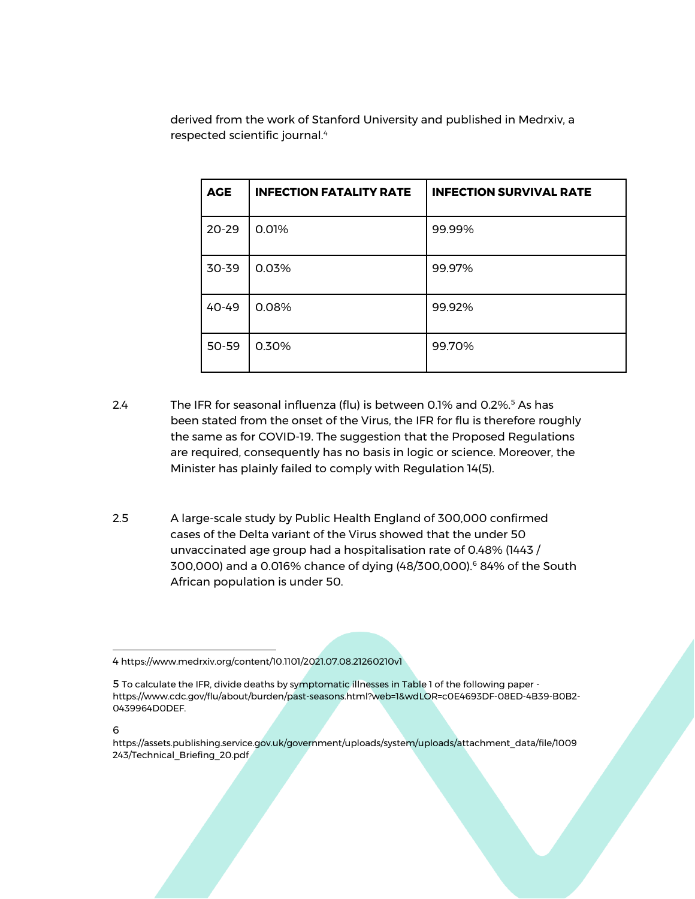derived from the work of Stanford University and published in Medrxiv, a respected scientific journal.[4]

| AGE | INFECTION FATALITY RATE | INFECTION SURVIVAL RATE |
|---|---|---|
| 20-29 | 0.01% | 99.99% |
| 30-39 | 0.03% | 99.97% |
| 40-49 | 0.08% | 99.92% |
| 50-59 | 0.30% | 99.70% |

2.4 The IFR for seasonal influenza (flu) is between 0.1% and 0.2%.[5] As has been stated from the onset of the Virus, the IFR for flu is therefore roughly the same as for COVID-19. The suggestion that the Proposed Regulations are required, consequently has no basis in logic or science. Moreover, the Minister has plainly failed to comply with Regulation 14(5).

2.5 A large-scale study by Public Health England of 300,000 confirmed cases of the Delta variant of the Virus showed that the under 50 unvaccinated age group had a hospitalisation rate of 0.48% (1443 / 300,000) and a 0.016% chance of dying (48/300,000).[6] 84% of the South African population is under 50.

---

4 https://www.medrxiv.org/content/10.1101/2021.07.08.21260210v1

5 To calculate the IFR, divide deaths by symptomatic illnesses in Table 1 of the following paper - https://www.cdc.gov/flu/about/burden/past-seasons.html?web=1&wdLOR=c0E4693DF-08ED-4B39-B0B2-0439964D0DEF.

6 https://assets.publishing.service.gov.uk/government/uploads/system/uploads/attachment_data/file/1009243/Technical_Briefing_20.pdf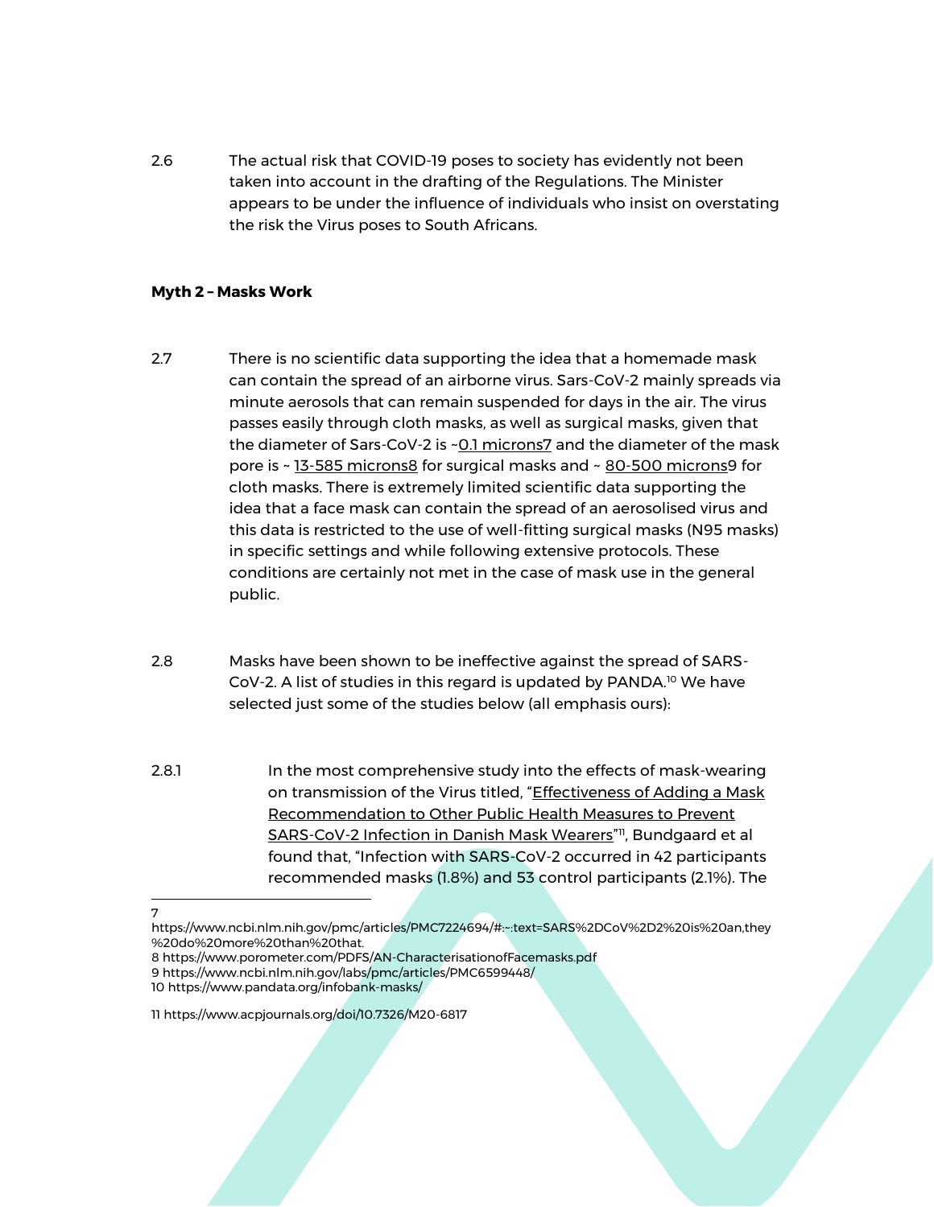2.6 The actual risk that COVID-19 poses to society has evidently not been taken into account in the drafting of the Regulations. The Minister appears to be under the influence of individuals who insist on overstating the risk the Virus poses to South Africans.

**Myth 2 – Masks Work**

2.7 There is no scientific data supporting the idea that a homemade mask can contain the spread of an airborne virus. Sars-CoV-2 mainly spreads via minute aerosols that can remain suspended for days in the air. The virus passes easily through cloth masks, as well as surgical masks, given that the diameter of Sars-CoV-2 is ~0.1 microns7 and the diameter of the mask pore is ~ 13-585 microns8 for surgical masks and ~ 80-500 microns9 for cloth masks. There is extremely limited scientific data supporting the idea that a face mask can contain the spread of an aerosolised virus and this data is restricted to the use of well-fitting surgical masks (N95 masks) in specific settings and while following extensive protocols. These conditions are certainly not met in the case of mask use in the general public.

2.8 Masks have been shown to be ineffective against the spread of SARS-CoV-2. A list of studies in this regard is updated by PANDA.[10] We have selected just some of the studies below (all emphasis ours):

2.8.1 In the most comprehensive study into the effects of mask-wearing on transmission of the Virus titled, "Effectiveness of Adding a Mask Recommendation to Other Public Health Measures to Prevent SARS-CoV-2 Infection in Danish Mask Wearers"[11], Bundgaard et al found that, "Infection with SARS-CoV-2 occurred in 42 participants recommended masks (1.8%) and 53 control participants (2.1%). The

---

7 https://www.ncbi.nlm.nih.gov/pmc/articles/PMC7224694/#:~:text=SARS%2DCoV%2D2%20is%20an,they%20do%20more%20than%20that.

8 https://www.porometer.com/PDFS/AN-CharacterisationofFacemasks.pdf

9 https://www.ncbi.nlm.nih.gov/labs/pmc/articles/PMC6599448/

10 https://www.pandata.org/infobank-masks/

11 https://www.acpjournals.org/doi/10.7326/M20-6817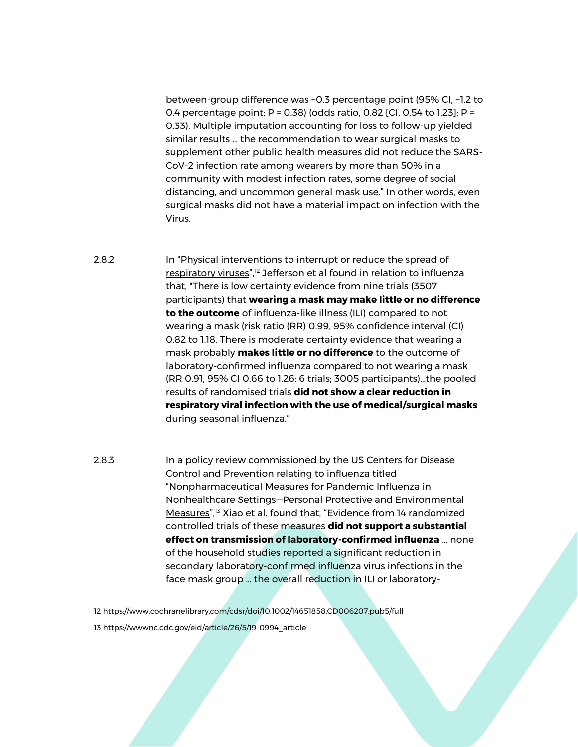between-group difference was –0.3 percentage point (95% CI, –1.2 to 0.4 percentage point; P = 0.38) (odds ratio, 0.82 [CI, 0.54 to 1.23]; P = 0.33). Multiple imputation accounting for loss to follow-up yielded similar results ... the recommendation to wear surgical masks to supplement other public health measures did not reduce the SARS-CoV-2 infection rate among wearers by more than 50% in a community with modest infection rates, some degree of social distancing, and uncommon general mask use." In other words, even surgical masks did not have a material impact on infection with the Virus.

2.8.2 In "Physical interventions to interrupt or reduce the spread of respiratory viruses",[12] Jefferson et al found in relation to influenza that, "There is low certainty evidence from nine trials (3507 participants) that **wearing a mask may make little or no difference to the outcome** of influenza-like illness (ILI) compared to not wearing a mask (risk ratio (RR) 0.99, 95% confidence interval (CI) 0.82 to 1.18. There is moderate certainty evidence that wearing a mask probably **makes little or no difference** to the outcome of laboratory-confirmed influenza compared to not wearing a mask (RR 0.91, 95% CI 0.66 to 1.26; 6 trials; 3005 participants)...the pooled results of randomised trials **did not show a clear reduction in respiratory viral infection with the use of medical/surgical masks** during seasonal influenza."

2.8.3 In a policy review commissioned by the US Centers for Disease Control and Prevention relating to influenza titled "Nonpharmaceutical Measures for Pandemic Influenza in Nonhealthcare Settings—Personal Protective and Environmental Measures",[13] Xiao et al. found that, "Evidence from 14 randomized controlled trials of these measures **did not support a substantial effect on transmission of laboratory-confirmed influenza** ... none of the household studies reported a significant reduction in secondary laboratory-confirmed influenza virus infections in the face mask group ... the overall reduction in ILI or laboratory-

---

12 https://www.cochranelibrary.com/cdsr/doi/10.1002/14651858.CD006207.pub5/full

13 https://wwwnc.cdc.gov/eid/article/26/5/19-0994_article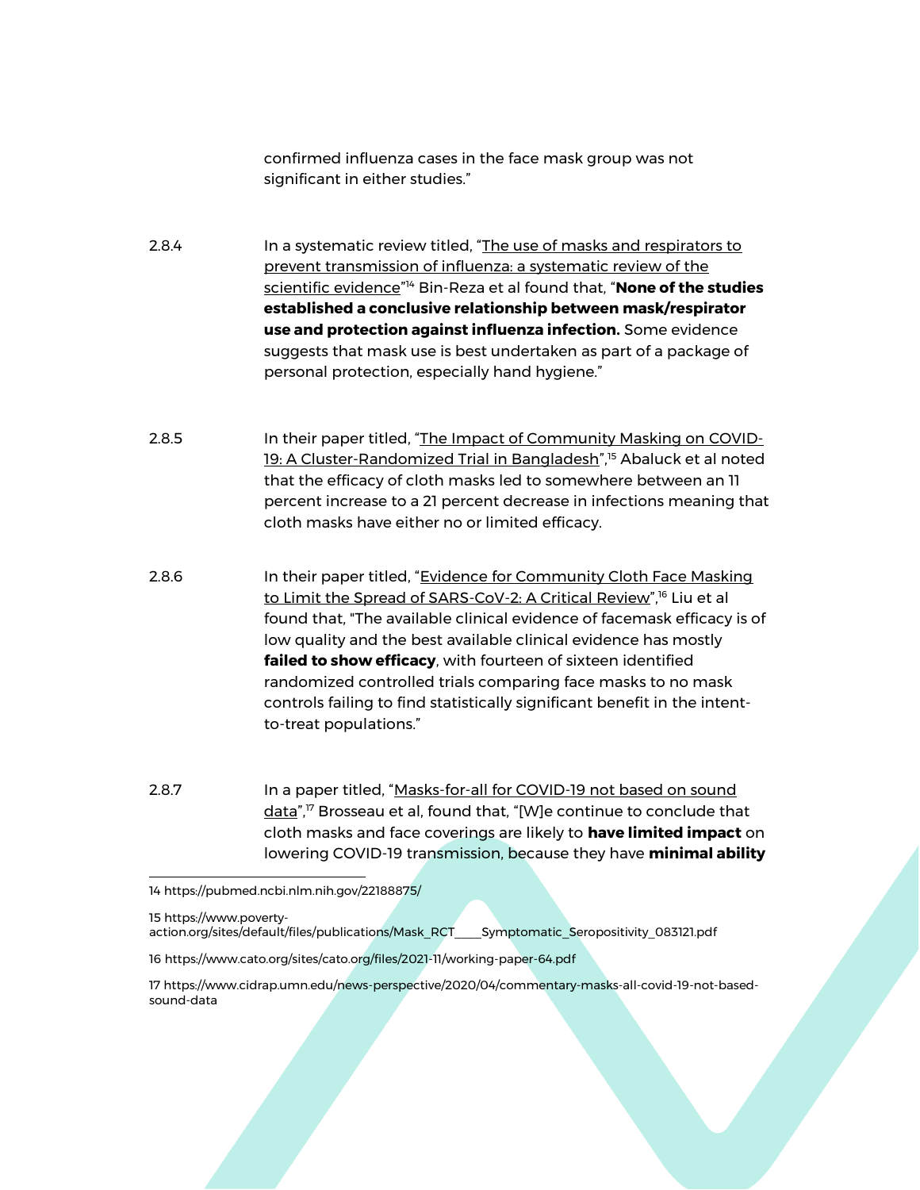confirmed influenza cases in the face mask group was not significant in either studies."

2.8.4 In a systematic review titled, "The use of masks and respirators to prevent transmission of influenza: a systematic review of the scientific evidence"[14] Bin-Reza et al found that, "**None of the studies established a conclusive relationship between mask/respirator use and protection against influenza infection.** Some evidence suggests that mask use is best undertaken as part of a package of personal protection, especially hand hygiene."

2.8.5 In their paper titled, "The Impact of Community Masking on COVID-19: A Cluster-Randomized Trial in Bangladesh",[15] Abaluck et al noted that the efficacy of cloth masks led to somewhere between an 11 percent increase to a 21 percent decrease in infections meaning that cloth masks have either no or limited efficacy.

2.8.6 In their paper titled, "Evidence for Community Cloth Face Masking to Limit the Spread of SARS-CoV-2: A Critical Review",[16] Liu et al found that, "The available clinical evidence of facemask efficacy is of low quality and the best available clinical evidence has mostly **failed to show efficacy**, with fourteen of sixteen identified randomized controlled trials comparing face masks to no mask controls failing to find statistically significant benefit in the intent-to-treat populations."

2.8.7 In a paper titled, "Masks-for-all for COVID-19 not based on sound data",[17] Brosseau et al, found that, "[W]e continue to conclude that cloth masks and face coverings are likely to **have limited impact** on lowering COVID-19 transmission, because they have **minimal ability**

---

14 https://pubmed.ncbi.nlm.nih.gov/22188875/

15 https://www.poverty-action.org/sites/default/files/publications/Mask_RCT____Symptomatic_Seropositivity_083121.pdf

16 https://www.cato.org/sites/cato.org/files/2021-11/working-paper-64.pdf

17 https://www.cidrap.umn.edu/news-perspective/2020/04/commentary-masks-all-covid-19-not-based-sound-data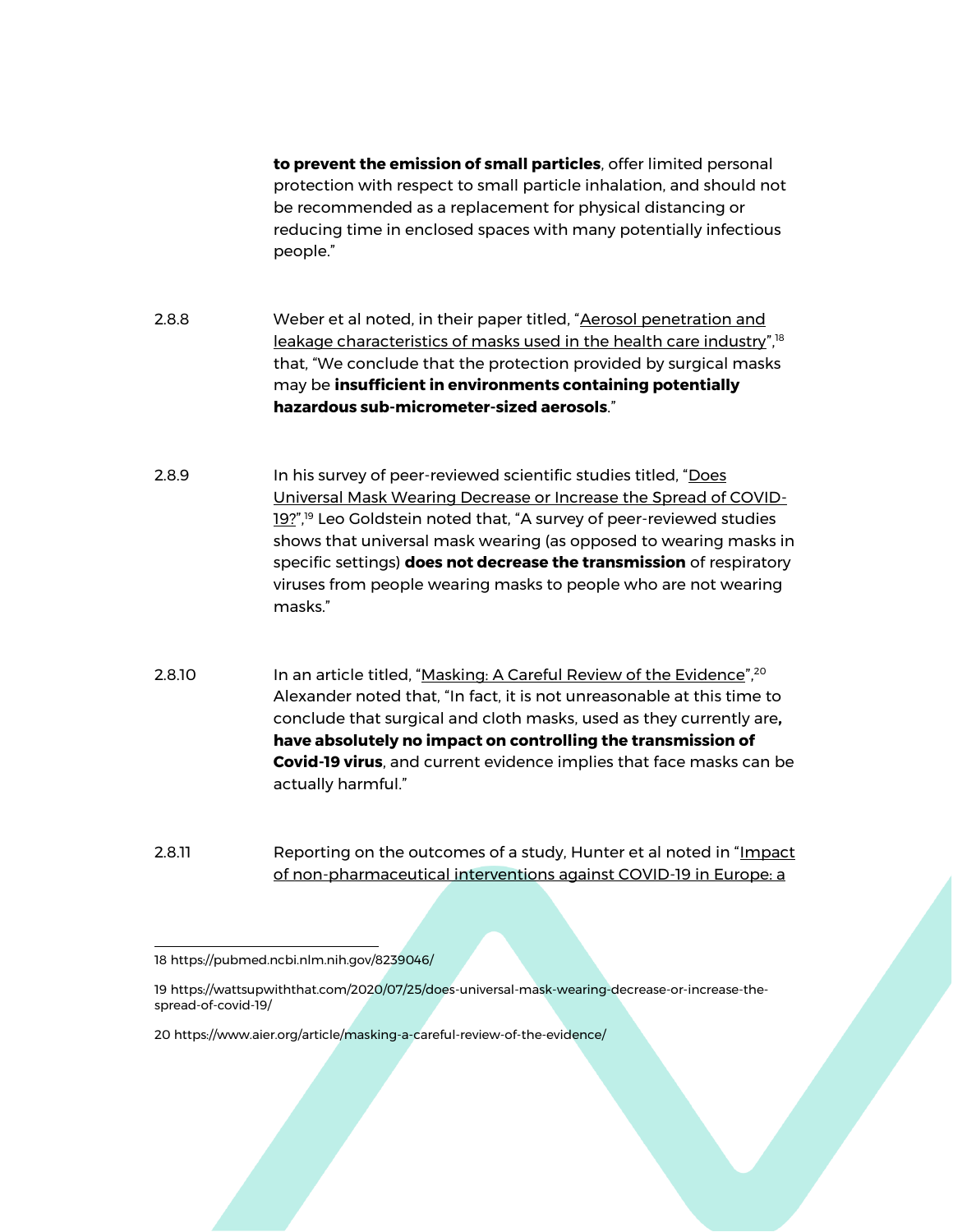**to prevent the emission of small particles**, offer limited personal protection with respect to small particle inhalation, and should not be recommended as a replacement for physical distancing or reducing time in enclosed spaces with many potentially infectious people."

2.8.8 Weber et al noted, in their paper titled, "Aerosol penetration and leakage characteristics of masks used in the health care industry",[18] that, "We conclude that the protection provided by surgical masks may be **insufficient in environments containing potentially hazardous sub-micrometer-sized aerosols**."

2.8.9 In his survey of peer-reviewed scientific studies titled, "Does Universal Mask Wearing Decrease or Increase the Spread of COVID-19?",[19] Leo Goldstein noted that, "A survey of peer-reviewed studies shows that universal mask wearing (as opposed to wearing masks in specific settings) **does not decrease the transmission** of respiratory viruses from people wearing masks to people who are not wearing masks."

2.8.10 In an article titled, "Masking: A Careful Review of the Evidence",[20] Alexander noted that, "In fact, it is not unreasonable at this time to conclude that surgical and cloth masks, used as they currently are**, have absolutely no impact on controlling the transmission of Covid-19 virus**, and current evidence implies that face masks can be actually harmful."

2.8.11 Reporting on the outcomes of a study, Hunter et al noted in "Impact of non-pharmaceutical interventions against COVID-19 in Europe: a

---

18 https://pubmed.ncbi.nlm.nih.gov/8239046/

19 https://wattsupwiththat.com/2020/07/25/does-universal-mask-wearing-decrease-or-increase-the-spread-of-covid-19/

20 https://www.aier.org/article/masking-a-careful-review-of-the-evidence/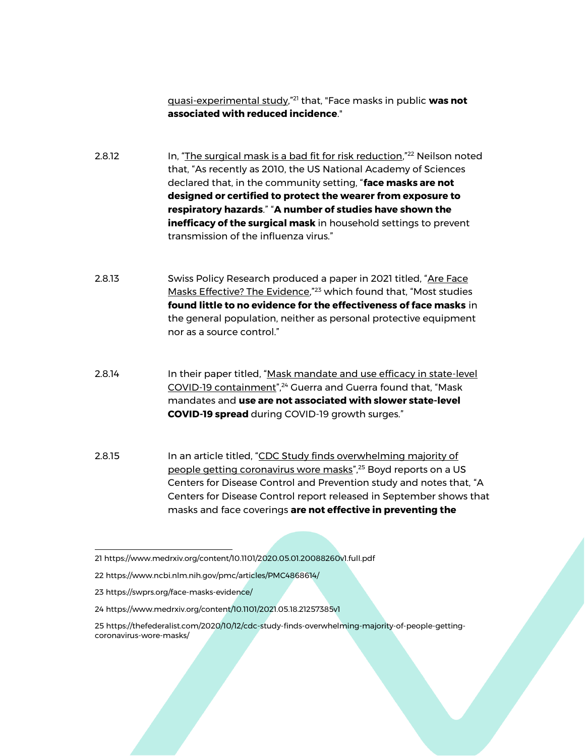quasi-experimental study,"[21] that, "Face masks in public **was not associated with reduced incidence**."

2.8.12 In, "The surgical mask is a bad fit for risk reduction,"[22] Neilson noted that, "As recently as 2010, the US National Academy of Sciences declared that, in the community setting, "**face masks are not designed or certified to protect the wearer from exposure to respiratory hazards**." "**A number of studies have shown the inefficacy of the surgical mask** in household settings to prevent transmission of the influenza virus."

2.8.13 Swiss Policy Research produced a paper in 2021 titled, "Are Face Masks Effective? The Evidence,"[23] which found that, "Most studies **found little to no evidence for the effectiveness of face masks** in the general population, neither as personal protective equipment nor as a source control."

2.8.14 In their paper titled, "Mask mandate and use efficacy in state-level COVID-19 containment",[24] Guerra and Guerra found that, "Mask mandates and **use are not associated with slower state-level COVID-19 spread** during COVID-19 growth surges."

2.8.15 In an article titled, "CDC Study finds overwhelming majority of people getting coronavirus wore masks",[25] Boyd reports on a US Centers for Disease Control and Prevention study and notes that, "A Centers for Disease Control report released in September shows that masks and face coverings **are not effective in preventing the**

21 https://www.medrxiv.org/content/10.1101/2020.05.01.20088260v1.full.pdf

22 https://www.ncbi.nlm.nih.gov/pmc/articles/PMC4868614/

23 https://swprs.org/face-masks-evidence/

24 https://www.medrxiv.org/content/10.1101/2021.05.18.21257385v1

25 https://thefederalist.com/2020/10/12/cdc-study-finds-overwhelming-majority-of-people-getting-coronavirus-wore-masks/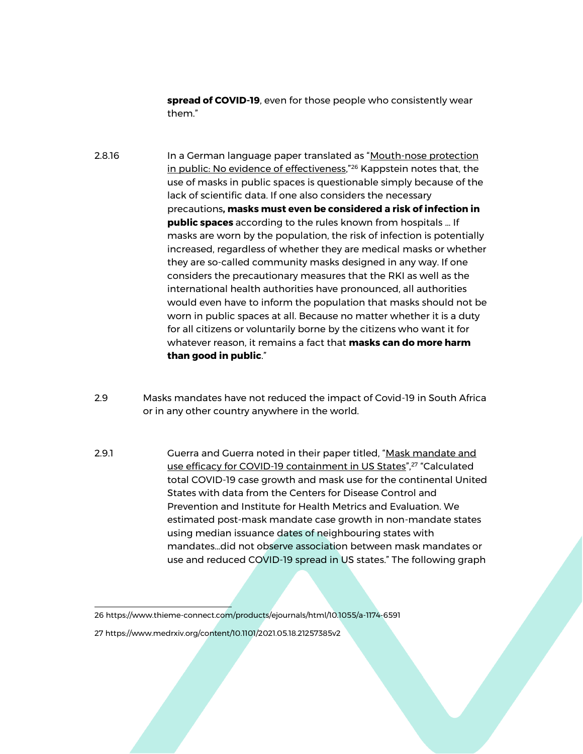**spread of COVID-19**, even for those people who consistently wear them."

2.8.16 In a German language paper translated as "Mouth-nose protection in public: No evidence of effectiveness,"[26] Kappstein notes that, the use of masks in public spaces is questionable simply because of the lack of scientific data. If one also considers the necessary precautions**, masks must even be considered a risk of infection in public spaces** according to the rules known from hospitals … If masks are worn by the population, the risk of infection is potentially increased, regardless of whether they are medical masks or whether they are so-called community masks designed in any way. If one considers the precautionary measures that the RKI as well as the international health authorities have pronounced, all authorities would even have to inform the population that masks should not be worn in public spaces at all. Because no matter whether it is a duty for all citizens or voluntarily borne by the citizens who want it for whatever reason, it remains a fact that **masks can do more harm than good in public**."

2.9 Masks mandates have not reduced the impact of Covid-19 in South Africa or in any other country anywhere in the world.

2.9.1 Guerra and Guerra noted in their paper titled, "Mask mandate and use efficacy for COVID-19 containment in US States",[27] "Calculated total COVID-19 case growth and mask use for the continental United States with data from the Centers for Disease Control and Prevention and Institute for Health Metrics and Evaluation. We estimated post-mask mandate case growth in non-mandate states using median issuance dates of neighbouring states with mandates…did not observe association between mask mandates or use and reduced COVID-19 spread in US states." The following graph

26 https://www.thieme-connect.com/products/ejournals/html/10.1055/a-1174-6591

27 https://www.medrxiv.org/content/10.1101/2021.05.18.21257385v2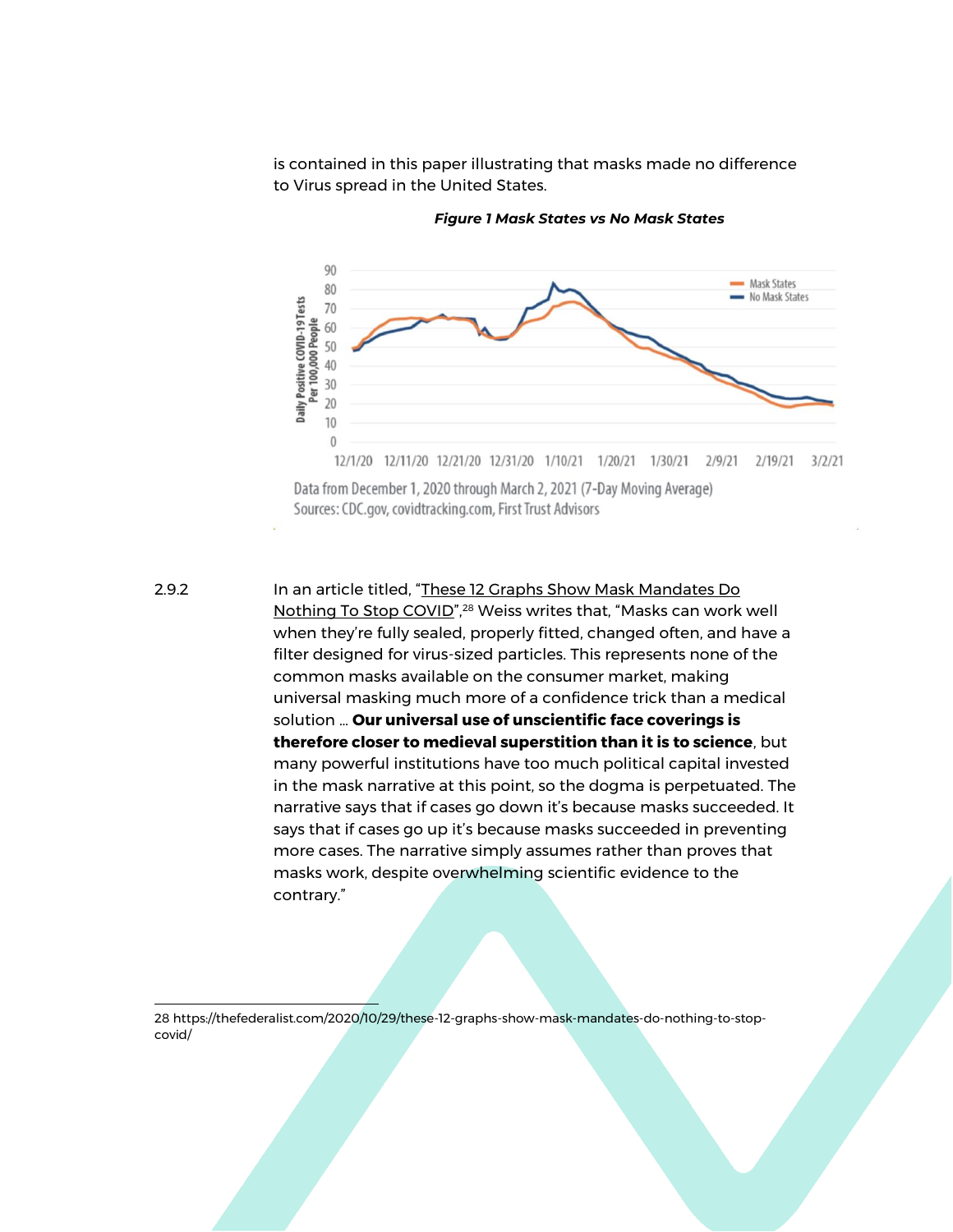is contained in this paper illustrating that masks made no difference to Virus spread in the United States.

***Figure 1 Mask States vs No Mask States***

Mask States
No Mask States

Daily Positive COVID-19 Tests Per 100,000 People

90
80
70
60
50
40
30
20
10
0

12/1/20 12/11/20 12/21/20 12/31/20 1/10/21 1/20/21 1/30/21 2/9/21 2/19/21 3/2/21

Data from December 1, 2020 through March 2, 2021 (7-Day Moving Average)
Sources: CDC.gov, covidtracking.com, First Trust Advisors

2.9.2 In an article titled, "These 12 Graphs Show Mask Mandates Do Nothing To Stop COVID",[28] Weiss writes that, "Masks can work well when they're fully sealed, properly fitted, changed often, and have a filter designed for virus-sized particles. This represents none of the common masks available on the consumer market, making universal masking much more of a confidence trick than a medical solution … **Our universal use of unscientific face coverings is therefore closer to medieval superstition than it is to science**, but many powerful institutions have too much political capital invested in the mask narrative at this point, so the dogma is perpetuated. The narrative says that if cases go down it's because masks succeeded. It says that if cases go up it's because masks succeeded in preventing more cases. The narrative simply assumes rather than proves that masks work, despite overwhelming scientific evidence to the contrary."

---

28 https://thefederalist.com/2020/10/29/these-12-graphs-show-mask-mandates-do-nothing-to-stop-covid/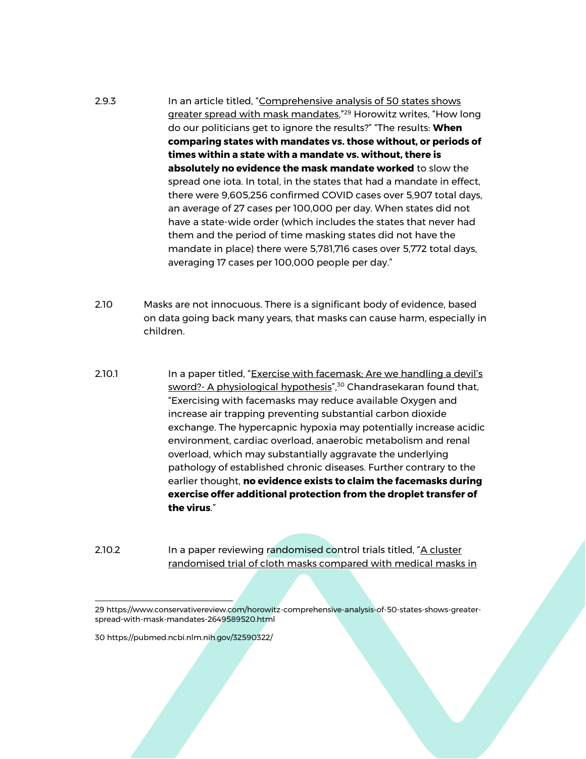2.9.3 In an article titled, "Comprehensive analysis of 50 states shows greater spread with mask mandates,"[29] Horowitz writes, "How long do our politicians get to ignore the results?" "The results: **When comparing states with mandates vs. those without, or periods of times within a state with a mandate vs. without, there is absolutely no evidence the mask mandate worked** to slow the spread one iota. In total, in the states that had a mandate in effect, there were 9,605,256 confirmed COVID cases over 5,907 total days, an average of 27 cases per 100,000 per day. When states did not have a state-wide order (which includes the states that never had them and the period of time masking states did not have the mandate in place) there were 5,781,716 cases over 5,772 total days, averaging 17 cases per 100,000 people per day."

2.10 Masks are not innocuous. There is a significant body of evidence, based on data going back many years, that masks can cause harm, especially in children.

2.10.1 In a paper titled, "Exercise with facemask; Are we handling a devil's sword?- A physiological hypothesis",[30] Chandrasekaran found that, "Exercising with facemasks may reduce available Oxygen and increase air trapping preventing substantial carbon dioxide exchange. The hypercapnic hypoxia may potentially increase acidic environment, cardiac overload, anaerobic metabolism and renal overload, which may substantially aggravate the underlying pathology of established chronic diseases. Further contrary to the earlier thought, **no evidence exists to claim the facemasks during exercise offer additional protection from the droplet transfer of the virus**."

2.10.2 In a paper reviewing randomised control trials titled, "A cluster randomised trial of cloth masks compared with medical masks in

---

29 https://www.conservativereview.com/horowitz-comprehensive-analysis-of-50-states-shows-greater-spread-with-mask-mandates-2649589520.html

30 https://pubmed.ncbi.nlm.nih.gov/32590322/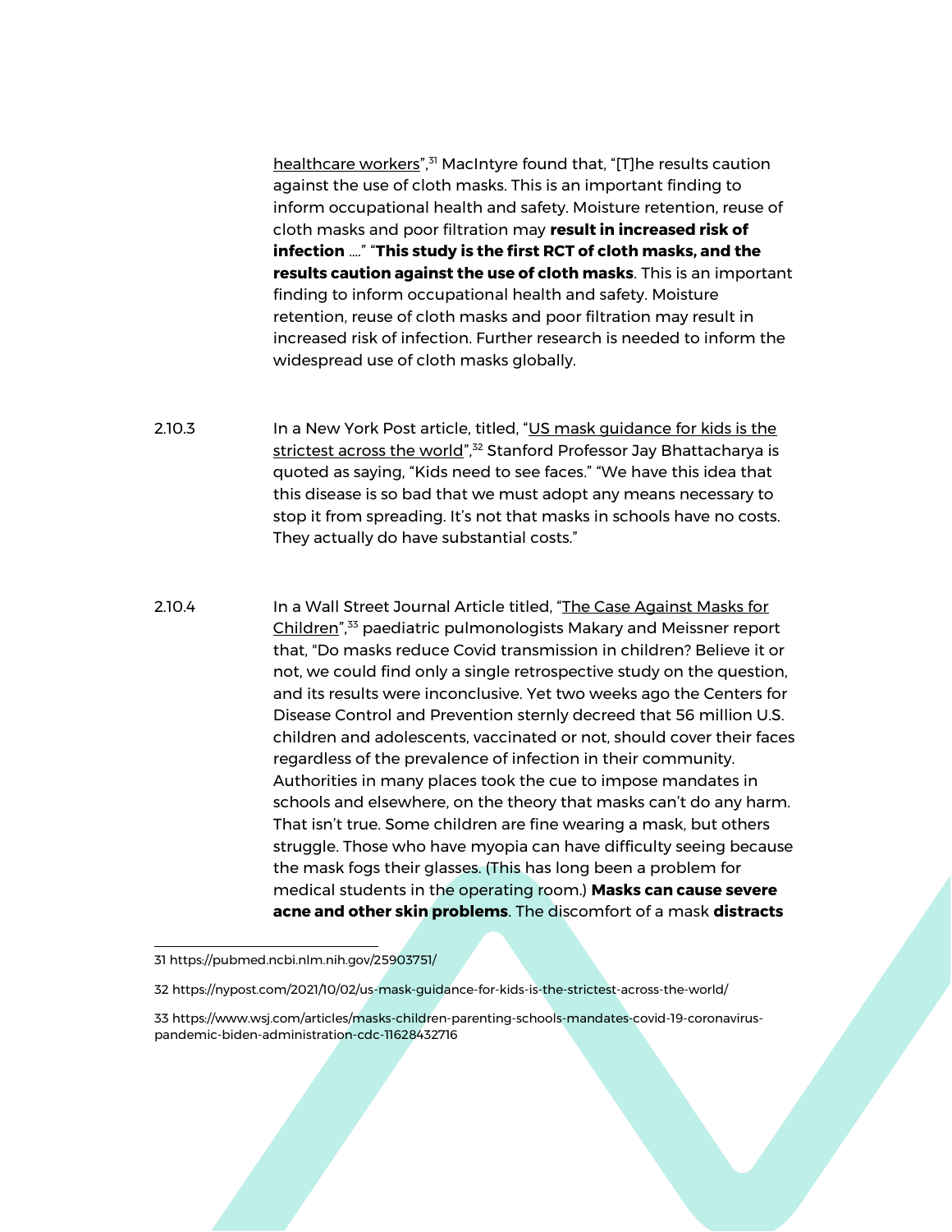healthcare workers",[31] MacIntyre found that, "[T]he results caution against the use of cloth masks. This is an important finding to inform occupational health and safety. Moisture retention, reuse of cloth masks and poor filtration may **result in increased risk of infection** ...." "**This study is the first RCT of cloth masks, and the results caution against the use of cloth masks**. This is an important finding to inform occupational health and safety. Moisture retention, reuse of cloth masks and poor filtration may result in increased risk of infection. Further research is needed to inform the widespread use of cloth masks globally.

2.10.3 In a New York Post article, titled, "US mask guidance for kids is the strictest across the world",[32] Stanford Professor Jay Bhattacharya is quoted as saying, "Kids need to see faces." "We have this idea that this disease is so bad that we must adopt any means necessary to stop it from spreading. It's not that masks in schools have no costs. They actually do have substantial costs."

2.10.4 In a Wall Street Journal Article titled, "The Case Against Masks for Children",[33] paediatric pulmonologists Makary and Meissner report that, "Do masks reduce Covid transmission in children? Believe it or not, we could find only a single retrospective study on the question, and its results were inconclusive. Yet two weeks ago the Centers for Disease Control and Prevention sternly decreed that 56 million U.S. children and adolescents, vaccinated or not, should cover their faces regardless of the prevalence of infection in their community. Authorities in many places took the cue to impose mandates in schools and elsewhere, on the theory that masks can't do any harm. That isn't true. Some children are fine wearing a mask, but others struggle. Those who have myopia can have difficulty seeing because the mask fogs their glasses. (This has long been a problem for medical students in the operating room.) **Masks can cause severe acne and other skin problems**. The discomfort of a mask **distracts**

31 https://pubmed.ncbi.nlm.nih.gov/25903751/

32 https://nypost.com/2021/10/02/us-mask-guidance-for-kids-is-the-strictest-across-the-world/

33 https://www.wsj.com/articles/masks-children-parenting-schools-mandates-covid-19-coronavirus-pandemic-biden-administration-cdc-11628432716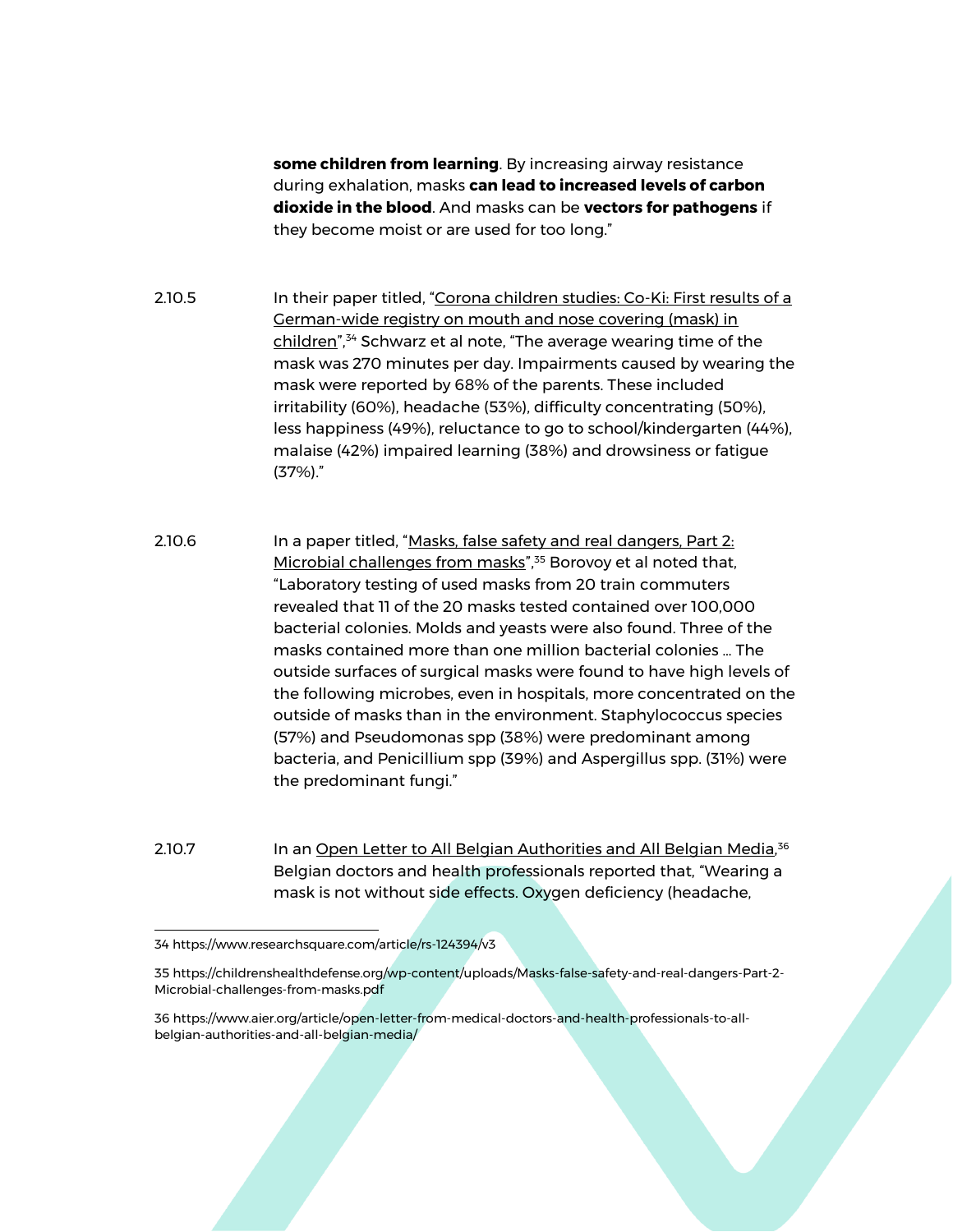**some children from learning**. By increasing airway resistance during exhalation, masks **can lead to increased levels of carbon dioxide in the blood**. And masks can be **vectors for pathogens** if they become moist or are used for too long."

2.10.5 In their paper titled, "Corona children studies: Co-Ki: First results of a German-wide registry on mouth and nose covering (mask) in children",[34] Schwarz et al note, "The average wearing time of the mask was 270 minutes per day. Impairments caused by wearing the mask were reported by 68% of the parents. These included irritability (60%), headache (53%), difficulty concentrating (50%), less happiness (49%), reluctance to go to school/kindergarten (44%), malaise (42%) impaired learning (38%) and drowsiness or fatigue (37%)."

2.10.6 In a paper titled, "Masks, false safety and real dangers, Part 2: Microbial challenges from masks",[35] Borovoy et al noted that, "Laboratory testing of used masks from 20 train commuters revealed that 11 of the 20 masks tested contained over 100,000 bacterial colonies. Molds and yeasts were also found. Three of the masks contained more than one million bacterial colonies … The outside surfaces of surgical masks were found to have high levels of the following microbes, even in hospitals, more concentrated on the outside of masks than in the environment. Staphylococcus species (57%) and Pseudomonas spp (38%) were predominant among bacteria, and Penicillium spp (39%) and Aspergillus spp. (31%) were the predominant fungi."

2.10.7 In an Open Letter to All Belgian Authorities and All Belgian Media,[36] Belgian doctors and health professionals reported that, "Wearing a mask is not without side effects. Oxygen deficiency (headache,

34 https://www.researchsquare.com/article/rs-124394/v3

35 https://childrenshealthdefense.org/wp-content/uploads/Masks-false-safety-and-real-dangers-Part-2-Microbial-challenges-from-masks.pdf

36 https://www.aier.org/article/open-letter-from-medical-doctors-and-health-professionals-to-all-belgian-authorities-and-all-belgian-media/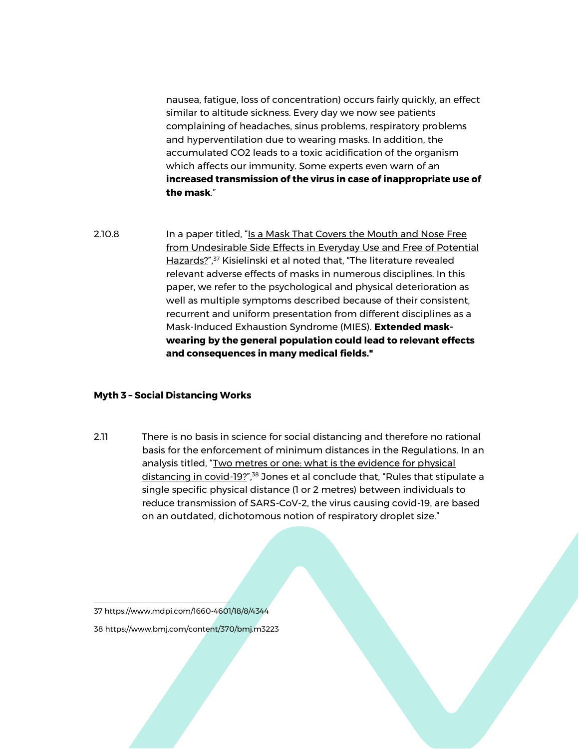nausea, fatigue, loss of concentration) occurs fairly quickly, an effect similar to altitude sickness. Every day we now see patients complaining of headaches, sinus problems, respiratory problems and hyperventilation due to wearing masks. In addition, the accumulated CO2 leads to a toxic acidification of the organism which affects our immunity. Some experts even warn of an **increased transmission of the virus in case of inappropriate use of the mask**."

2.10.8 In a paper titled, "Is a Mask That Covers the Mouth and Nose Free from Undesirable Side Effects in Everyday Use and Free of Potential Hazards?",[37] Kisielinski et al noted that, "The literature revealed relevant adverse effects of masks in numerous disciplines. In this paper, we refer to the psychological and physical deterioration as well as multiple symptoms described because of their consistent, recurrent and uniform presentation from different disciplines as a Mask-Induced Exhaustion Syndrome (MIES). **Extended mask-wearing by the general population could lead to relevant effects and consequences in many medical fields."**

**Myth 3 – Social Distancing Works**

2.11 There is no basis in science for social distancing and therefore no rational basis for the enforcement of minimum distances in the Regulations. In an analysis titled, "Two metres or one: what is the evidence for physical distancing in covid-19?",[38] Jones et al conclude that, "Rules that stipulate a single specific physical distance (1 or 2 metres) between individuals to reduce transmission of SARS-CoV-2, the virus causing covid-19, are based on an outdated, dichotomous notion of respiratory droplet size."

37 https://www.mdpi.com/1660-4601/18/8/4344

38 https://www.bmj.com/content/370/bmj.m3223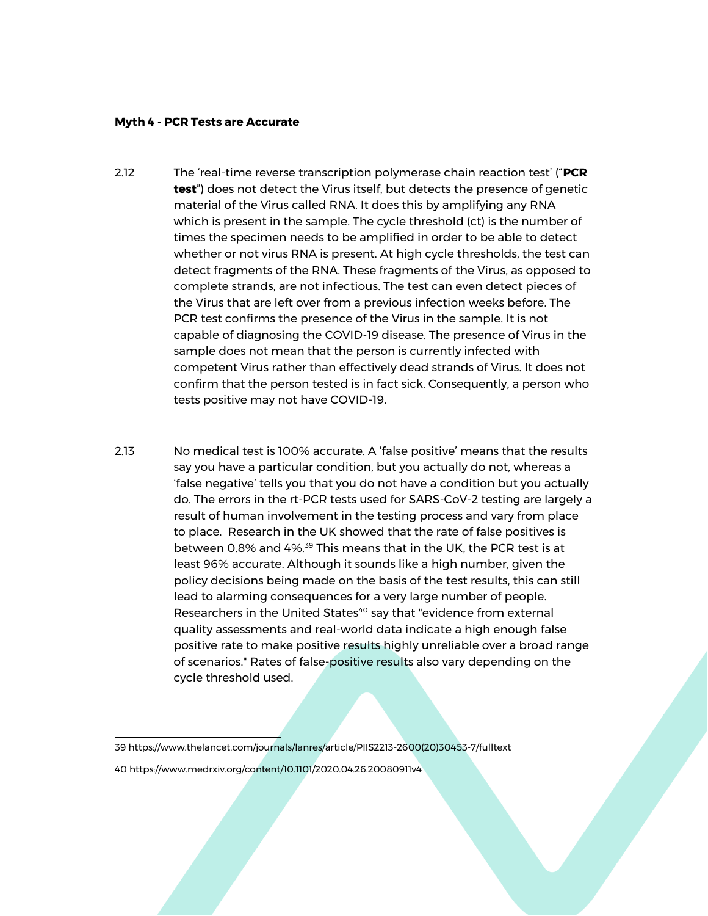**Myth 4 - PCR Tests are Accurate**

2.12 The 'real-time reverse transcription polymerase chain reaction test' ("**PCR test**") does not detect the Virus itself, but detects the presence of genetic material of the Virus called RNA. It does this by amplifying any RNA which is present in the sample. The cycle threshold (ct) is the number of times the specimen needs to be amplified in order to be able to detect whether or not virus RNA is present. At high cycle thresholds, the test can detect fragments of the RNA. These fragments of the Virus, as opposed to complete strands, are not infectious. The test can even detect pieces of the Virus that are left over from a previous infection weeks before. The PCR test confirms the presence of the Virus in the sample. It is not capable of diagnosing the COVID-19 disease. The presence of Virus in the sample does not mean that the person is currently infected with competent Virus rather than effectively dead strands of Virus. It does not confirm that the person tested is in fact sick. Consequently, a person who tests positive may not have COVID-19.

2.13 No medical test is 100% accurate. A 'false positive' means that the results say you have a particular condition, but you actually do not, whereas a 'false negative' tells you that you do not have a condition but you actually do. The errors in the rt-PCR tests used for SARS-CoV-2 testing are largely a result of human involvement in the testing process and vary from place to place. Research in the UK showed that the rate of false positives is between 0.8% and 4%.[39] This means that in the UK, the PCR test is at least 96% accurate. Although it sounds like a high number, given the policy decisions being made on the basis of the test results, this can still lead to alarming consequences for a very large number of people. Researchers in the United States[40] say that "evidence from external quality assessments and real-world data indicate a high enough false positive rate to make positive results highly unreliable over a broad range of scenarios." Rates of false-positive results also vary depending on the cycle threshold used.

39 https://www.thelancet.com/journals/lanres/article/PIIS2213-2600(20)30453-7/fulltext

40 https://www.medrxiv.org/content/10.1101/2020.04.26.20080911v4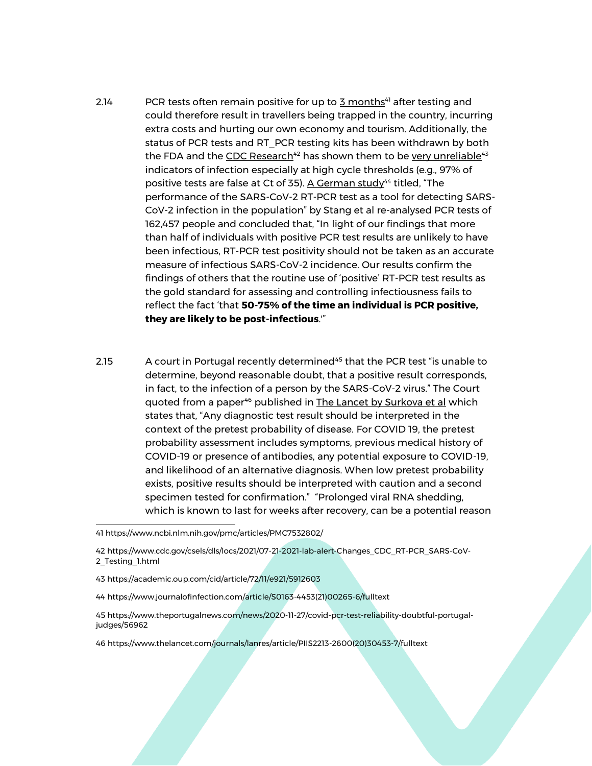2.14 PCR tests often remain positive for up to 3 months[41] after testing and could therefore result in travellers being trapped in the country, incurring extra costs and hurting our own economy and tourism. Additionally, the status of PCR tests and RT_PCR testing kits has been withdrawn by both the FDA and the CDC Research[42] has shown them to be very unreliable[43] indicators of infection especially at high cycle thresholds (e.g., 97% of positive tests are false at Ct of 35). A German study[44] titled, "The performance of the SARS-CoV-2 RT-PCR test as a tool for detecting SARS-CoV-2 infection in the population" by Stang et al re-analysed PCR tests of 162,457 people and concluded that, "In light of our findings that more than half of individuals with positive PCR test results are unlikely to have been infectious, RT-PCR test positivity should not be taken as an accurate measure of infectious SARS-CoV-2 incidence. Our results confirm the findings of others that the routine use of 'positive' RT-PCR test results as the gold standard for assessing and controlling infectiousness fails to reflect the fact 'that **50-75% of the time an individual is PCR positive, they are likely to be post-infectious**.'"

2.15 A court in Portugal recently determined[45] that the PCR test "is unable to determine, beyond reasonable doubt, that a positive result corresponds, in fact, to the infection of a person by the SARS-CoV-2 virus." The Court quoted from a paper[46] published in The Lancet by Surkova et al which states that, "Any diagnostic test result should be interpreted in the context of the pretest probability of disease. For COVID 19, the pretest probability assessment includes symptoms, previous medical history of COVID-19 or presence of antibodies, any potential exposure to COVID-19, and likelihood of an alternative diagnosis. When low pretest probability exists, positive results should be interpreted with caution and a second specimen tested for confirmation." "Prolonged viral RNA shedding, which is known to last for weeks after recovery, can be a potential reason

41 https://www.ncbi.nlm.nih.gov/pmc/articles/PMC7532802/

42 https://www.cdc.gov/csels/dls/locs/2021/07-21-2021-lab-alert-Changes_CDC_RT-PCR_SARS-CoV-2_Testing_1.html

43 https://academic.oup.com/cid/article/72/11/e921/5912603

44 https://www.journalofinfection.com/article/S0163-4453(21)00265-6/fulltext

45 https://www.theportugalnews.com/news/2020-11-27/covid-pcr-test-reliability-doubtful-portugal-judges/56962

46 https://www.thelancet.com/journals/lanres/article/PIIS2213-2600(20)30453-7/fulltext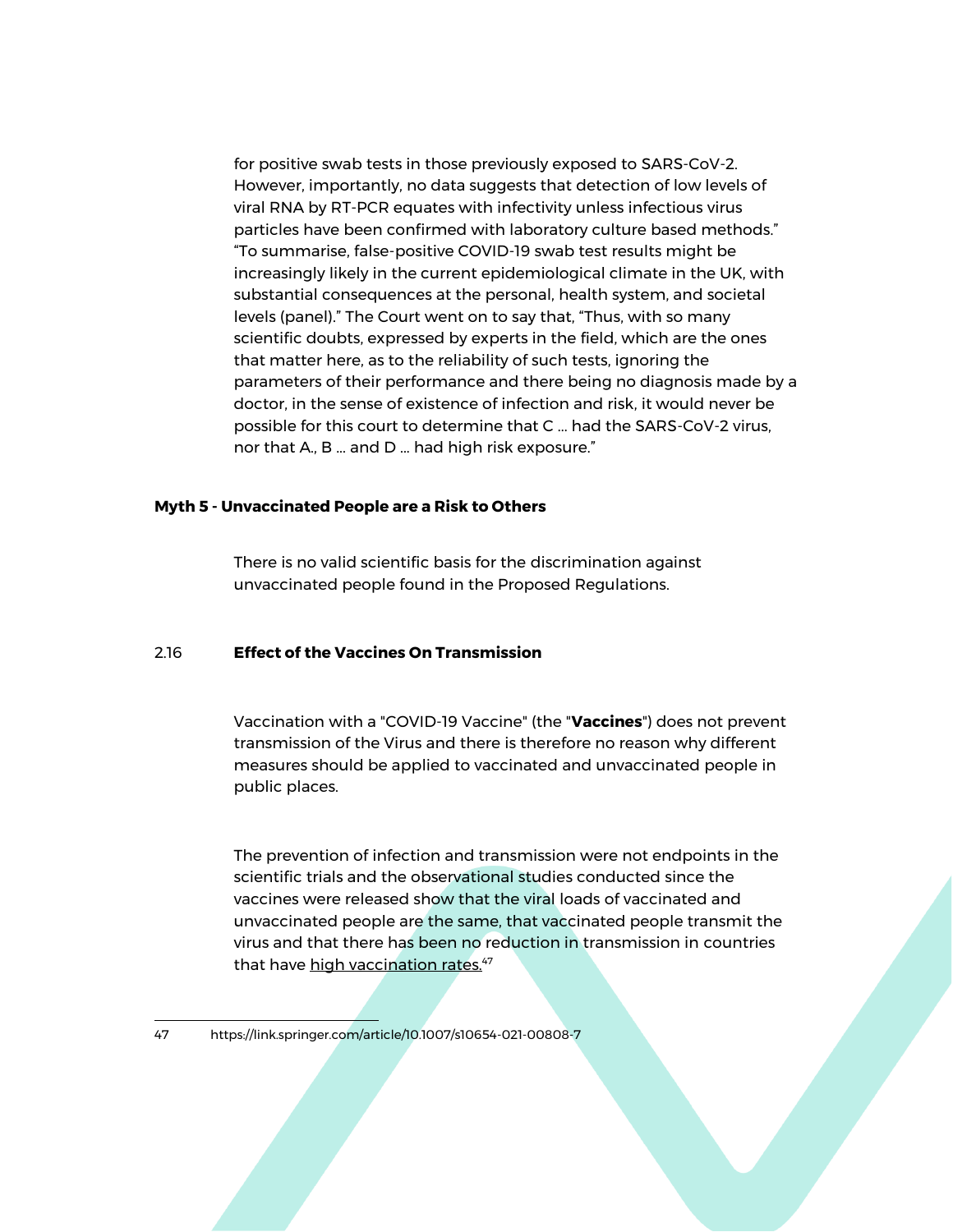for positive swab tests in those previously exposed to SARS-CoV-2. However, importantly, no data suggests that detection of low levels of viral RNA by RT-PCR equates with infectivity unless infectious virus particles have been confirmed with laboratory culture based methods." "To summarise, false-positive COVID-19 swab test results might be increasingly likely in the current epidemiological climate in the UK, with substantial consequences at the personal, health system, and societal levels (panel)." The Court went on to say that, "Thus, with so many scientific doubts, expressed by experts in the field, which are the ones that matter here, as to the reliability of such tests, ignoring the parameters of their performance and there being no diagnosis made by a doctor, in the sense of existence of infection and risk, it would never be possible for this court to determine that C … had the SARS-CoV-2 virus, nor that A., B … and D … had high risk exposure."

**Myth 5 - Unvaccinated People are a Risk to Others**

There is no valid scientific basis for the discrimination against unvaccinated people found in the Proposed Regulations.

2.16 **Effect of the Vaccines On Transmission**

Vaccination with a "COVID-19 Vaccine" (the "**Vaccines**") does not prevent transmission of the Virus and there is therefore no reason why different measures should be applied to vaccinated and unvaccinated people in public places.

The prevention of infection and transmission were not endpoints in the scientific trials and the observational studies conducted since the vaccines were released show that the viral loads of vaccinated and unvaccinated people are the same, that vaccinated people transmit the virus and that there has been no reduction in transmission in countries that have high vaccination rates.[47]

---

47 https://link.springer.com/article/10.1007/s10654-021-00808-7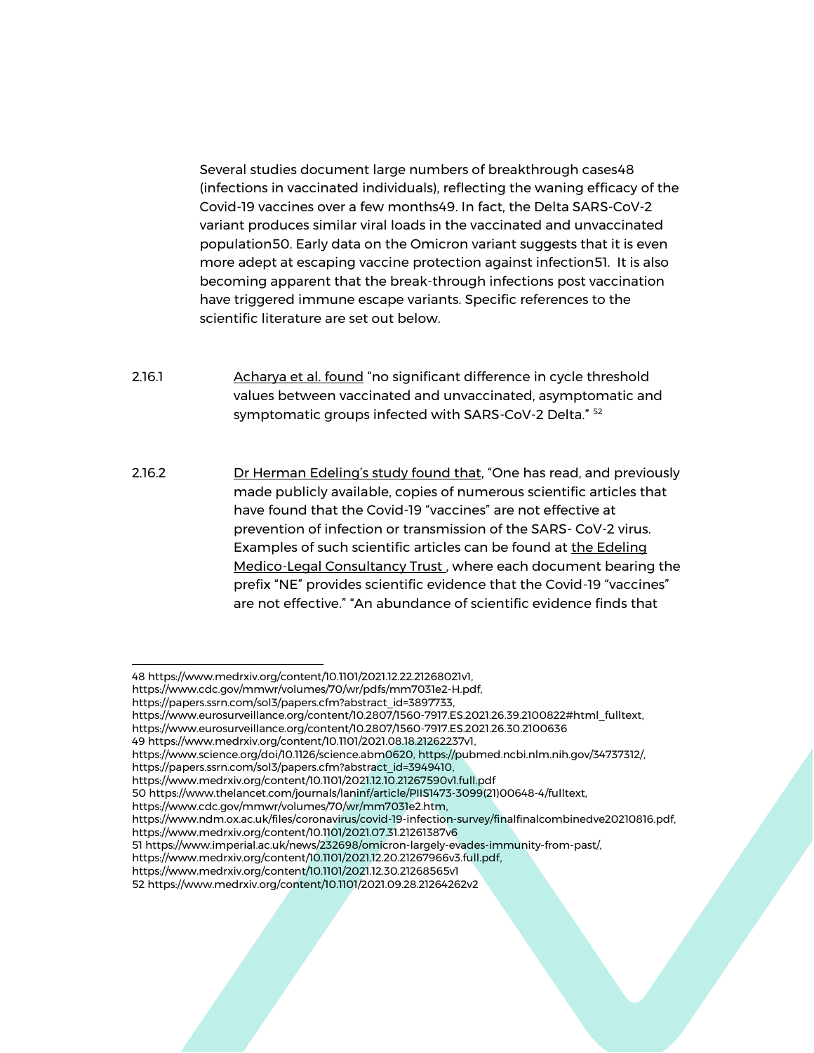Several studies document large numbers of breakthrough cases[48] (infections in vaccinated individuals), reflecting the waning efficacy of the Covid-19 vaccines over a few months[49]. In fact, the Delta SARS-CoV-2 variant produces similar viral loads in the vaccinated and unvaccinated population[50]. Early data on the Omicron variant suggests that it is even more adept at escaping vaccine protection against infection[51]. It is also becoming apparent that the break-through infections post vaccination have triggered immune escape variants. Specific references to the scientific literature are set out below.

2.16.1 Acharya et al. found "no significant difference in cycle threshold values between vaccinated and unvaccinated, asymptomatic and symptomatic groups infected with SARS-CoV-2 Delta." [52]

2.16.2 Dr Herman Edeling's study found that, "One has read, and previously made publicly available, copies of numerous scientific articles that have found that the Covid-19 "vaccines" are not effective at prevention of infection or transmission of the SARS- CoV-2 virus. Examples of such scientific articles can be found at the Edeling Medico-Legal Consultancy Trust , where each document bearing the prefix "NE" provides scientific evidence that the Covid-19 "vaccines" are not effective." "An abundance of scientific evidence finds that

---

48 https://www.medrxiv.org/content/10.1101/2021.12.22.21268021v1,
https://www.cdc.gov/mmwr/volumes/70/wr/pdfs/mm7031e2-H.pdf,
https://papers.ssrn.com/sol3/papers.cfm?abstract_id=3897733,
https://www.eurosurveillance.org/content/10.2807/1560-7917.ES.2021.26.39.2100822#html_fulltext,
https://www.eurosurveillance.org/content/10.2807/1560-7917.ES.2021.26.30.2100636

49 https://www.medrxiv.org/content/10.1101/2021.08.18.21262237v1,
https://www.science.org/doi/10.1126/science.abm0620, https://pubmed.ncbi.nlm.nih.gov/34737312/,
https://papers.ssrn.com/sol3/papers.cfm?abstract_id=3949410,
https://www.medrxiv.org/content/10.1101/2021.12.10.21267590v1.full.pdf

50 https://www.thelancet.com/journals/laninf/article/PIIS1473-3099(21)00648-4/fulltext,
https://www.cdc.gov/mmwr/volumes/70/wr/mm7031e2.htm,
https://www.ndm.ox.ac.uk/files/coronavirus/covid-19-infection-survey/finalfinalcombinedve20210816.pdf,
https://www.medrxiv.org/content/10.1101/2021.07.31.21261387v6

51 https://www.imperial.ac.uk/news/232698/omicron-largely-evades-immunity-from-past/,
https://www.medrxiv.org/content/10.1101/2021.12.20.21267966v3.full.pdf,
https://www.medrxiv.org/content/10.1101/2021.12.30.21268565v1

52 https://www.medrxiv.org/content/10.1101/2021.09.28.21264262v2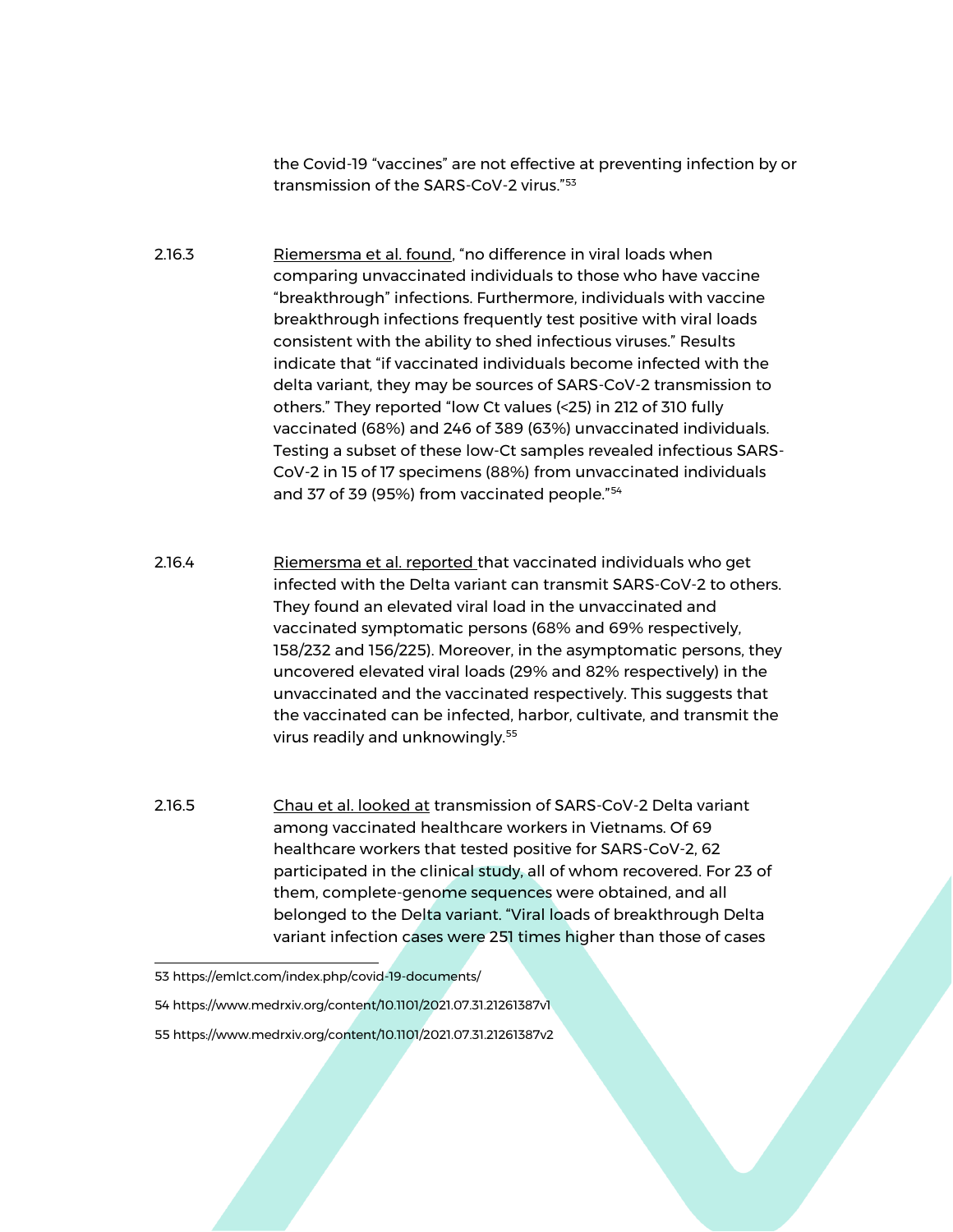the Covid-19 “vaccines” are not effective at preventing infection by or transmission of the SARS-CoV-2 virus.”[53]

2.16.3 Riemersma et al. found, “no difference in viral loads when comparing unvaccinated individuals to those who have vaccine “breakthrough” infections. Furthermore, individuals with vaccine breakthrough infections frequently test positive with viral loads consistent with the ability to shed infectious viruses.” Results indicate that “if vaccinated individuals become infected with the delta variant, they may be sources of SARS-CoV-2 transmission to others.” They reported “low Ct values (<25) in 212 of 310 fully vaccinated (68%) and 246 of 389 (63%) unvaccinated individuals. Testing a subset of these low-Ct samples revealed infectious SARS-CoV-2 in 15 of 17 specimens (88%) from unvaccinated individuals and 37 of 39 (95%) from vaccinated people.”[54]

2.16.4 Riemersma et al. reported that vaccinated individuals who get infected with the Delta variant can transmit SARS-CoV-2 to others. They found an elevated viral load in the unvaccinated and vaccinated symptomatic persons (68% and 69% respectively, 158/232 and 156/225). Moreover, in the asymptomatic persons, they uncovered elevated viral loads (29% and 82% respectively) in the unvaccinated and the vaccinated respectively. This suggests that the vaccinated can be infected, harbor, cultivate, and transmit the virus readily and unknowingly.[55]

2.16.5 Chau et al. looked at transmission of SARS-CoV-2 Delta variant among vaccinated healthcare workers in Vietnams. Of 69 healthcare workers that tested positive for SARS-CoV-2, 62 participated in the clinical study, all of whom recovered. For 23 of them, complete-genome sequences were obtained, and all belonged to the Delta variant. “Viral loads of breakthrough Delta variant infection cases were 251 times higher than those of cases

53 https://emlct.com/index.php/covid-19-documents/

54 https://www.medrxiv.org/content/10.1101/2021.07.31.21261387v1

55 https://www.medrxiv.org/content/10.1101/2021.07.31.21261387v2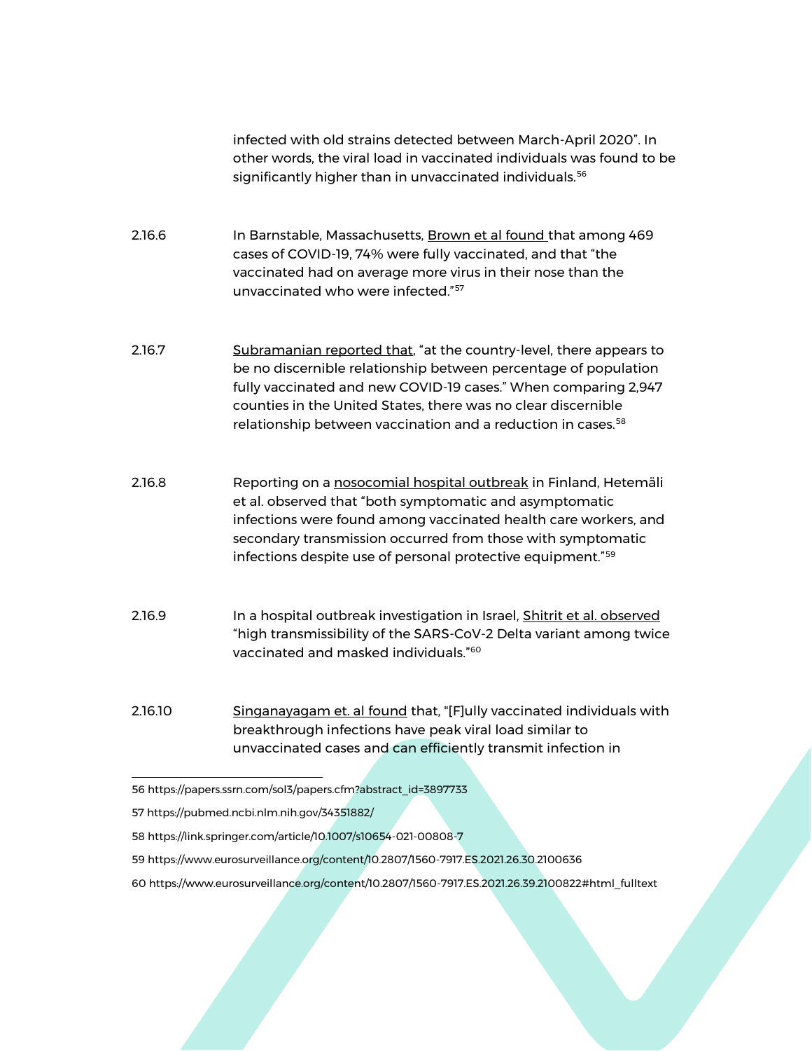infected with old strains detected between March-April 2020". In other words, the viral load in vaccinated individuals was found to be significantly higher than in unvaccinated individuals.[56]

2.16.6 In Barnstable, Massachusetts, Brown et al found that among 469 cases of COVID-19, 74% were fully vaccinated, and that "the vaccinated had on average more virus in their nose than the unvaccinated who were infected."[57]

2.16.7 Subramanian reported that, "at the country-level, there appears to be no discernible relationship between percentage of population fully vaccinated and new COVID-19 cases." When comparing 2,947 counties in the United States, there was no clear discernible relationship between vaccination and a reduction in cases.[58]

2.16.8 Reporting on a nosocomial hospital outbreak in Finland, Hetemäli et al. observed that "both symptomatic and asymptomatic infections were found among vaccinated health care workers, and secondary transmission occurred from those with symptomatic infections despite use of personal protective equipment."[59]

2.16.9 In a hospital outbreak investigation in Israel, Shitrit et al. observed "high transmissibility of the SARS-CoV-2 Delta variant among twice vaccinated and masked individuals."[60]

2.16.10 Singanayagam et. al found that, "[F]ully vaccinated individuals with breakthrough infections have peak viral load similar to unvaccinated cases and can efficiently transmit infection in

---

56 https://papers.ssrn.com/sol3/papers.cfm?abstract_id=3897733

57 https://pubmed.ncbi.nlm.nih.gov/34351882/

58 https://link.springer.com/article/10.1007/s10654-021-00808-7

59 https://www.eurosurveillance.org/content/10.2807/1560-7917.ES.2021.26.30.2100636

60 https://www.eurosurveillance.org/content/10.2807/1560-7917.ES.2021.26.39.2100822#html_fulltext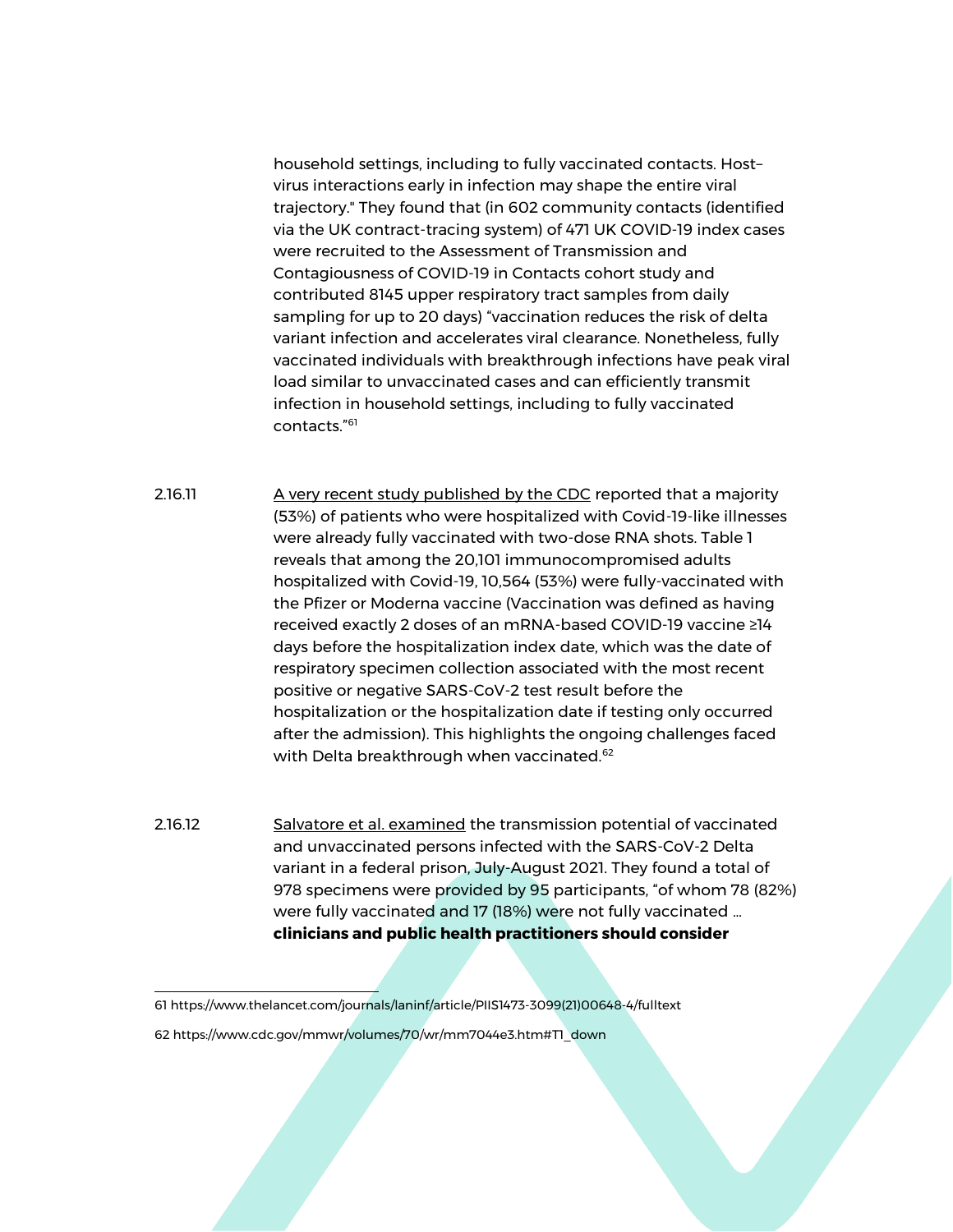household settings, including to fully vaccinated contacts. Host–virus interactions early in infection may shape the entire viral trajectory." They found that (in 602 community contacts (identified via the UK contract-tracing system) of 471 UK COVID-19 index cases were recruited to the Assessment of Transmission and Contagiousness of COVID-19 in Contacts cohort study and contributed 8145 upper respiratory tract samples from daily sampling for up to 20 days) "vaccination reduces the risk of delta variant infection and accelerates viral clearance. Nonetheless, fully vaccinated individuals with breakthrough infections have peak viral load similar to unvaccinated cases and can efficiently transmit infection in household settings, including to fully vaccinated contacts."[61]

2.16.11 A very recent study published by the CDC reported that a majority (53%) of patients who were hospitalized with Covid-19-like illnesses were already fully vaccinated with two-dose RNA shots. Table 1 reveals that among the 20,101 immunocompromised adults hospitalized with Covid-19, 10,564 (53%) were fully-vaccinated with the Pfizer or Moderna vaccine (Vaccination was defined as having received exactly 2 doses of an mRNA-based COVID-19 vaccine ≥14 days before the hospitalization index date, which was the date of respiratory specimen collection associated with the most recent positive or negative SARS-CoV-2 test result before the hospitalization or the hospitalization date if testing only occurred after the admission). This highlights the ongoing challenges faced with Delta breakthrough when vaccinated.[62]

2.16.12 Salvatore et al. examined the transmission potential of vaccinated and unvaccinated persons infected with the SARS-CoV-2 Delta variant in a federal prison, July-August 2021. They found a total of 978 specimens were provided by 95 participants, "of whom 78 (82%) were fully vaccinated and 17 (18%) were not fully vaccinated … **clinicians and public health practitioners should consider**

61 https://www.thelancet.com/journals/laninf/article/PIIS1473-3099(21)00648-4/fulltext

62 https://www.cdc.gov/mmwr/volumes/70/wr/mm7044e3.htm#T1_down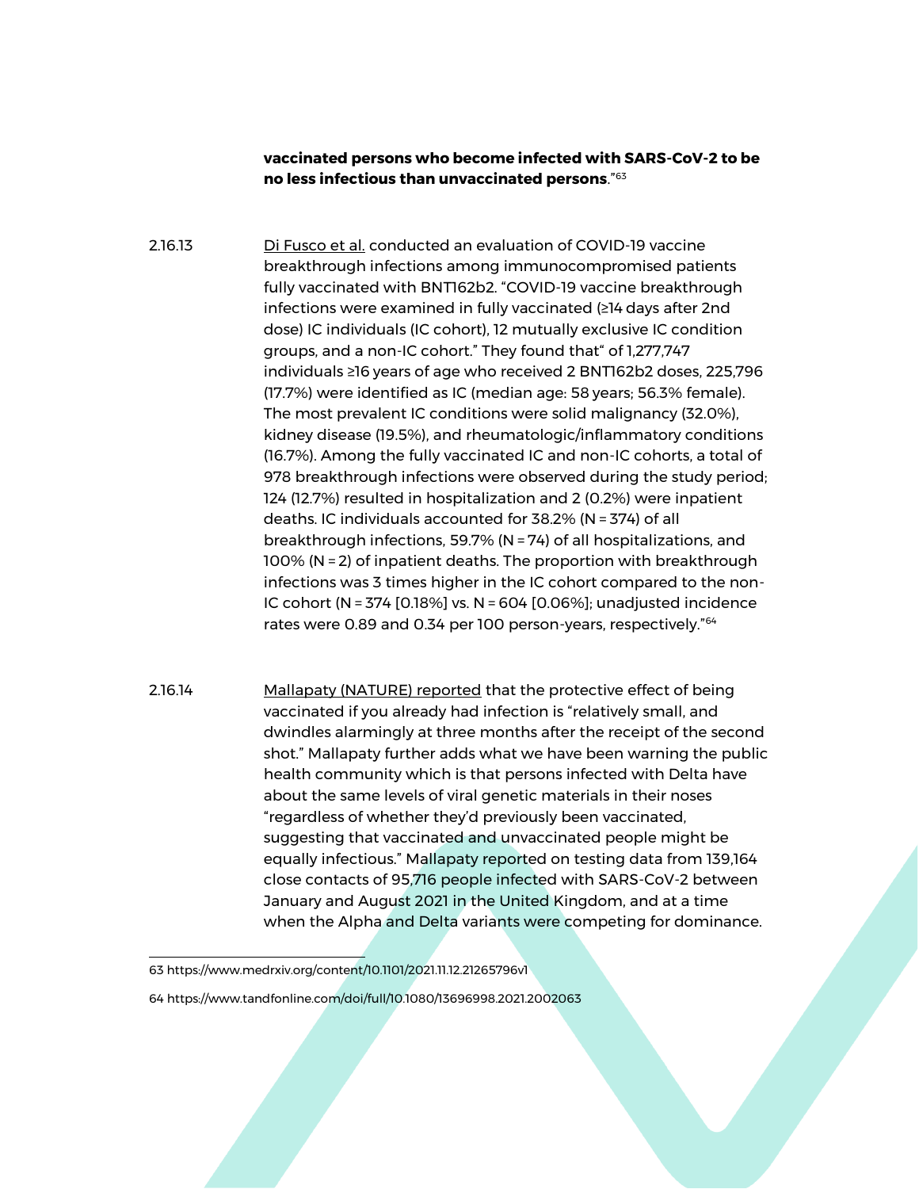**vaccinated persons who become infected with SARS-CoV-2 to be no less infectious than unvaccinated persons**."[63]

2.16.13 Di Fusco et al. conducted an evaluation of COVID-19 vaccine breakthrough infections among immunocompromised patients fully vaccinated with BNT162b2. "COVID-19 vaccine breakthrough infections were examined in fully vaccinated (≥14 days after 2nd dose) IC individuals (IC cohort), 12 mutually exclusive IC condition groups, and a non-IC cohort." They found that" of 1,277,747 individuals ≥16 years of age who received 2 BNT162b2 doses, 225,796 (17.7%) were identified as IC (median age: 58 years; 56.3% female). The most prevalent IC conditions were solid malignancy (32.0%), kidney disease (19.5%), and rheumatologic/inflammatory conditions (16.7%). Among the fully vaccinated IC and non-IC cohorts, a total of 978 breakthrough infections were observed during the study period; 124 (12.7%) resulted in hospitalization and 2 (0.2%) were inpatient deaths. IC individuals accounted for 38.2% (N = 374) of all breakthrough infections, 59.7% (N = 74) of all hospitalizations, and 100% (N = 2) of inpatient deaths. The proportion with breakthrough infections was 3 times higher in the IC cohort compared to the non-IC cohort (N = 374 [0.18%] vs. N = 604 [0.06%]; unadjusted incidence rates were 0.89 and 0.34 per 100 person-years, respectively."[64]

2.16.14 Mallapaty (NATURE) reported that the protective effect of being vaccinated if you already had infection is "relatively small, and dwindles alarmingly at three months after the receipt of the second shot." Mallapaty further adds what we have been warning the public health community which is that persons infected with Delta have about the same levels of viral genetic materials in their noses "regardless of whether they'd previously been vaccinated, suggesting that vaccinated and unvaccinated people might be equally infectious." Mallapaty reported on testing data from 139,164 close contacts of 95,716 people infected with SARS-CoV-2 between January and August 2021 in the United Kingdom, and at a time when the Alpha and Delta variants were competing for dominance.

63 https://www.medrxiv.org/content/10.1101/2021.11.12.21265796v1

64 https://www.tandfonline.com/doi/full/10.1080/13696998.2021.2002063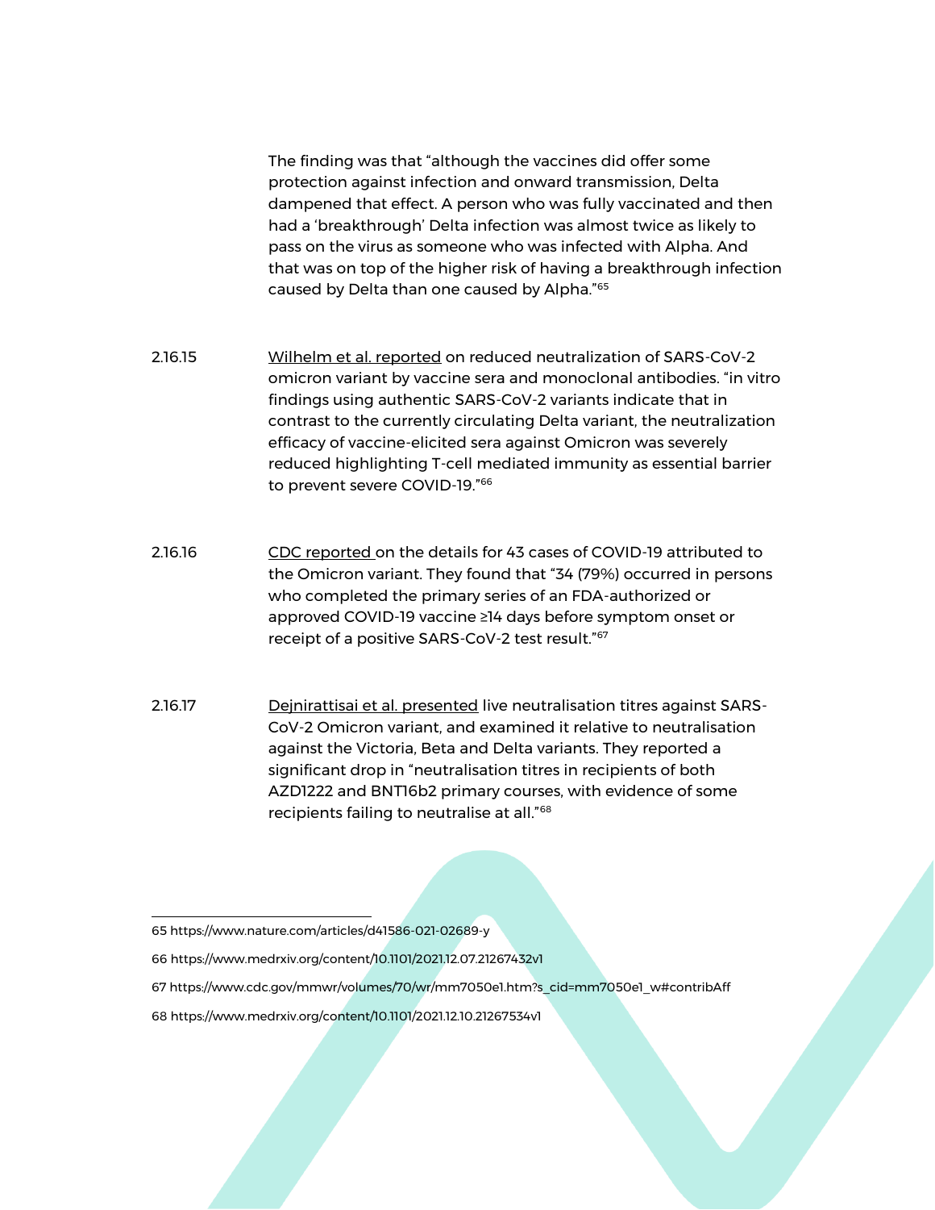The finding was that "although the vaccines did offer some protection against infection and onward transmission, Delta dampened that effect. A person who was fully vaccinated and then had a 'breakthrough' Delta infection was almost twice as likely to pass on the virus as someone who was infected with Alpha. And that was on top of the higher risk of having a breakthrough infection caused by Delta than one caused by Alpha."[65]

2.16.15 Wilhelm et al. reported on reduced neutralization of SARS-CoV-2 omicron variant by vaccine sera and monoclonal antibodies. "in vitro findings using authentic SARS-CoV-2 variants indicate that in contrast to the currently circulating Delta variant, the neutralization efficacy of vaccine-elicited sera against Omicron was severely reduced highlighting T-cell mediated immunity as essential barrier to prevent severe COVID-19."[66]

2.16.16 CDC reported on the details for 43 cases of COVID-19 attributed to the Omicron variant. They found that "34 (79%) occurred in persons who completed the primary series of an FDA-authorized or approved COVID-19 vaccine ≥14 days before symptom onset or receipt of a positive SARS-CoV-2 test result."[67]

2.16.17 Dejnirattisai et al. presented live neutralisation titres against SARS-CoV-2 Omicron variant, and examined it relative to neutralisation against the Victoria, Beta and Delta variants. They reported a significant drop in "neutralisation titres in recipients of both AZD1222 and BNT16b2 primary courses, with evidence of some recipients failing to neutralise at all."[68]

---

65 https://www.nature.com/articles/d41586-021-02689-y

66 https://www.medrxiv.org/content/10.1101/2021.12.07.21267432v1

67 https://www.cdc.gov/mmwr/volumes/70/wr/mm7050e1.htm?s_cid=mm7050e1_w#contribAff

68 https://www.medrxiv.org/content/10.1101/2021.12.10.21267534v1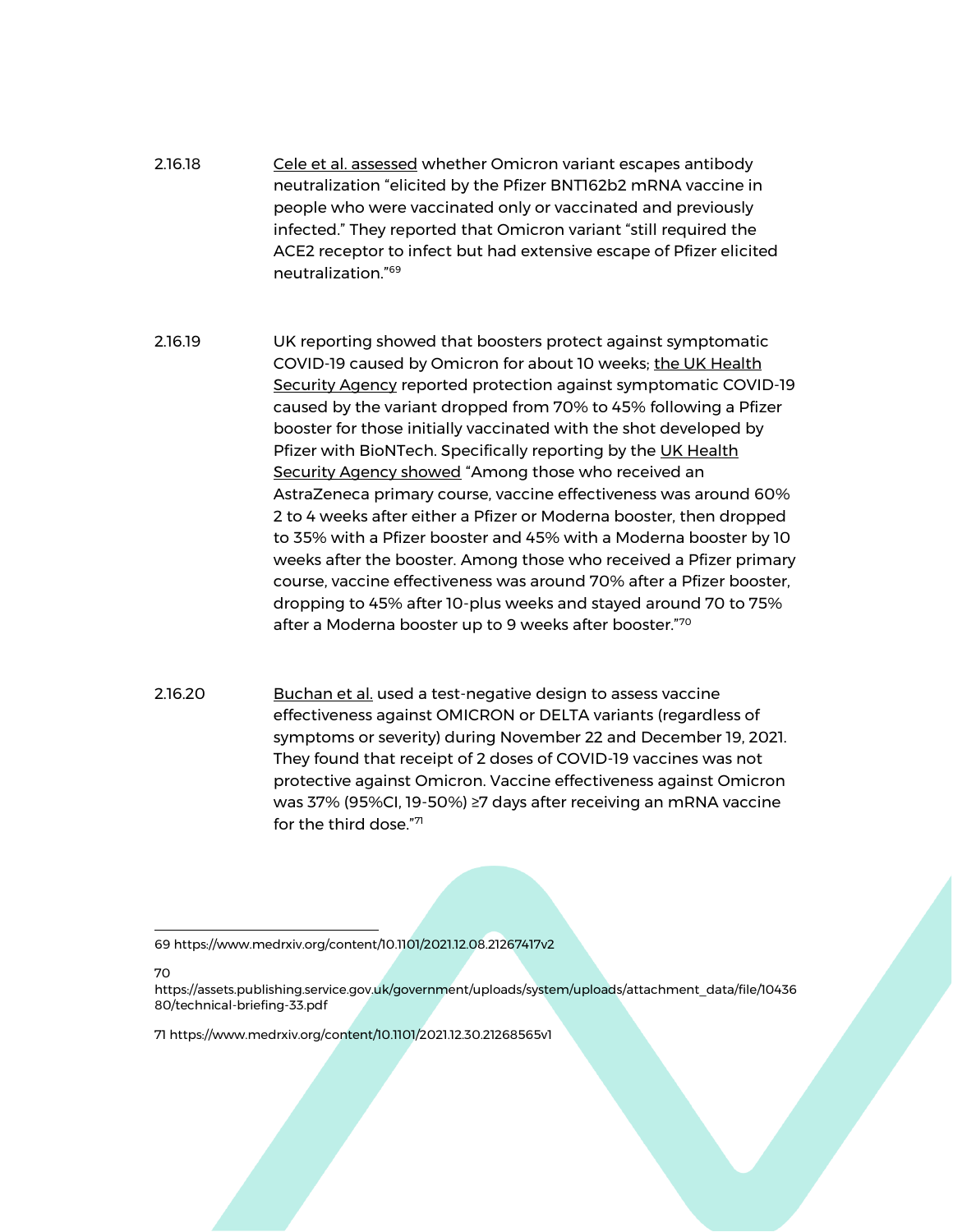2.16.18 Cele et al. assessed whether Omicron variant escapes antibody neutralization "elicited by the Pfizer BNT162b2 mRNA vaccine in people who were vaccinated only or vaccinated and previously infected." They reported that Omicron variant "still required the ACE2 receptor to infect but had extensive escape of Pfizer elicited neutralization."[69]

2.16.19 UK reporting showed that boosters protect against symptomatic COVID-19 caused by Omicron for about 10 weeks; the UK Health Security Agency reported protection against symptomatic COVID-19 caused by the variant dropped from 70% to 45% following a Pfizer booster for those initially vaccinated with the shot developed by Pfizer with BioNTech. Specifically reporting by the UK Health Security Agency showed "Among those who received an AstraZeneca primary course, vaccine effectiveness was around 60% 2 to 4 weeks after either a Pfizer or Moderna booster, then dropped to 35% with a Pfizer booster and 45% with a Moderna booster by 10 weeks after the booster. Among those who received a Pfizer primary course, vaccine effectiveness was around 70% after a Pfizer booster, dropping to 45% after 10-plus weeks and stayed around 70 to 75% after a Moderna booster up to 9 weeks after booster."[70]

2.16.20 Buchan et al. used a test-negative design to assess vaccine effectiveness against OMICRON or DELTA variants (regardless of symptoms or severity) during November 22 and December 19, 2021. They found that receipt of 2 doses of COVID-19 vaccines was not protective against Omicron. Vaccine effectiveness against Omicron was 37% (95%CI, 19-50%) ≥7 days after receiving an mRNA vaccine for the third dose."[71]

---

69 https://www.medrxiv.org/content/10.1101/2021.12.08.21267417v2

70 https://assets.publishing.service.gov.uk/government/uploads/system/uploads/attachment_data/file/1043680/technical-briefing-33.pdf

71 https://www.medrxiv.org/content/10.1101/2021.12.30.21268565v1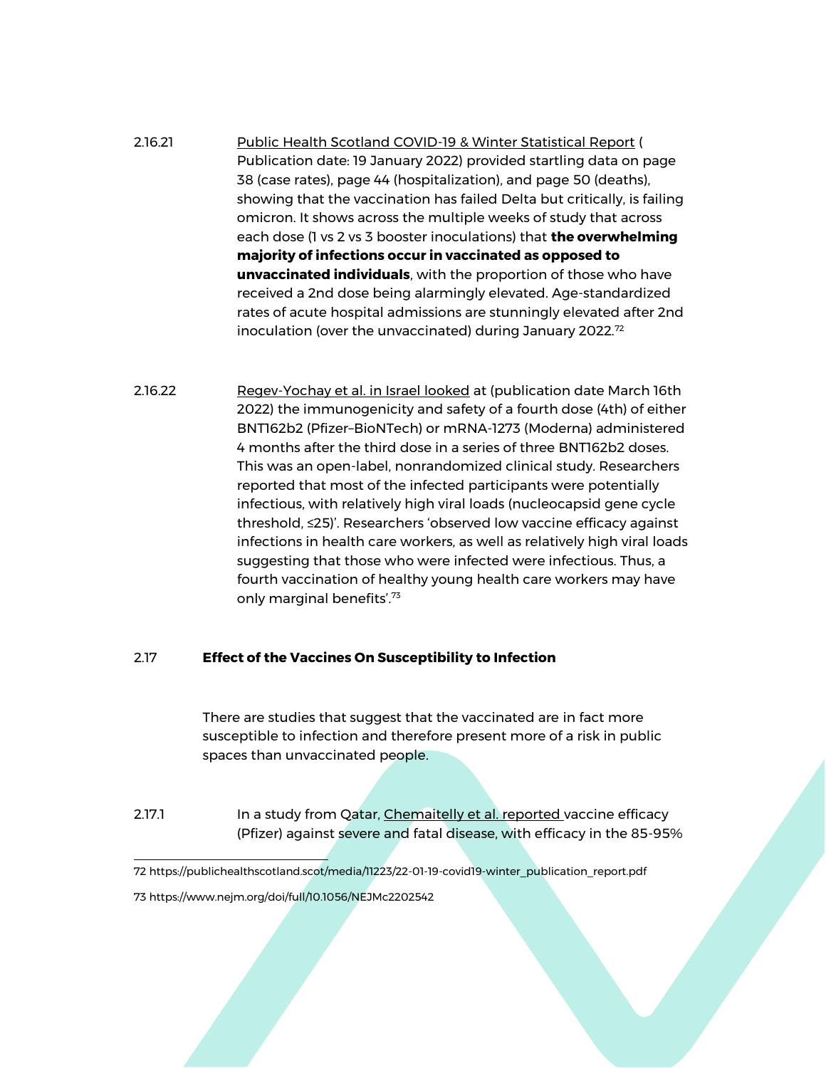2.16.21 Public Health Scotland COVID-19 & Winter Statistical Report ( Publication date: 19 January 2022) provided startling data on page 38 (case rates), page 44 (hospitalization), and page 50 (deaths), showing that the vaccination has failed Delta but critically, is failing omicron. It shows across the multiple weeks of study that across each dose (1 vs 2 vs 3 booster inoculations) that **the overwhelming majority of infections occur in vaccinated as opposed to unvaccinated individuals**, with the proportion of those who have received a 2nd dose being alarmingly elevated. Age-standardized rates of acute hospital admissions are stunningly elevated after 2nd inoculation (over the unvaccinated) during January 2022.[72]

2.16.22 Regev-Yochay et al. in Israel looked at (publication date March 16th 2022) the immunogenicity and safety of a fourth dose (4th) of either BNT162b2 (Pfizer–BioNTech) or mRNA-1273 (Moderna) administered 4 months after the third dose in a series of three BNT162b2 doses. This was an open-label, nonrandomized clinical study. Researchers reported that most of the infected participants were potentially infectious, with relatively high viral loads (nucleocapsid gene cycle threshold, ≤25)'. Researchers 'observed low vaccine efficacy against infections in health care workers, as well as relatively high viral loads suggesting that those who were infected were infectious. Thus, a fourth vaccination of healthy young health care workers may have only marginal benefits'.[73]

## 2.17 Effect of the Vaccines On Susceptibility to Infection

There are studies that suggest that the vaccinated are in fact more susceptible to infection and therefore present more of a risk in public spaces than unvaccinated people.

2.17.1 In a study from Qatar, Chemaitelly et al. reported vaccine efficacy (Pfizer) against severe and fatal disease, with efficacy in the 85-95%

72 https://publichealthscotland.scot/media/11223/22-01-19-covid19-winter_publication_report.pdf

73 https://www.nejm.org/doi/full/10.1056/NEJMc2202542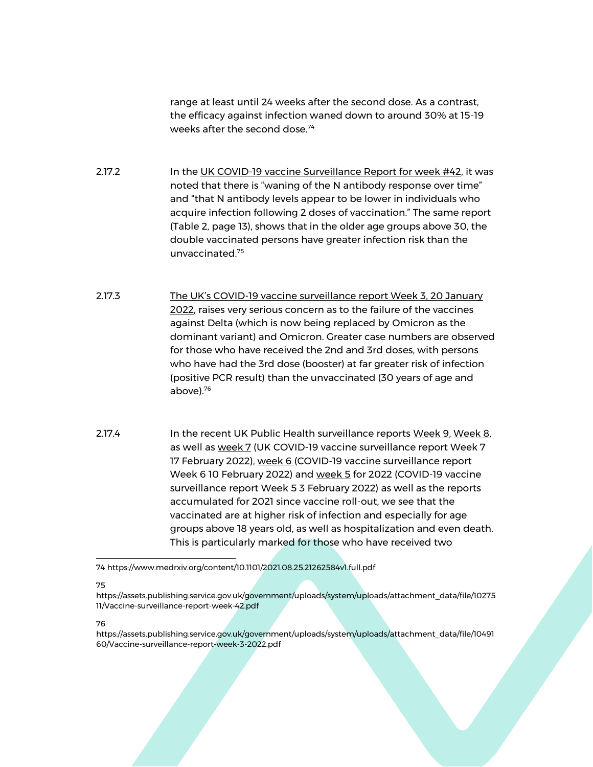range at least until 24 weeks after the second dose. As a contrast, the efficacy against infection waned down to around 30% at 15-19 weeks after the second dose.[74]

2.17.2 In the UK COVID-19 vaccine Surveillance Report for week #42, it was noted that there is "waning of the N antibody response over time" and "that N antibody levels appear to be lower in individuals who acquire infection following 2 doses of vaccination." The same report (Table 2, page 13), shows that in the older age groups above 30, the double vaccinated persons have greater infection risk than the unvaccinated.[75]

2.17.3 The UK's COVID-19 vaccine surveillance report Week 3, 20 January 2022, raises very serious concern as to the failure of the vaccines against Delta (which is now being replaced by Omicron as the dominant variant) and Omicron. Greater case numbers are observed for those who have received the 2nd and 3rd doses, with persons who have had the 3rd dose (booster) at far greater risk of infection (positive PCR result) than the unvaccinated (30 years of age and above).[76]

2.17.4 In the recent UK Public Health surveillance reports Week 9, Week 8, as well as week 7 (UK COVID-19 vaccine surveillance report Week 7 17 February 2022), week 6 (COVID-19 vaccine surveillance report Week 6 10 February 2022) and week 5 for 2022 (COVID-19 vaccine surveillance report Week 5 3 February 2022) as well as the reports accumulated for 2021 since vaccine roll-out, we see that the vaccinated are at higher risk of infection and especially for age groups above 18 years old, as well as hospitalization and even death. This is particularly marked for those who have received two

---

74 https://www.medrxiv.org/content/10.1101/2021.08.25.21262584v1.full.pdf

75 https://assets.publishing.service.gov.uk/government/uploads/system/uploads/attachment_data/file/1027511/Vaccine-surveillance-report-week-42.pdf

76 https://assets.publishing.service.gov.uk/government/uploads/system/uploads/attachment_data/file/1049160/Vaccine-surveillance-report-week-3-2022.pdf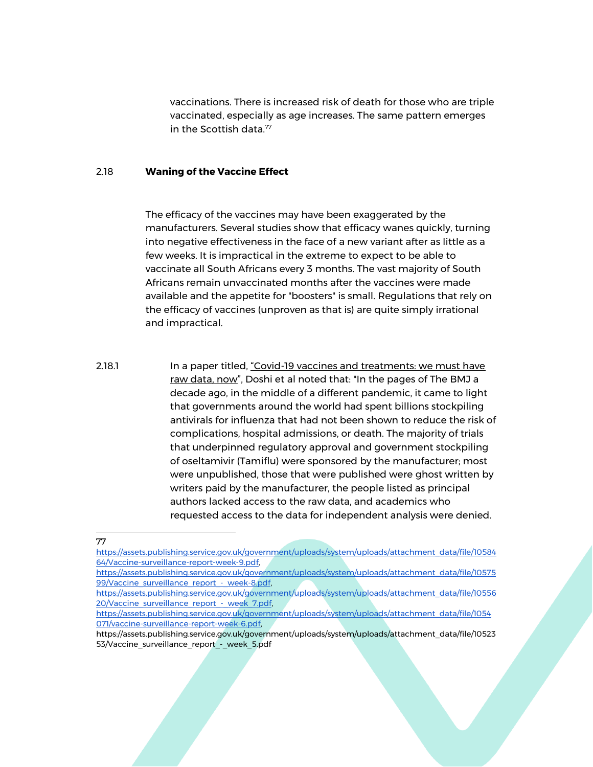vaccinations. There is increased risk of death for those who are triple vaccinated, especially as age increases. The same pattern emerges in the Scottish data.[77]

2.18 **Waning of the Vaccine Effect**

The efficacy of the vaccines may have been exaggerated by the manufacturers. Several studies show that efficacy wanes quickly, turning into negative effectiveness in the face of a new variant after as little as a few weeks. It is impractical in the extreme to expect to be able to vaccinate all South Africans every 3 months. The vast majority of South Africans remain unvaccinated months after the vaccines were made available and the appetite for "boosters" is small. Regulations that rely on the efficacy of vaccines (unproven as that is) are quite simply irrational and impractical.

2.18.1 In a paper titled, "Covid-19 vaccines and treatments: we must have raw data, now", Doshi et al noted that: "In the pages of The BMJ a decade ago, in the middle of a different pandemic, it came to light that governments around the world had spent billions stockpiling antivirals for influenza that had not been shown to reduce the risk of complications, hospital admissions, or death. The majority of trials that underpinned regulatory approval and government stockpiling of oseltamivir (Tamiflu) were sponsored by the manufacturer; most were unpublished, those that were published were ghost written by writers paid by the manufacturer, the people listed as principal authors lacked access to the raw data, and academics who requested access to the data for independent analysis were denied.

---

77
https://assets.publishing.service.gov.uk/government/uploads/system/uploads/attachment_data/file/1058464/Vaccine-surveillance-report-week-9.pdf, https://assets.publishing.service.gov.uk/government/uploads/system/uploads/attachment_data/file/1057599/Vaccine_surveillance_report_-_week-8.pdf, https://assets.publishing.service.gov.uk/government/uploads/system/uploads/attachment_data/file/1055620/Vaccine_surveillance_report_-_week_7.pdf, https://assets.publishing.service.gov.uk/government/uploads/system/uploads/attachment_data/file/1054071/vaccine-surveillance-report-week-6.pdf, https://assets.publishing.service.gov.uk/government/uploads/system/uploads/attachment_data/file/1052353/Vaccine_surveillance_report_-_week_5.pdf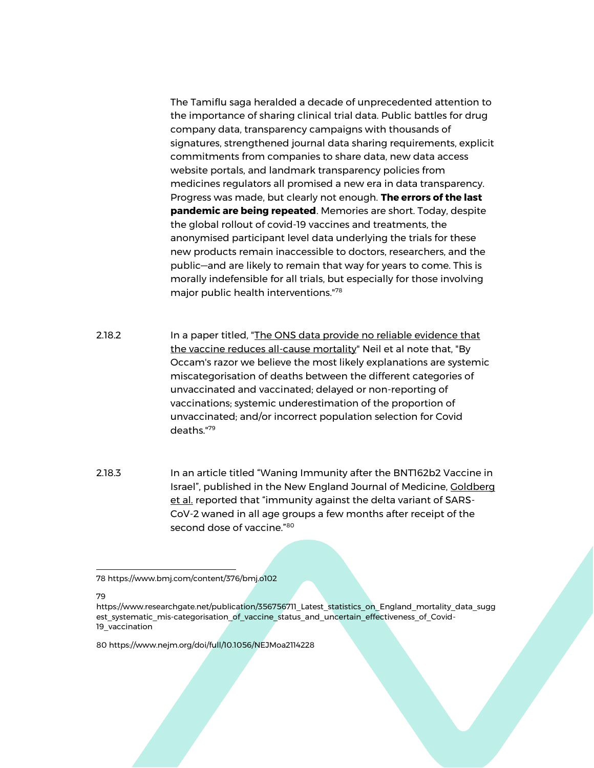The Tamiflu saga heralded a decade of unprecedented attention to the importance of sharing clinical trial data. Public battles for drug company data, transparency campaigns with thousands of signatures, strengthened journal data sharing requirements, explicit commitments from companies to share data, new data access website portals, and landmark transparency policies from medicines regulators all promised a new era in data transparency. Progress was made, but clearly not enough. **The errors of the last pandemic are being repeated**. Memories are short. Today, despite the global rollout of covid-19 vaccines and treatments, the anonymised participant level data underlying the trials for these new products remain inaccessible to doctors, researchers, and the public—and are likely to remain that way for years to come. This is morally indefensible for all trials, but especially for those involving major public health interventions."[78]

2.18.2 In a paper titled, "The ONS data provide no reliable evidence that the vaccine reduces all-cause mortality" Neil et al note that, "By Occam's razor we believe the most likely explanations are systemic miscategorisation of deaths between the different categories of unvaccinated and vaccinated; delayed or non-reporting of vaccinations; systemic underestimation of the proportion of unvaccinated; and/or incorrect population selection for Covid deaths."[79]

2.18.3 In an article titled "Waning Immunity after the BNT162b2 Vaccine in Israel", published in the New England Journal of Medicine, Goldberg et al. reported that "immunity against the delta variant of SARS-CoV-2 waned in all age groups a few months after receipt of the second dose of vaccine."[80]

---

78 https://www.bmj.com/content/376/bmj.o102

79 https://www.researchgate.net/publication/356756711_Latest_statistics_on_England_mortality_data_suggest_systematic_mis-categorisation_of_vaccine_status_and_uncertain_effectiveness_of_Covid-19_vaccination

80 https://www.nejm.org/doi/full/10.1056/NEJMoa2114228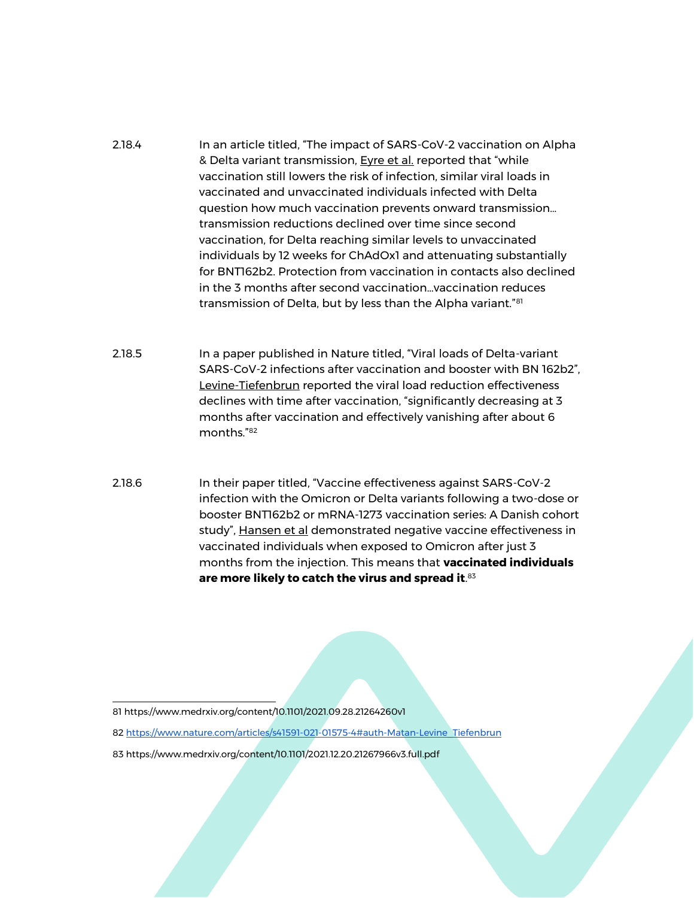2.18.4 In an article titled, "The impact of SARS-CoV-2 vaccination on Alpha & Delta variant transmission, Eyre et al. reported that "while vaccination still lowers the risk of infection, similar viral loads in vaccinated and unvaccinated individuals infected with Delta question how much vaccination prevents onward transmission… transmission reductions declined over time since second vaccination, for Delta reaching similar levels to unvaccinated individuals by 12 weeks for ChAdOx1 and attenuating substantially for BNT162b2. Protection from vaccination in contacts also declined in the 3 months after second vaccination…vaccination reduces transmission of Delta, but by less than the Alpha variant."[81]

2.18.5 In a paper published in Nature titled, "Viral loads of Delta-variant SARS-CoV-2 infections after vaccination and booster with BN 162b2", Levine-Tiefenbrun reported the viral load reduction effectiveness declines with time after vaccination, "significantly decreasing at 3 months after vaccination and effectively vanishing after about 6 months."[82]

2.18.6 In their paper titled, "Vaccine effectiveness against SARS-CoV-2 infection with the Omicron or Delta variants following a two-dose or booster BNT162b2 or mRNA-1273 vaccination series: A Danish cohort study", Hansen et al demonstrated negative vaccine effectiveness in vaccinated individuals when exposed to Omicron after just 3 months from the injection. This means that **vaccinated individuals are more likely to catch the virus and spread it**.[83]

---

81 https://www.medrxiv.org/content/10.1101/2021.09.28.21264260v1

82 https://www.nature.com/articles/s41591-021-01575-4#auth-Matan-Levine_Tiefenbrun

83 https://www.medrxiv.org/content/10.1101/2021.12.20.21267966v3.full.pdf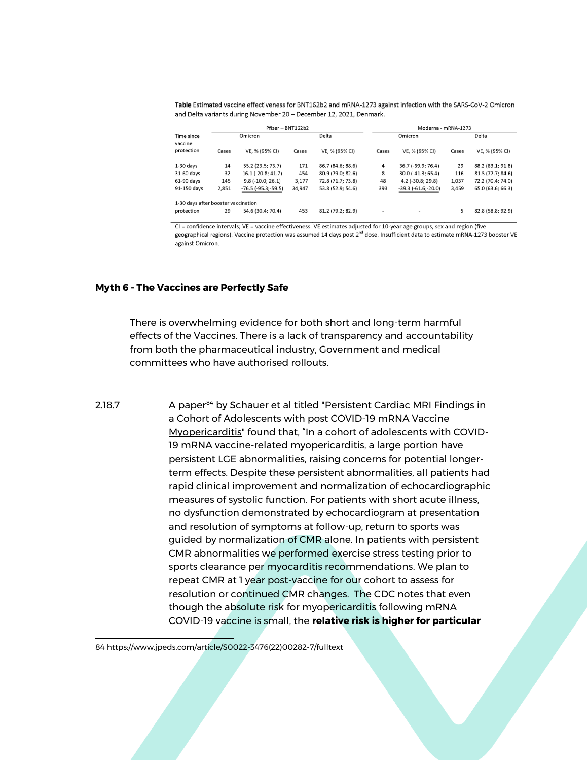**Table** Estimated vaccine effectiveness for BNT162b2 and mRNA-1273 against infection with the SARS-CoV-2 Omicron and Delta variants during November 20 – December 12, 2021, Denmark.

| Time since vaccine protection | Pfizer – BNT162b2 | | | | Moderna - mRNA-1273 | | | |
|---|---|---|---|---|---|---|---|---|
| | Omicron | | Delta | | Omicron | | Delta | |
| | Cases | VE, % (95% CI) | Cases | VE, % (95% CI) | Cases | VE, % (95% CI) | Cases | VE, % (95% CI) |
| 1-30 days | 14 | 55.2 (23.5; 73.7) | 171 | 86.7 (84.6; 88.6) | 4 | 36.7 (-69.9; 76.4) | 29 | 88.2 (83.1; 91.8) |
| 31-60 days | 32 | 16.1 (-20.8; 41.7) | 454 | 80.9 (79.0; 82.6) | 8 | 30.0 (-41.3; 65.4) | 116 | 81.5 (77.7; 84.6) |
| 61-90 days | 145 | 9.8 (-10.0; 26.1) | 3,177 | 72.8 (71.7; 73.8) | 48 | 4.2 (-30.8; 29.8) | 1,037 | 72.2 (70.4; 74.0) |
| 91-150 days | 2,851 | -76.5 (-95.3;-59.5) | 34,947 | 53.8 (52.9; 54.6) | 393 | -39.3 (-61.6;-20.0) | 3,459 | 65.0 (63.6; 66.3) |
| 1-30 days after booster vaccination protection | 29 | 54.6 (30.4; 70.4) | 453 | 81.2 (79.2; 82.9) | - | - | 5 | 82.8 (58.8; 92.9) |

CI = confidence intervals; VE = vaccine effectiveness. VE estimates adjusted for 10-year age groups, sex and region (five geographical regions). Vaccine protection was assumed 14 days post 2nd dose. Insufficient data to estimate mRNA-1273 booster VE against Omicron.

### Myth 6 - The Vaccines are Perfectly Safe

There is overwhelming evidence for both short and long-term harmful effects of the Vaccines. There is a lack of transparency and accountability from both the pharmaceutical industry, Government and medical committees who have authorised rollouts.

2.18.7 A paper[84] by Schauer et al titled "Persistent Cardiac MRI Findings in a Cohort of Adolescents with post COVID-19 mRNA Vaccine Myopericarditis" found that, "In a cohort of adolescents with COVID-19 mRNA vaccine-related myopericarditis, a large portion have persistent LGE abnormalities, raising concerns for potential longer-term effects. Despite these persistent abnormalities, all patients had rapid clinical improvement and normalization of echocardiographic measures of systolic function. For patients with short acute illness, no dysfunction demonstrated by echocardiogram at presentation and resolution of symptoms at follow-up, return to sports was guided by normalization of CMR alone. In patients with persistent CMR abnormalities we performed exercise stress testing prior to sports clearance per myocarditis recommendations. We plan to repeat CMR at 1 year post-vaccine for our cohort to assess for resolution or continued CMR changes. The CDC notes that even though the absolute risk for myopericarditis following mRNA COVID-19 vaccine is small, the **relative risk is higher for particular**

84 https://www.jpeds.com/article/S0022-3476(22)00282-7/fulltext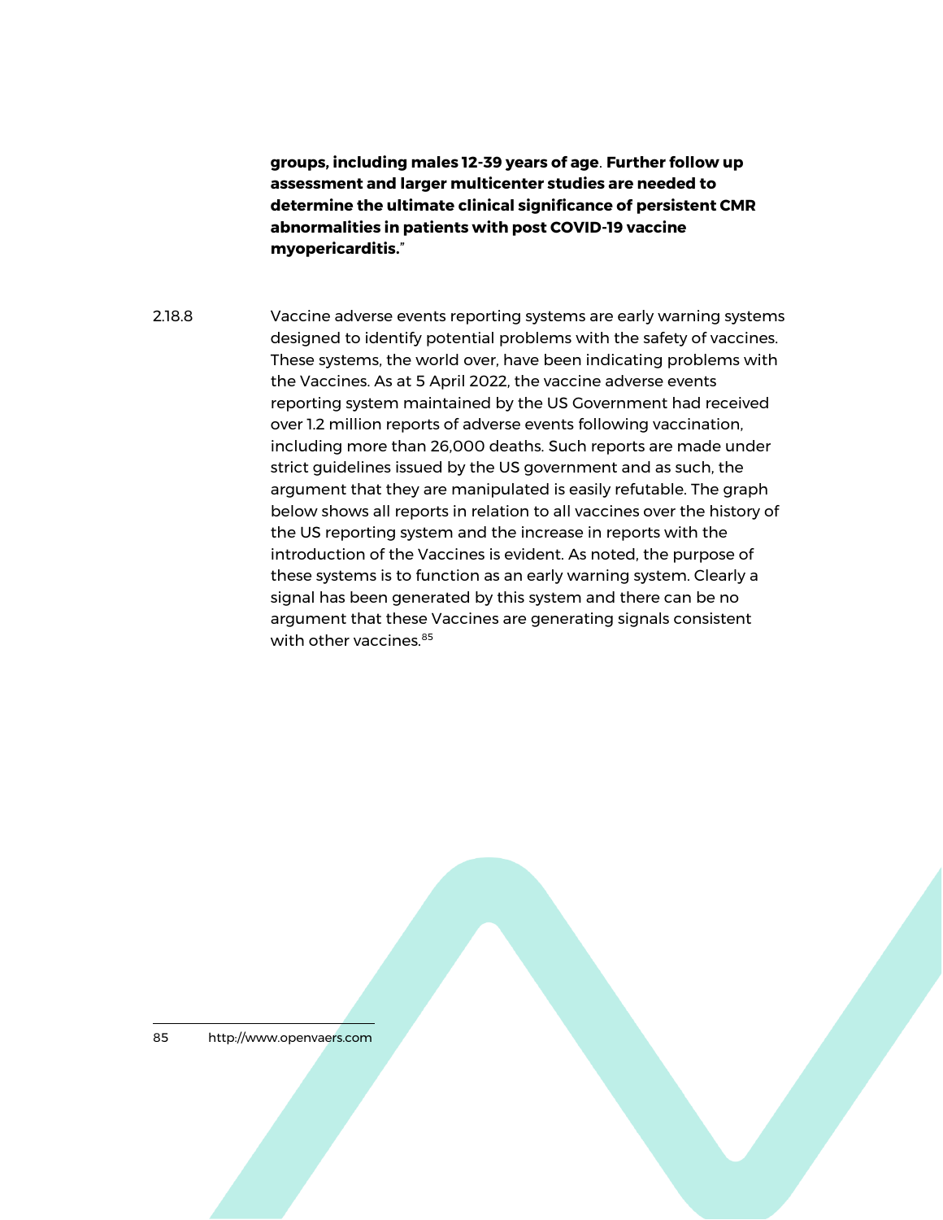**groups, including males 12-39 years of age**. **Further follow up assessment and larger multicenter studies are needed to determine the ultimate clinical significance of persistent CMR abnormalities in patients with post COVID-19 vaccine myopericarditis.**"

2.18.8 Vaccine adverse events reporting systems are early warning systems designed to identify potential problems with the safety of vaccines. These systems, the world over, have been indicating problems with the Vaccines. As at 5 April 2022, the vaccine adverse events reporting system maintained by the US Government had received over 1.2 million reports of adverse events following vaccination, including more than 26,000 deaths. Such reports are made under strict guidelines issued by the US government and as such, the argument that they are manipulated is easily refutable. The graph below shows all reports in relation to all vaccines over the history of the US reporting system and the increase in reports with the introduction of the Vaccines is evident. As noted, the purpose of these systems is to function as an early warning system. Clearly a signal has been generated by this system and there can be no argument that these Vaccines are generating signals consistent with other vaccines.[85]

---

85 http://www.openvaers.com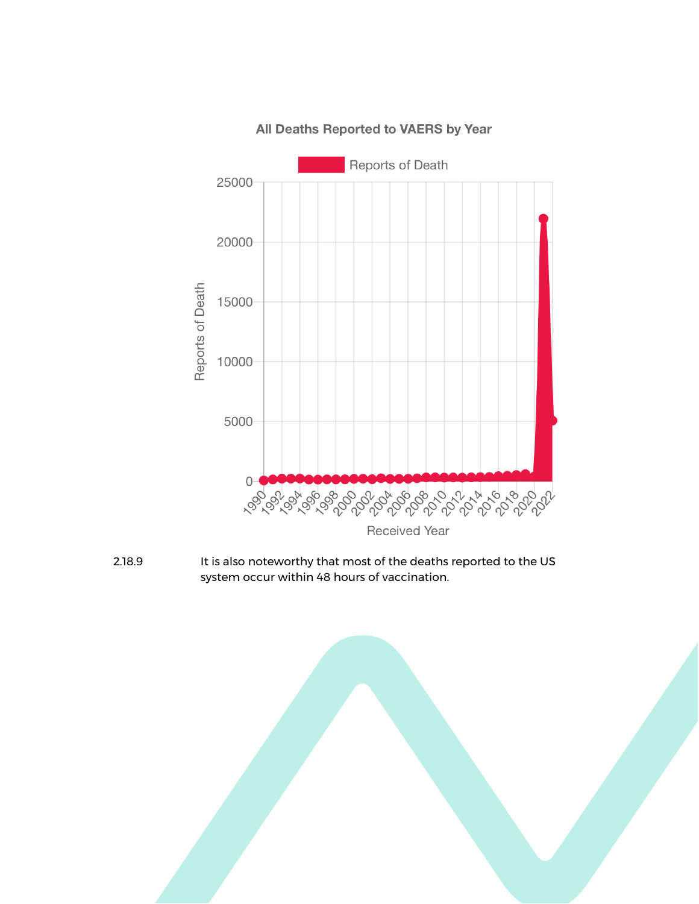All Deaths Reported to VAERS by Year

Reports of Death

25000
20000
15000
10000
5000
0

Reports of Death

1990 1992 1994 1996 1998 2000 2002 2004 2006 2008 2010 2012 2014 2016 2018 2020 2022

Received Year

2.18.9 It is also noteworthy that most of the deaths reported to the US system occur within 48 hours of vaccination.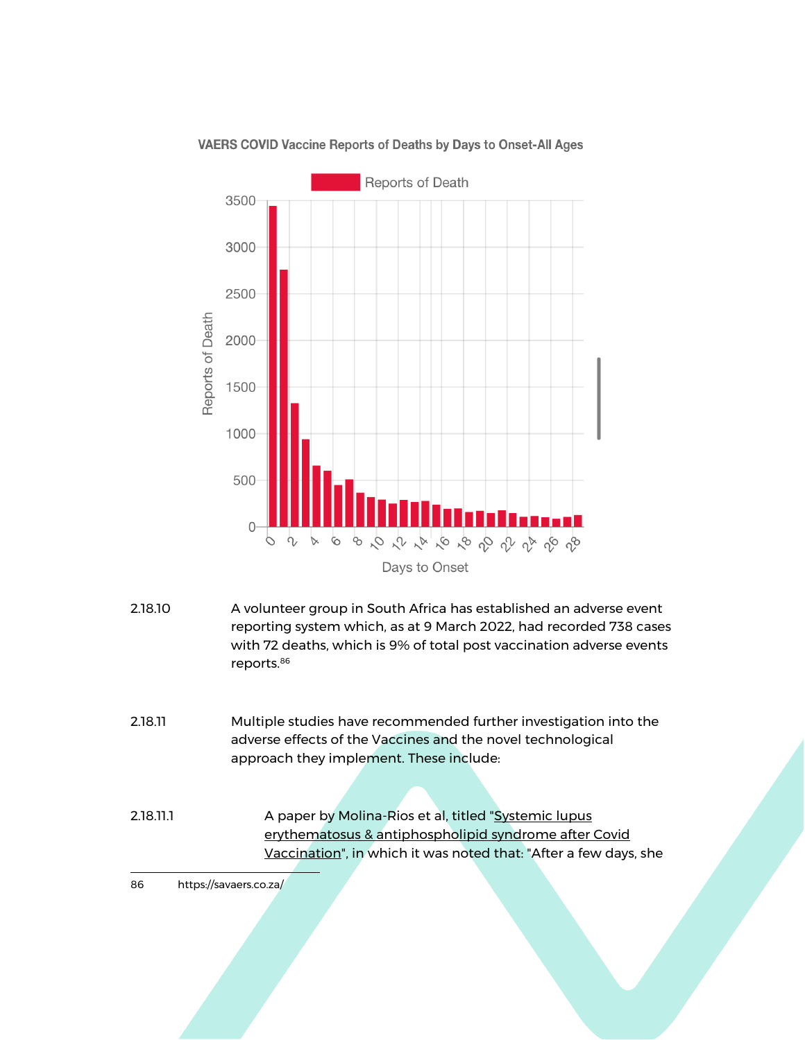VAERS COVID Vaccine Reports of Deaths by Days to Onset-All Ages

Reports of Death

3500
3000
2500
2000
1500
1000
500
0

Reports of Death

0 2 4 6 8 10 12 14 16 18 20 22 24 26 28

Days to Onset

2.18.10 A volunteer group in South Africa has established an adverse event reporting system which, as at 9 March 2022, had recorded 738 cases with 72 deaths, which is 9% of total post vaccination adverse events reports.[86]

2.18.11 Multiple studies have recommended further investigation into the adverse effects of the Vaccines and the novel technological approach they implement. These include:

2.18.11.1 A paper by Molina-Rios et al, titled "Systemic lupus erythematosus & antiphospholipid syndrome after Covid Vaccination", in which it was noted that: "After a few days, she

86 https://savaers.co.za/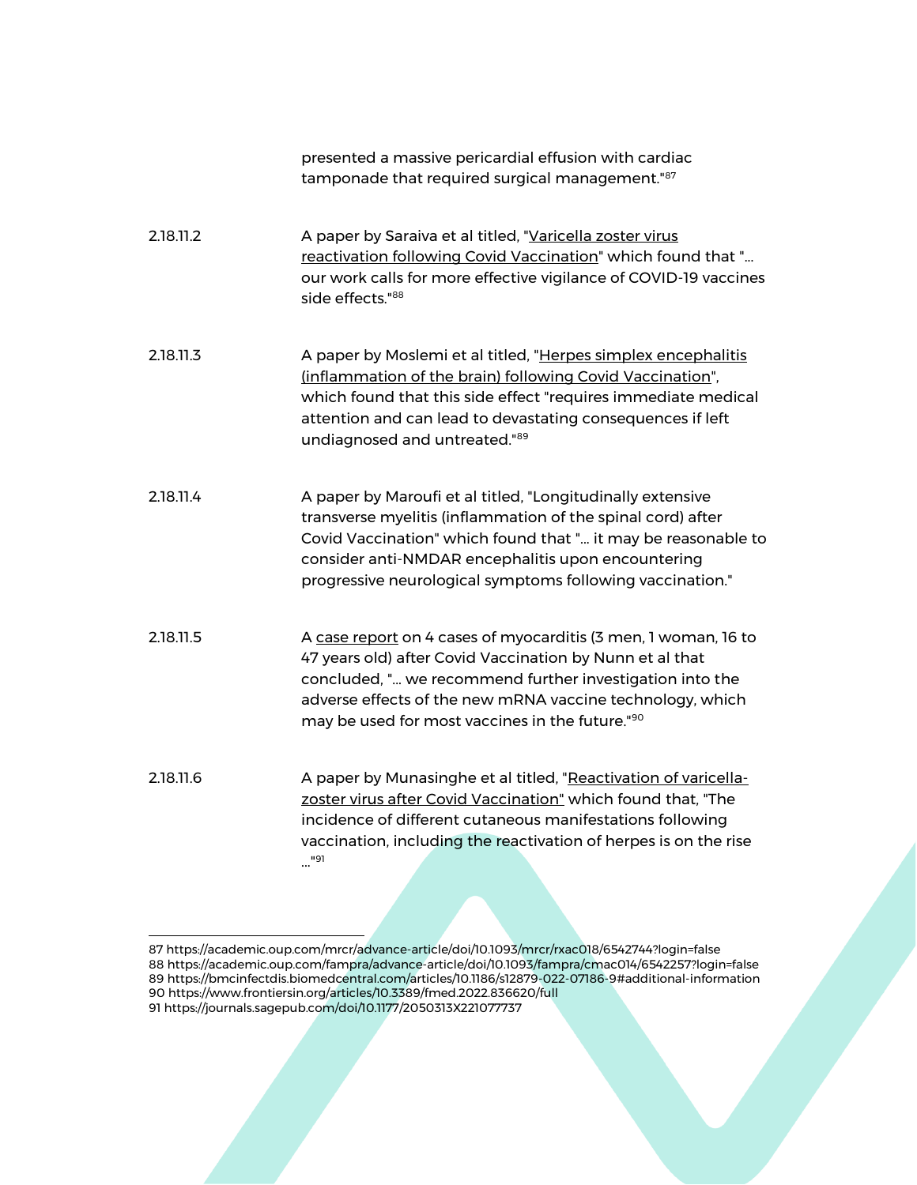presented a massive pericardial effusion with cardiac tamponade that required surgical management."[87]

2.18.11.2 A paper by Saraiva et al titled, "Varicella zoster virus reactivation following Covid Vaccination" which found that "... our work calls for more effective vigilance of COVID-19 vaccines side effects."[88]

2.18.11.3 A paper by Moslemi et al titled, "Herpes simplex encephalitis (inflammation of the brain) following Covid Vaccination", which found that this side effect "requires immediate medical attention and can lead to devastating consequences if left undiagnosed and untreated."[89]

2.18.11.4 A paper by Maroufi et al titled, "Longitudinally extensive transverse myelitis (inflammation of the spinal cord) after Covid Vaccination" which found that "... it may be reasonable to consider anti-NMDAR encephalitis upon encountering progressive neurological symptoms following vaccination."

2.18.11.5 A case report on 4 cases of myocarditis (3 men, 1 woman, 16 to 47 years old) after Covid Vaccination by Nunn et al that concluded, "... we recommend further investigation into the adverse effects of the new mRNA vaccine technology, which may be used for most vaccines in the future."[90]

2.18.11.6 A paper by Munasinghe et al titled, "Reactivation of varicella-zoster virus after Covid Vaccination" which found that, "The incidence of different cutaneous manifestations following vaccination, including the reactivation of herpes is on the rise ..."[91]

---

87 https://academic.oup.com/mrcr/advance-article/doi/10.1093/mrcr/rxac018/6542744?login=false
88 https://academic.oup.com/fampra/advance-article/doi/10.1093/fampra/cmac014/6542257?login=false
89 https://bmcinfectdis.biomedcentral.com/articles/10.1186/s12879-022-07186-9#additional-information
90 https://www.frontiersin.org/articles/10.3389/fmed.2022.836620/full
91 https://journals.sagepub.com/doi/10.1177/2050313X221077737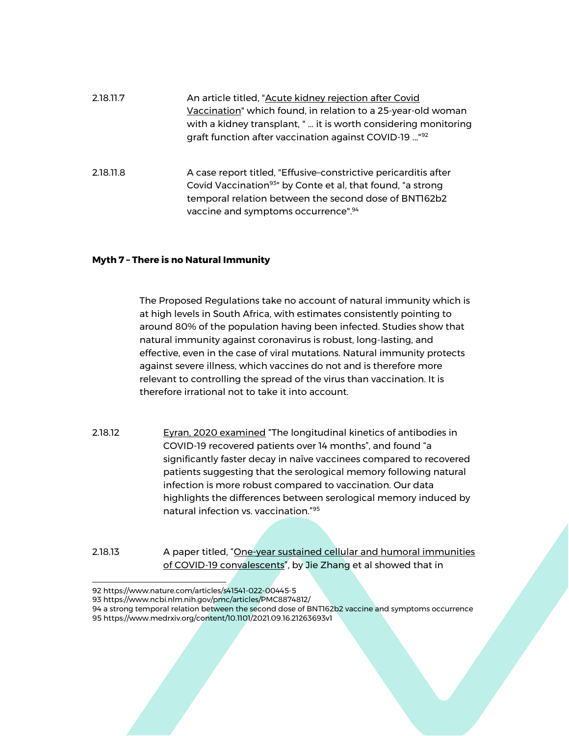2.18.11.7 An article titled, "Acute kidney rejection after Covid Vaccination" which found, in relation to a 25-year-old woman with a kidney transplant, " ... it is worth considering monitoring graft function after vaccination against COVID-19 ..."[92]

2.18.11.8 A case report titled, "Effusive–constrictive pericarditis after Covid Vaccination[93]" by Conte et al, that found, "a strong temporal relation between the second dose of BNT162b2 vaccine and symptoms occurrence".[94]

**Myth 7 – There is no Natural Immunity**

The Proposed Regulations take no account of natural immunity which is at high levels in South Africa, with estimates consistently pointing to around 80% of the population having been infected. Studies show that natural immunity against coronavirus is robust, long-lasting, and effective, even in the case of viral mutations. Natural immunity protects against severe illness, which vaccines do not and is therefore more relevant to controlling the spread of the virus than vaccination. It is therefore irrational not to take it into account.

2.18.12 Eyran, 2020 examined "The longitudinal kinetics of antibodies in COVID-19 recovered patients over 14 months", and found "a significantly faster decay in naïve vaccinees compared to recovered patients suggesting that the serological memory following natural infection is more robust compared to vaccination. Our data highlights the differences between serological memory induced by natural infection vs. vaccination."[95]

2.18.13 A paper titled, "One-year sustained cellular and humoral immunities of COVID-19 convalescents", by Jie Zhang et al showed that in

92 https://www.nature.com/articles/s41541-022-00445-5
93 https://www.ncbi.nlm.nih.gov/pmc/articles/PMC8874812/
94 a strong temporal relation between the second dose of BNT162b2 vaccine and symptoms occurrence
95 https://www.medrxiv.org/content/10.1101/2021.09.16.21263693v1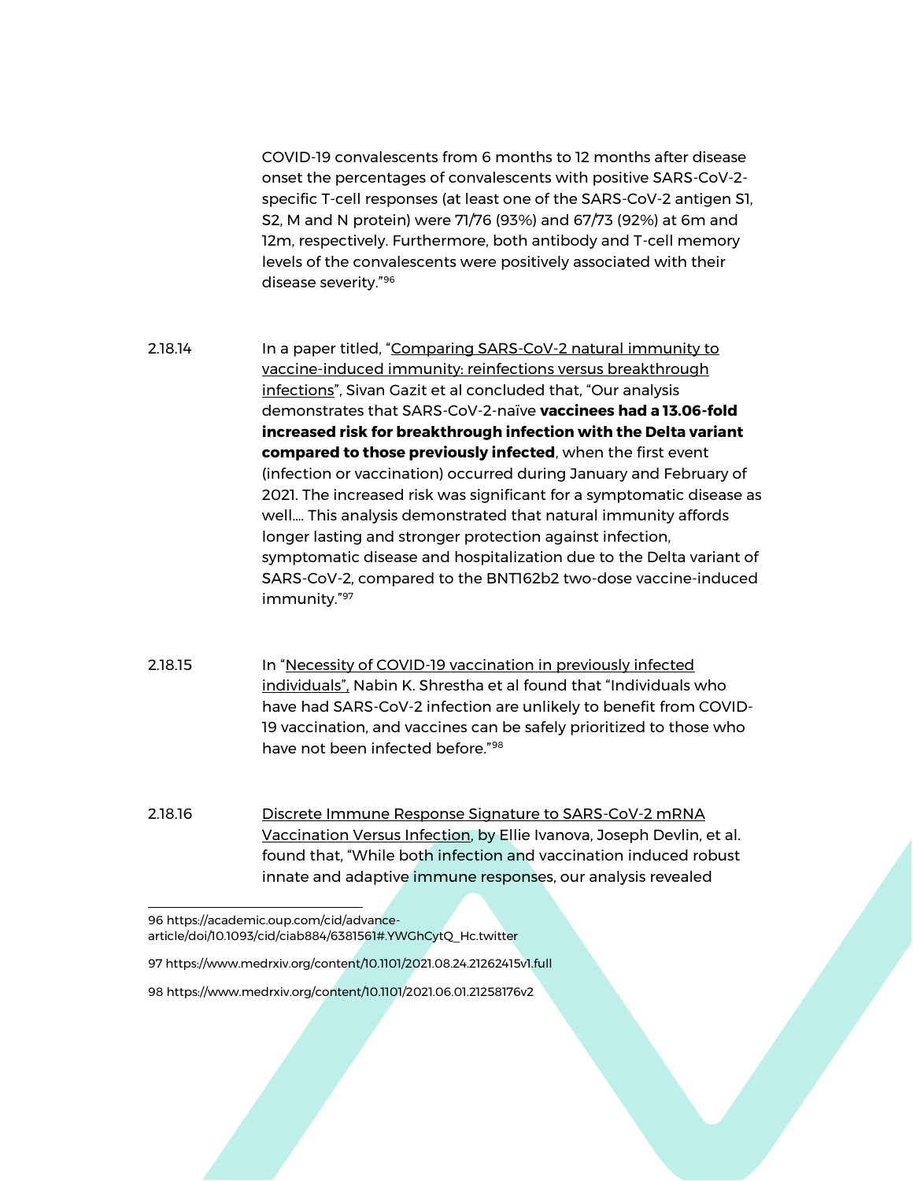COVID-19 convalescents from 6 months to 12 months after disease onset the percentages of convalescents with positive SARS-CoV-2-specific T-cell responses (at least one of the SARS-CoV-2 antigen S1, S2, M and N protein) were 71/76 (93%) and 67/73 (92%) at 6m and 12m, respectively. Furthermore, both antibody and T-cell memory levels of the convalescents were positively associated with their disease severity."[96]

2.18.14 In a paper titled, "Comparing SARS-CoV-2 natural immunity to vaccine-induced immunity: reinfections versus breakthrough infections", Sivan Gazit et al concluded that, "Our analysis demonstrates that SARS-CoV-2-naïve **vaccinees had a 13.06-fold increased risk for breakthrough infection with the Delta variant compared to those previously infected**, when the first event (infection or vaccination) occurred during January and February of 2021. The increased risk was significant for a symptomatic disease as well.... This analysis demonstrated that natural immunity affords longer lasting and stronger protection against infection, symptomatic disease and hospitalization due to the Delta variant of SARS-CoV-2, compared to the BNT162b2 two-dose vaccine-induced immunity."[97]

2.18.15 In "Necessity of COVID-19 vaccination in previously infected individuals", Nabin K. Shrestha et al found that "Individuals who have had SARS-CoV-2 infection are unlikely to benefit from COVID-19 vaccination, and vaccines can be safely prioritized to those who have not been infected before."[98]

2.18.16 Discrete Immune Response Signature to SARS-CoV-2 mRNA Vaccination Versus Infection, by Ellie Ivanova, Joseph Devlin, et al. found that, "While both infection and vaccination induced robust innate and adaptive immune responses, our analysis revealed

96 https://academic.oup.com/cid/advance-article/doi/10.1093/cid/ciab884/6381561#.YWGhCytQ_Hc.twitter

97 https://www.medrxiv.org/content/10.1101/2021.08.24.21262415v1.full

98 https://www.medrxiv.org/content/10.1101/2021.06.01.21258176v2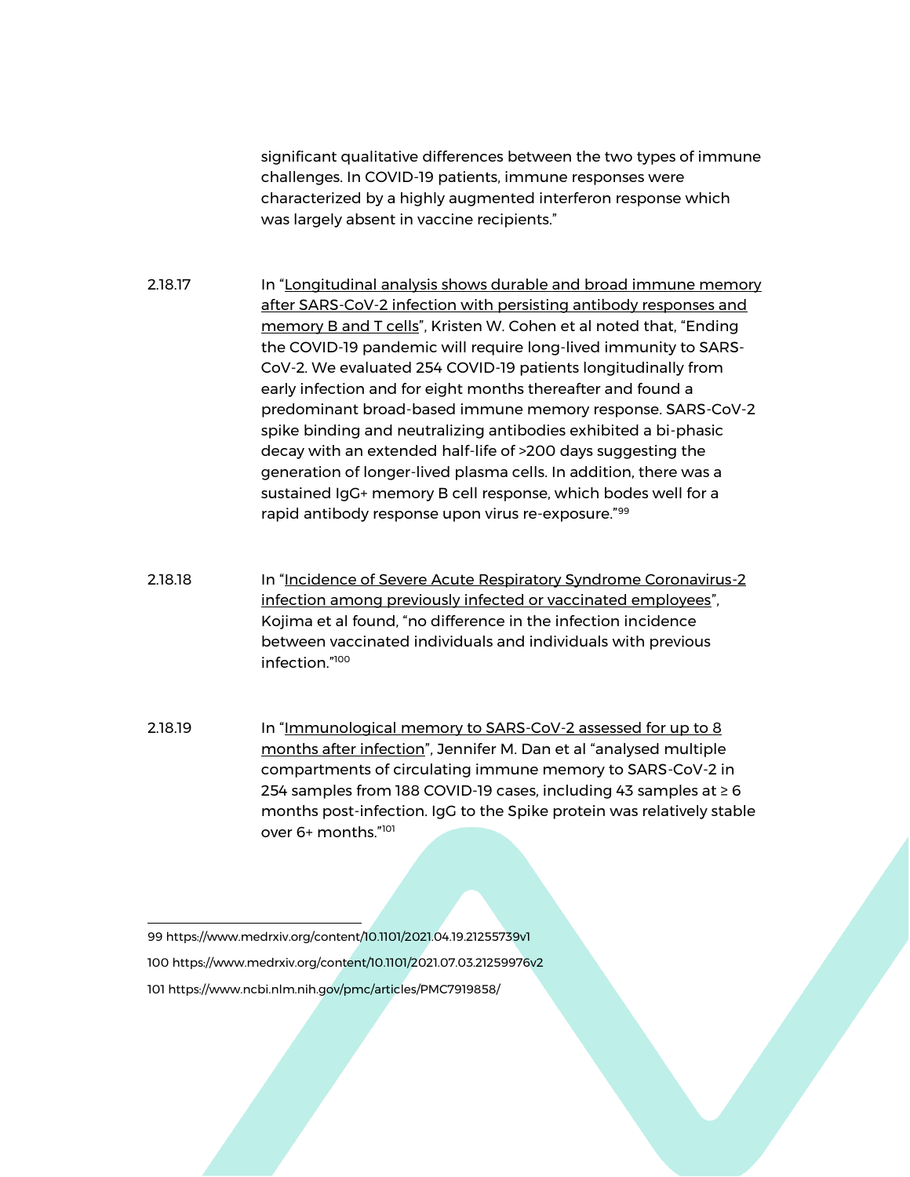significant qualitative differences between the two types of immune challenges. In COVID-19 patients, immune responses were characterized by a highly augmented interferon response which was largely absent in vaccine recipients."

2.18.17 In "Longitudinal analysis shows durable and broad immune memory after SARS-CoV-2 infection with persisting antibody responses and memory B and T cells", Kristen W. Cohen et al noted that, "Ending the COVID-19 pandemic will require long-lived immunity to SARS-CoV-2. We evaluated 254 COVID-19 patients longitudinally from early infection and for eight months thereafter and found a predominant broad-based immune memory response. SARS-CoV-2 spike binding and neutralizing antibodies exhibited a bi-phasic decay with an extended half-life of >200 days suggesting the generation of longer-lived plasma cells. In addition, there was a sustained IgG+ memory B cell response, which bodes well for a rapid antibody response upon virus re-exposure."[99]

2.18.18 In "Incidence of Severe Acute Respiratory Syndrome Coronavirus-2 infection among previously infected or vaccinated employees", Kojima et al found, "no difference in the infection incidence between vaccinated individuals and individuals with previous infection."[100]

2.18.19 In "Immunological memory to SARS-CoV-2 assessed for up to 8 months after infection", Jennifer M. Dan et al "analysed multiple compartments of circulating immune memory to SARS-CoV-2 in 254 samples from 188 COVID-19 cases, including 43 samples at ≥ 6 months post-infection. IgG to the Spike protein was relatively stable over 6+ months."[101]

---

99 https://www.medrxiv.org/content/10.1101/2021.04.19.21255739v1

100 https://www.medrxiv.org/content/10.1101/2021.07.03.21259976v2

101 https://www.ncbi.nlm.nih.gov/pmc/articles/PMC7919858/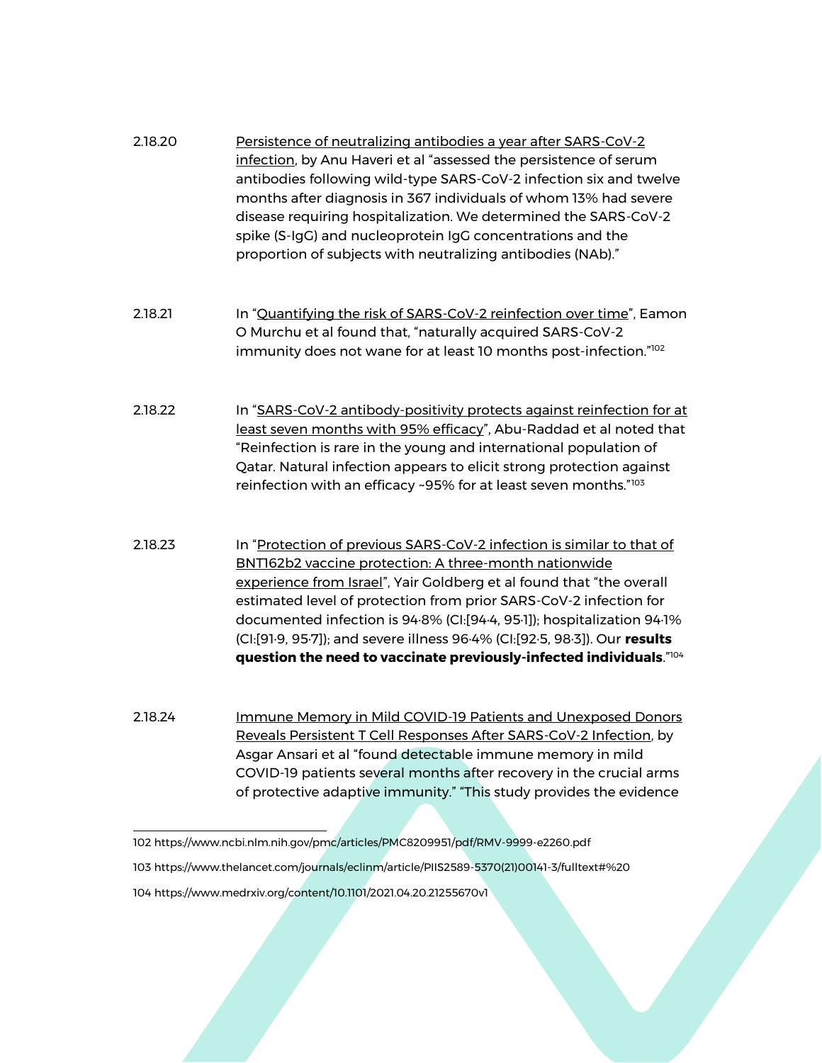2.18.20 Persistence of neutralizing antibodies a year after SARS-CoV-2 infection, by Anu Haveri et al "assessed the persistence of serum antibodies following wild-type SARS-CoV-2 infection six and twelve months after diagnosis in 367 individuals of whom 13% had severe disease requiring hospitalization. We determined the SARS-CoV-2 spike (S-IgG) and nucleoprotein IgG concentrations and the proportion of subjects with neutralizing antibodies (NAb)."

2.18.21 In "Quantifying the risk of SARS-CoV-2 reinfection over time", Eamon O Murchu et al found that, "naturally acquired SARS-CoV-2 immunity does not wane for at least 10 months post-infection."[102]

2.18.22 In "SARS-CoV-2 antibody-positivity protects against reinfection for at least seven months with 95% efficacy", Abu-Raddad et al noted that "Reinfection is rare in the young and international population of Qatar. Natural infection appears to elicit strong protection against reinfection with an efficacy ~95% for at least seven months."[103]

2.18.23 In "Protection of previous SARS-CoV-2 infection is similar to that of BNT162b2 vaccine protection: A three-month nationwide experience from Israel", Yair Goldberg et al found that "the overall estimated level of protection from prior SARS-CoV-2 infection for documented infection is 94·8% (CI:[94·4, 95·1]); hospitalization 94·1% (CI:[91·9, 95·7]); and severe illness 96·4% (CI:[92·5, 98·3]). Our **results question the need to vaccinate previously-infected individuals**."[104]

2.18.24 Immune Memory in Mild COVID-19 Patients and Unexposed Donors Reveals Persistent T Cell Responses After SARS-CoV-2 Infection, by Asgar Ansari et al "found detectable immune memory in mild COVID-19 patients several months after recovery in the crucial arms of protective adaptive immunity." "This study provides the evidence

---

102 https://www.ncbi.nlm.nih.gov/pmc/articles/PMC8209951/pdf/RMV-9999-e2260.pdf

103 https://www.thelancet.com/journals/eclinm/article/PIIS2589-5370(21)00141-3/fulltext#%20

104 https://www.medrxiv.org/content/10.1101/2021.04.20.21255670v1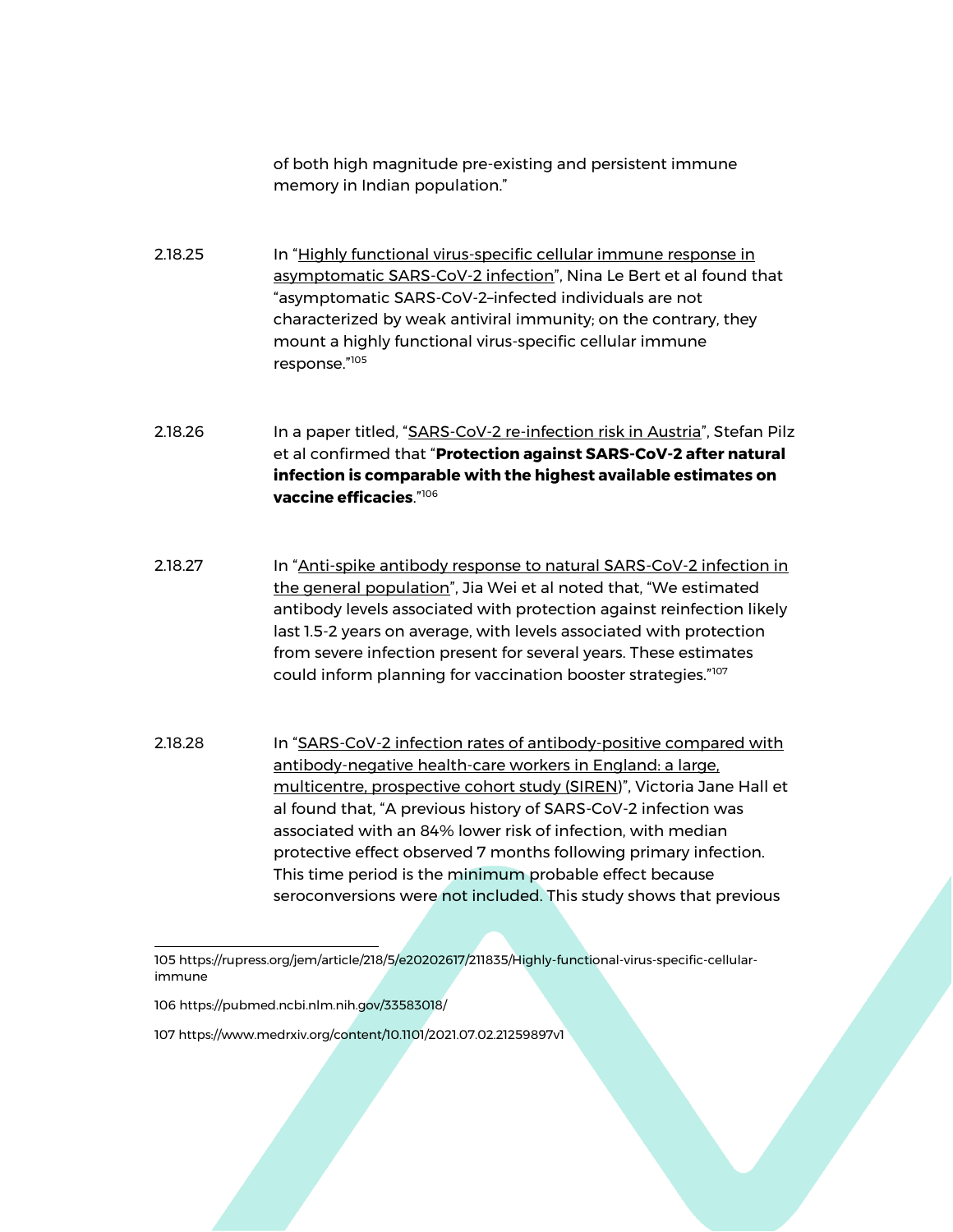of both high magnitude pre-existing and persistent immune memory in Indian population."

2.18.25 In "Highly functional virus-specific cellular immune response in asymptomatic SARS-CoV-2 infection", Nina Le Bert et al found that "asymptomatic SARS-CoV-2–infected individuals are not characterized by weak antiviral immunity; on the contrary, they mount a highly functional virus-specific cellular immune response."[105]

2.18.26 In a paper titled, "SARS-CoV-2 re-infection risk in Austria", Stefan Pilz et al confirmed that "**Protection against SARS-CoV-2 after natural infection is comparable with the highest available estimates on vaccine efficacies**."[106]

2.18.27 In "Anti-spike antibody response to natural SARS-CoV-2 infection in the general population", Jia Wei et al noted that, "We estimated antibody levels associated with protection against reinfection likely last 1.5-2 years on average, with levels associated with protection from severe infection present for several years. These estimates could inform planning for vaccination booster strategies."[107]

2.18.28 In "SARS-CoV-2 infection rates of antibody-positive compared with antibody-negative health-care workers in England: a large, multicentre, prospective cohort study (SIREN)", Victoria Jane Hall et al found that, "A previous history of SARS-CoV-2 infection was associated with an 84% lower risk of infection, with median protective effect observed 7 months following primary infection. This time period is the minimum probable effect because seroconversions were not included. This study shows that previous

105 https://rupress.org/jem/article/218/5/e20202617/211835/Highly-functional-virus-specific-cellular-immune

106 https://pubmed.ncbi.nlm.nih.gov/33583018/

107 https://www.medrxiv.org/content/10.1101/2021.07.02.21259897v1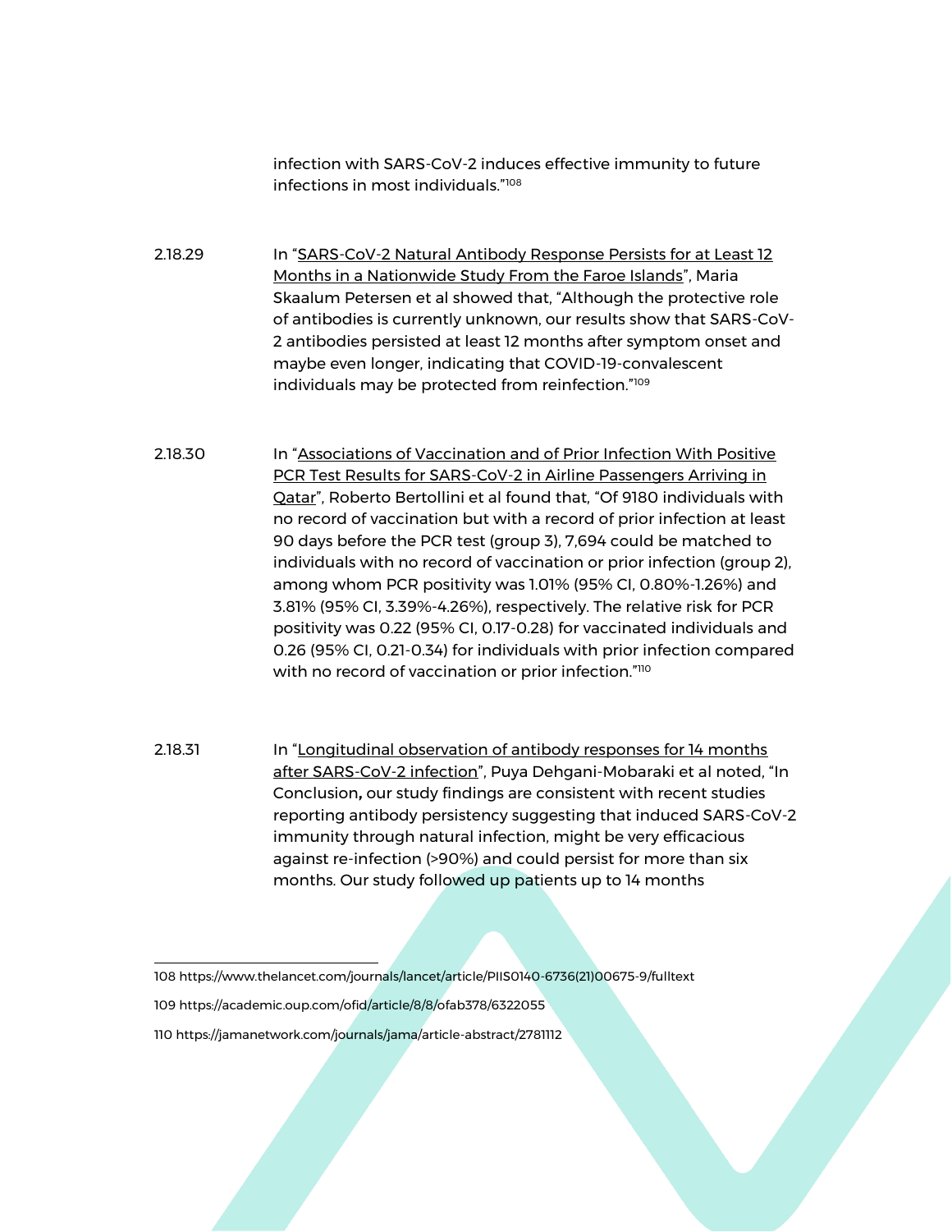infection with SARS-CoV-2 induces effective immunity to future infections in most individuals."[108]

2.18.29 In "SARS-CoV-2 Natural Antibody Response Persists for at Least 12 Months in a Nationwide Study From the Faroe Islands", Maria Skaalum Petersen et al showed that, "Although the protective role of antibodies is currently unknown, our results show that SARS-CoV-2 antibodies persisted at least 12 months after symptom onset and maybe even longer, indicating that COVID-19-convalescent individuals may be protected from reinfection."[109]

2.18.30 In "Associations of Vaccination and of Prior Infection With Positive PCR Test Results for SARS-CoV-2 in Airline Passengers Arriving in Qatar", Roberto Bertollini et al found that, "Of 9180 individuals with no record of vaccination but with a record of prior infection at least 90 days before the PCR test (group 3), 7,694 could be matched to individuals with no record of vaccination or prior infection (group 2), among whom PCR positivity was 1.01% (95% CI, 0.80%-1.26%) and 3.81% (95% CI, 3.39%-4.26%), respectively. The relative risk for PCR positivity was 0.22 (95% CI, 0.17-0.28) for vaccinated individuals and 0.26 (95% CI, 0.21-0.34) for individuals with prior infection compared with no record of vaccination or prior infection."[110]

2.18.31 In "Longitudinal observation of antibody responses for 14 months after SARS-CoV-2 infection", Puya Dehgani-Mobaraki et al noted, "In Conclusion**,** our study findings are consistent with recent studies reporting antibody persistency suggesting that induced SARS-CoV-2 immunity through natural infection, might be very efficacious against re-infection (>90%) and could persist for more than six months. Our study followed up patients up to 14 months

---

108 https://www.thelancet.com/journals/lancet/article/PIIS0140-6736(21)00675-9/fulltext

109 https://academic.oup.com/ofid/article/8/8/ofab378/6322055

110 https://jamanetwork.com/journals/jama/article-abstract/2781112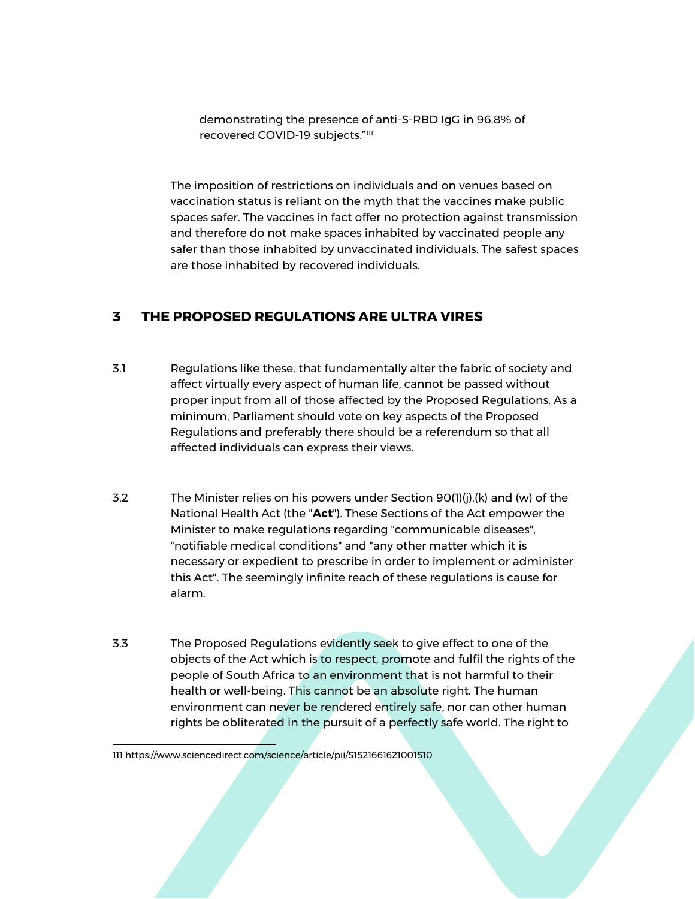demonstrating the presence of anti-S-RBD IgG in 96.8% of recovered COVID-19 subjects."[111]

The imposition of restrictions on individuals and on venues based on vaccination status is reliant on the myth that the vaccines make public spaces safer. The vaccines in fact offer no protection against transmission and therefore do not make spaces inhabited by vaccinated people any safer than those inhabited by unvaccinated individuals. The safest spaces are those inhabited by recovered individuals.

## 3 THE PROPOSED REGULATIONS ARE ULTRA VIRES

3.1 Regulations like these, that fundamentally alter the fabric of society and affect virtually every aspect of human life, cannot be passed without proper input from all of those affected by the Proposed Regulations. As a minimum, Parliament should vote on key aspects of the Proposed Regulations and preferably there should be a referendum so that all affected individuals can express their views.

3.2 The Minister relies on his powers under Section 90(1)(j),(k) and (w) of the National Health Act (the "**Act**"). These Sections of the Act empower the Minister to make regulations regarding "communicable diseases", "notifiable medical conditions" and "any other matter which it is necessary or expedient to prescribe in order to implement or administer this Act". The seemingly infinite reach of these regulations is cause for alarm.

3.3 The Proposed Regulations evidently seek to give effect to one of the objects of the Act which is to respect, promote and fulfil the rights of the people of South Africa to an environment that is not harmful to their health or well-being. This cannot be an absolute right. The human environment can never be rendered entirely safe, nor can other human rights be obliterated in the pursuit of a perfectly safe world. The right to

111 https://www.sciencedirect.com/science/article/pii/S1521661621001510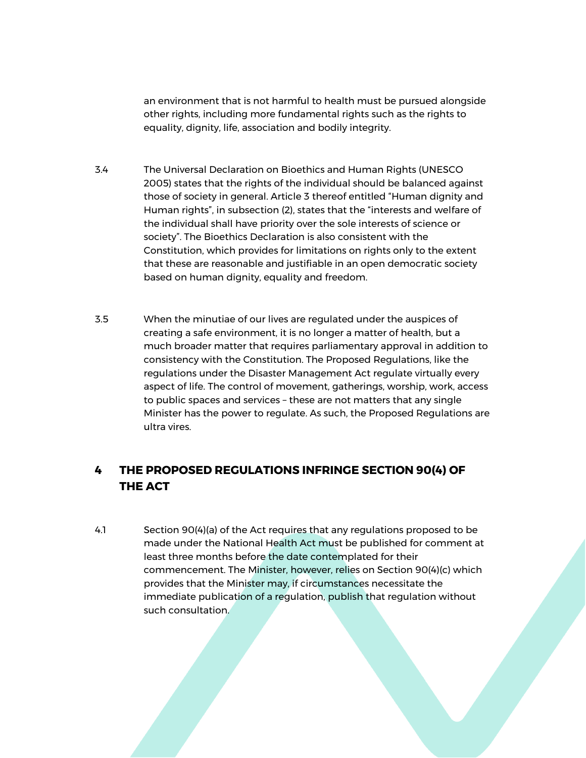an environment that is not harmful to health must be pursued alongside other rights, including more fundamental rights such as the rights to equality, dignity, life, association and bodily integrity.

3.4 The Universal Declaration on Bioethics and Human Rights (UNESCO 2005) states that the rights of the individual should be balanced against those of society in general. Article 3 thereof entitled "Human dignity and Human rights", in subsection (2), states that the "interests and welfare of the individual shall have priority over the sole interests of science or society". The Bioethics Declaration is also consistent with the Constitution, which provides for limitations on rights only to the extent that these are reasonable and justifiable in an open democratic society based on human dignity, equality and freedom.

3.5 When the minutiae of our lives are regulated under the auspices of creating a safe environment, it is no longer a matter of health, but a much broader matter that requires parliamentary approval in addition to consistency with the Constitution. The Proposed Regulations, like the regulations under the Disaster Management Act regulate virtually every aspect of life. The control of movement, gatherings, worship, work, access to public spaces and services – these are not matters that any single Minister has the power to regulate. As such, the Proposed Regulations are ultra vires.

## 4 THE PROPOSED REGULATIONS INFRINGE SECTION 90(4) OF THE ACT

4.1 Section 90(4)(a) of the Act requires that any regulations proposed to be made under the National Health Act must be published for comment at least three months before the date contemplated for their commencement. The Minister, however, relies on Section 90(4)(c) which provides that the Minister may, if circumstances necessitate the immediate publication of a regulation, publish that regulation without such consultation.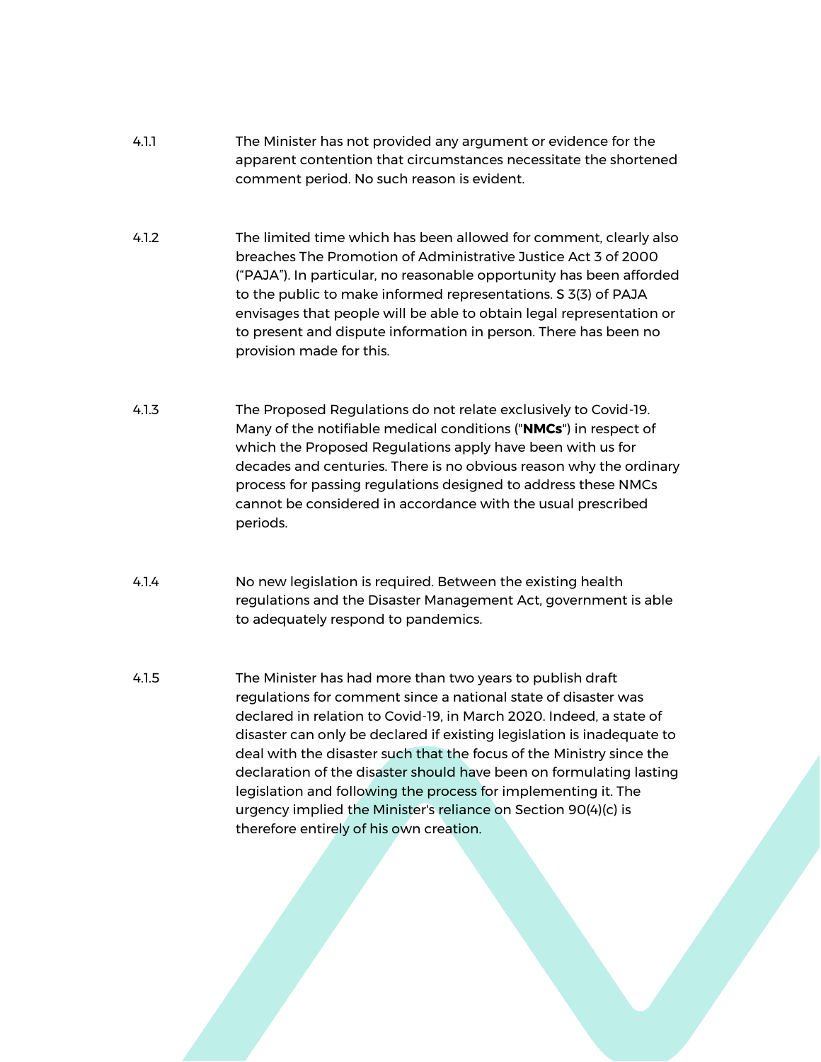4.1.1 The Minister has not provided any argument or evidence for the apparent contention that circumstances necessitate the shortened comment period. No such reason is evident.

4.1.2 The limited time which has been allowed for comment, clearly also breaches The Promotion of Administrative Justice Act 3 of 2000 ("PAJA"). In particular, no reasonable opportunity has been afforded to the public to make informed representations. S 3(3) of PAJA envisages that people will be able to obtain legal representation or to present and dispute information in person. There has been no provision made for this.

4.1.3 The Proposed Regulations do not relate exclusively to Covid-19. Many of the notifiable medical conditions ("**NMCs**") in respect of which the Proposed Regulations apply have been with us for decades and centuries. There is no obvious reason why the ordinary process for passing regulations designed to address these NMCs cannot be considered in accordance with the usual prescribed periods.

4.1.4 No new legislation is required. Between the existing health regulations and the Disaster Management Act, government is able to adequately respond to pandemics.

4.1.5 The Minister has had more than two years to publish draft regulations for comment since a national state of disaster was declared in relation to Covid-19, in March 2020. Indeed, a state of disaster can only be declared if existing legislation is inadequate to deal with the disaster such that the focus of the Ministry since the declaration of the disaster should have been on formulating lasting legislation and following the process for implementing it. The urgency implied the Minister's reliance on Section 90(4)(c) is therefore entirely of his own creation.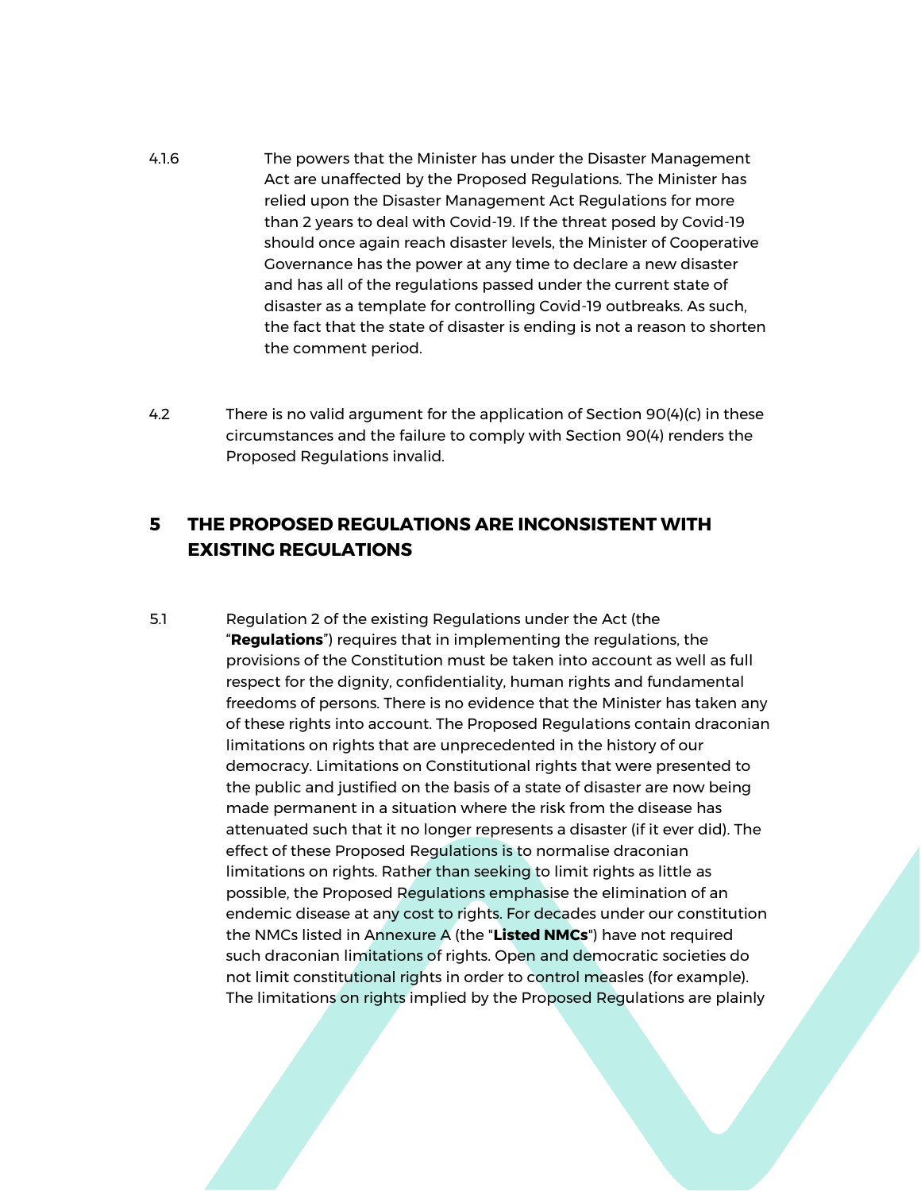4.1.6 The powers that the Minister has under the Disaster Management Act are unaffected by the Proposed Regulations. The Minister has relied upon the Disaster Management Act Regulations for more than 2 years to deal with Covid-19. If the threat posed by Covid-19 should once again reach disaster levels, the Minister of Cooperative Governance has the power at any time to declare a new disaster and has all of the regulations passed under the current state of disaster as a template for controlling Covid-19 outbreaks. As such, the fact that the state of disaster is ending is not a reason to shorten the comment period.

4.2 There is no valid argument for the application of Section 90(4)(c) in these circumstances and the failure to comply with Section 90(4) renders the Proposed Regulations invalid.

## 5 THE PROPOSED REGULATIONS ARE INCONSISTENT WITH EXISTING REGULATIONS

5.1 Regulation 2 of the existing Regulations under the Act (the "**Regulations**") requires that in implementing the regulations, the provisions of the Constitution must be taken into account as well as full respect for the dignity, confidentiality, human rights and fundamental freedoms of persons. There is no evidence that the Minister has taken any of these rights into account. The Proposed Regulations contain draconian limitations on rights that are unprecedented in the history of our democracy. Limitations on Constitutional rights that were presented to the public and justified on the basis of a state of disaster are now being made permanent in a situation where the risk from the disease has attenuated such that it no longer represents a disaster (if it ever did). The effect of these Proposed Regulations is to normalise draconian limitations on rights. Rather than seeking to limit rights as little as possible, the Proposed Regulations emphasise the elimination of an endemic disease at any cost to rights. For decades under our constitution the NMCs listed in Annexure A (the "**Listed NMCs**") have not required such draconian limitations of rights. Open and democratic societies do not limit constitutional rights in order to control measles (for example). The limitations on rights implied by the Proposed Regulations are plainly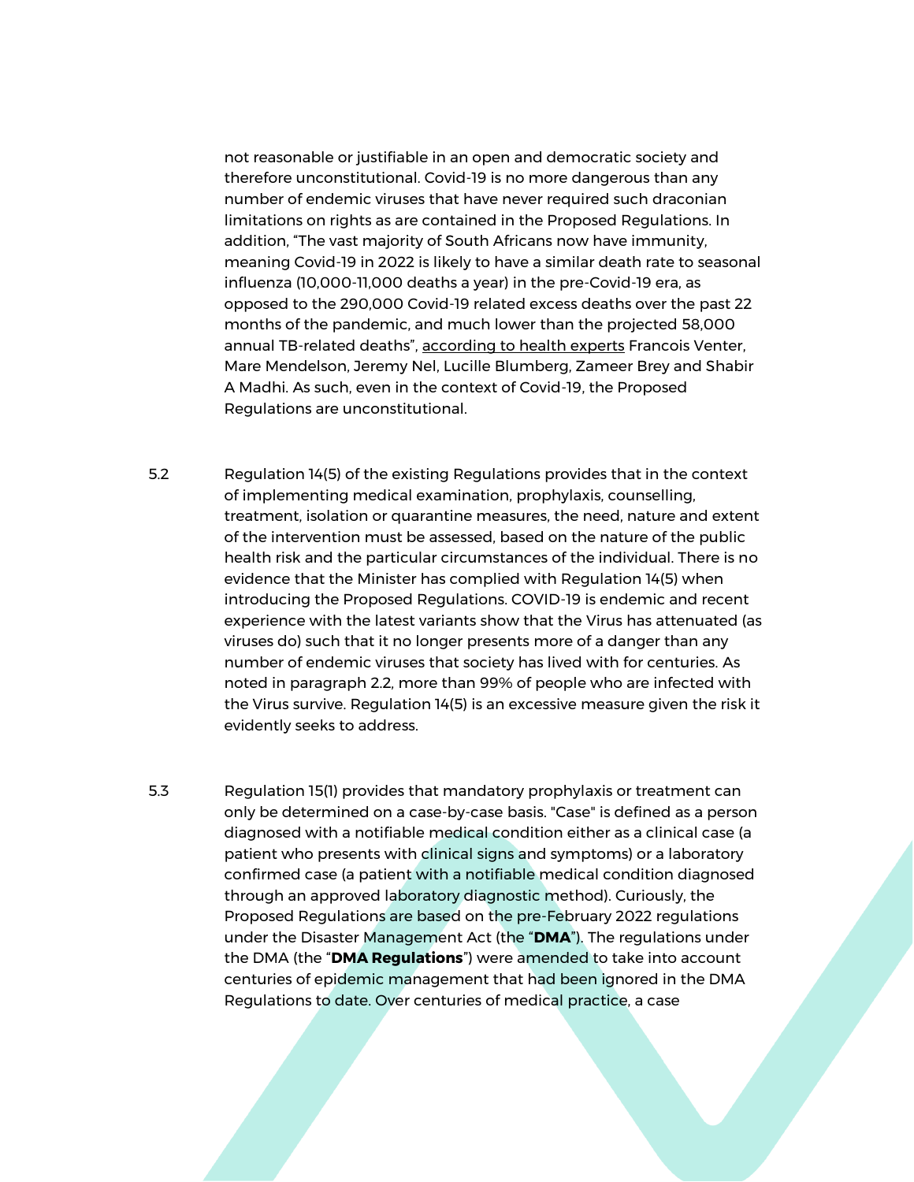not reasonable or justifiable in an open and democratic society and therefore unconstitutional. Covid-19 is no more dangerous than any number of endemic viruses that have never required such draconian limitations on rights as are contained in the Proposed Regulations. In addition, "The vast majority of South Africans now have immunity, meaning Covid-19 in 2022 is likely to have a similar death rate to seasonal influenza (10,000-11,000 deaths a year) in the pre-Covid-19 era, as opposed to the 290,000 Covid-19 related excess deaths over the past 22 months of the pandemic, and much lower than the projected 58,000 annual TB-related deaths", according to health experts Francois Venter, Mare Mendelson, Jeremy Nel, Lucille Blumberg, Zameer Brey and Shabir A Madhi. As such, even in the context of Covid-19, the Proposed Regulations are unconstitutional.

5.2 Regulation 14(5) of the existing Regulations provides that in the context of implementing medical examination, prophylaxis, counselling, treatment, isolation or quarantine measures, the need, nature and extent of the intervention must be assessed, based on the nature of the public health risk and the particular circumstances of the individual. There is no evidence that the Minister has complied with Regulation 14(5) when introducing the Proposed Regulations. COVID-19 is endemic and recent experience with the latest variants show that the Virus has attenuated (as viruses do) such that it no longer presents more of a danger than any number of endemic viruses that society has lived with for centuries. As noted in paragraph 2.2, more than 99% of people who are infected with the Virus survive. Regulation 14(5) is an excessive measure given the risk it evidently seeks to address.

5.3 Regulation 15(1) provides that mandatory prophylaxis or treatment can only be determined on a case-by-case basis. "Case" is defined as a person diagnosed with a notifiable medical condition either as a clinical case (a patient who presents with clinical signs and symptoms) or a laboratory confirmed case (a patient with a notifiable medical condition diagnosed through an approved laboratory diagnostic method). Curiously, the Proposed Regulations are based on the pre-February 2022 regulations under the Disaster Management Act (the "**DMA**"). The regulations under the DMA (the "**DMA Regulations**") were amended to take into account centuries of epidemic management that had been ignored in the DMA Regulations to date. Over centuries of medical practice, a case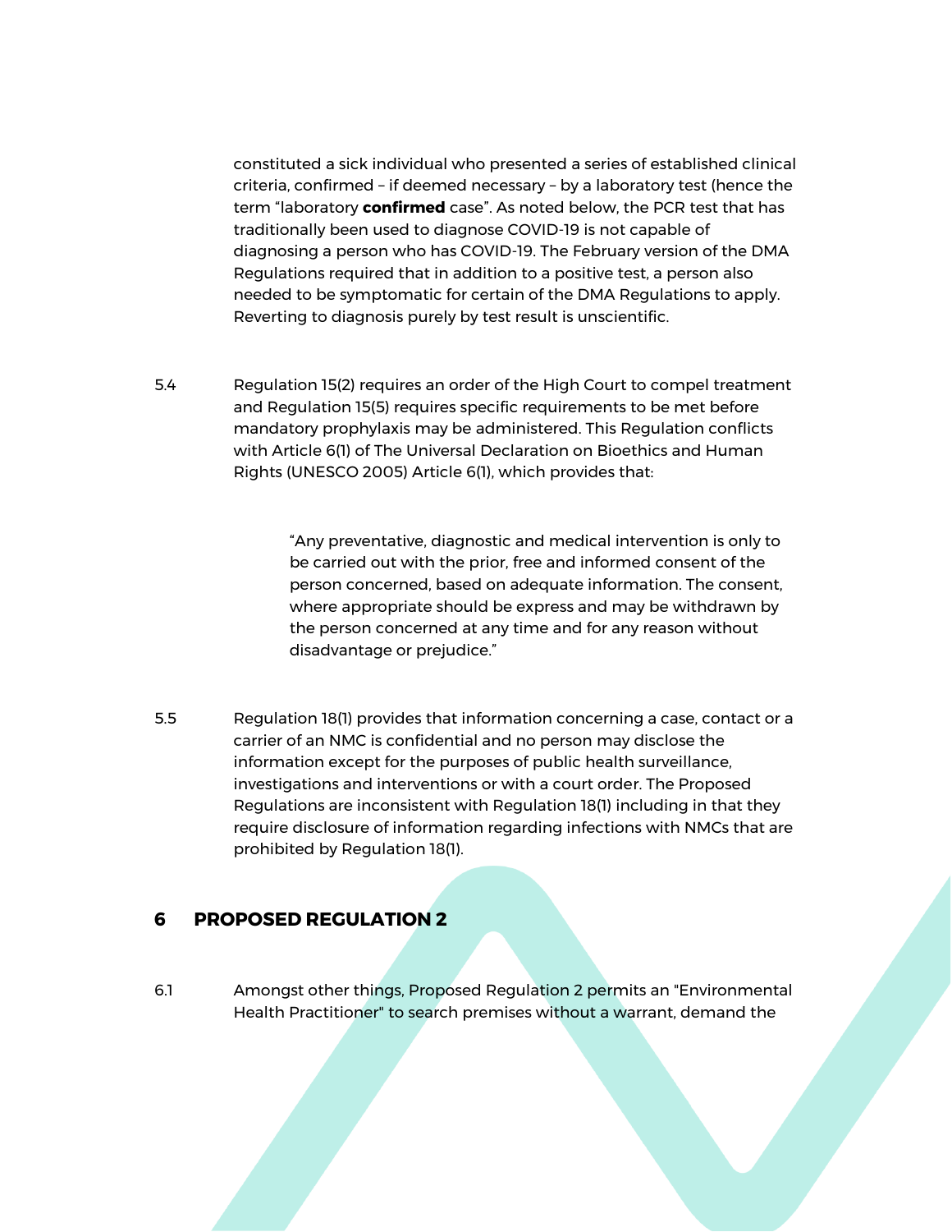constituted a sick individual who presented a series of established clinical criteria, confirmed – if deemed necessary – by a laboratory test (hence the term "laboratory **confirmed** case". As noted below, the PCR test that has traditionally been used to diagnose COVID-19 is not capable of diagnosing a person who has COVID-19. The February version of the DMA Regulations required that in addition to a positive test, a person also needed to be symptomatic for certain of the DMA Regulations to apply. Reverting to diagnosis purely by test result is unscientific.

5.4 Regulation 15(2) requires an order of the High Court to compel treatment and Regulation 15(5) requires specific requirements to be met before mandatory prophylaxis may be administered. This Regulation conflicts with Article 6(1) of The Universal Declaration on Bioethics and Human Rights (UNESCO 2005) Article 6(1), which provides that:

> "Any preventative, diagnostic and medical intervention is only to be carried out with the prior, free and informed consent of the person concerned, based on adequate information. The consent, where appropriate should be express and may be withdrawn by the person concerned at any time and for any reason without disadvantage or prejudice."

5.5 Regulation 18(1) provides that information concerning a case, contact or a carrier of an NMC is confidential and no person may disclose the information except for the purposes of public health surveillance, investigations and interventions or with a court order. The Proposed Regulations are inconsistent with Regulation 18(1) including in that they require disclosure of information regarding infections with NMCs that are prohibited by Regulation 18(1).

## 6 PROPOSED REGULATION 2

6.1 Amongst other things, Proposed Regulation 2 permits an "Environmental Health Practitioner" to search premises without a warrant, demand the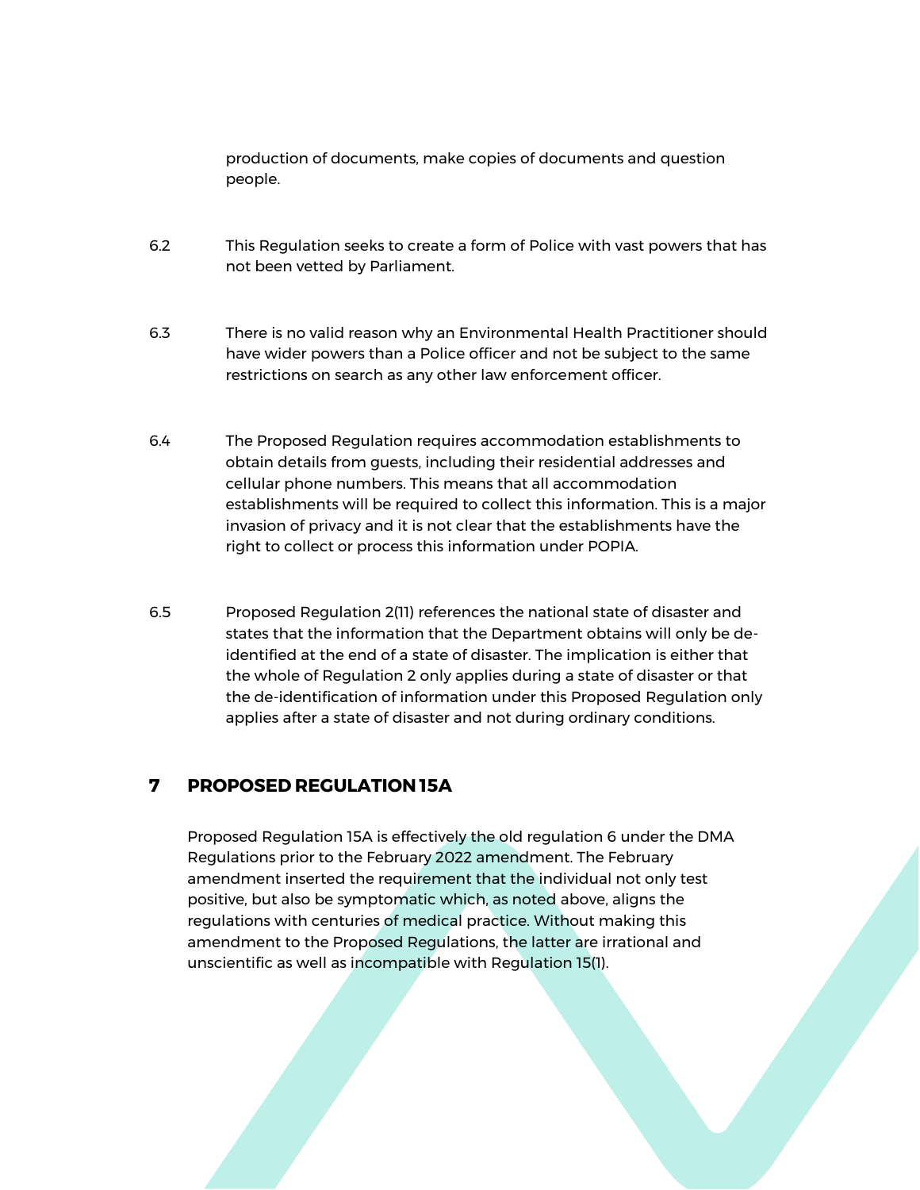production of documents, make copies of documents and question people.

6.2 This Regulation seeks to create a form of Police with vast powers that has not been vetted by Parliament.

6.3 There is no valid reason why an Environmental Health Practitioner should have wider powers than a Police officer and not be subject to the same restrictions on search as any other law enforcement officer.

6.4 The Proposed Regulation requires accommodation establishments to obtain details from guests, including their residential addresses and cellular phone numbers. This means that all accommodation establishments will be required to collect this information. This is a major invasion of privacy and it is not clear that the establishments have the right to collect or process this information under POPIA.

6.5 Proposed Regulation 2(11) references the national state of disaster and states that the information that the Department obtains will only be de-identified at the end of a state of disaster. The implication is either that the whole of Regulation 2 only applies during a state of disaster or that the de-identification of information under this Proposed Regulation only applies after a state of disaster and not during ordinary conditions.

## 7 PROPOSED REGULATION 15A

Proposed Regulation 15A is effectively the old regulation 6 under the DMA Regulations prior to the February 2022 amendment. The February amendment inserted the requirement that the individual not only test positive, but also be symptomatic which, as noted above, aligns the regulations with centuries of medical practice. Without making this amendment to the Proposed Regulations, the latter are irrational and unscientific as well as incompatible with Regulation 15(1).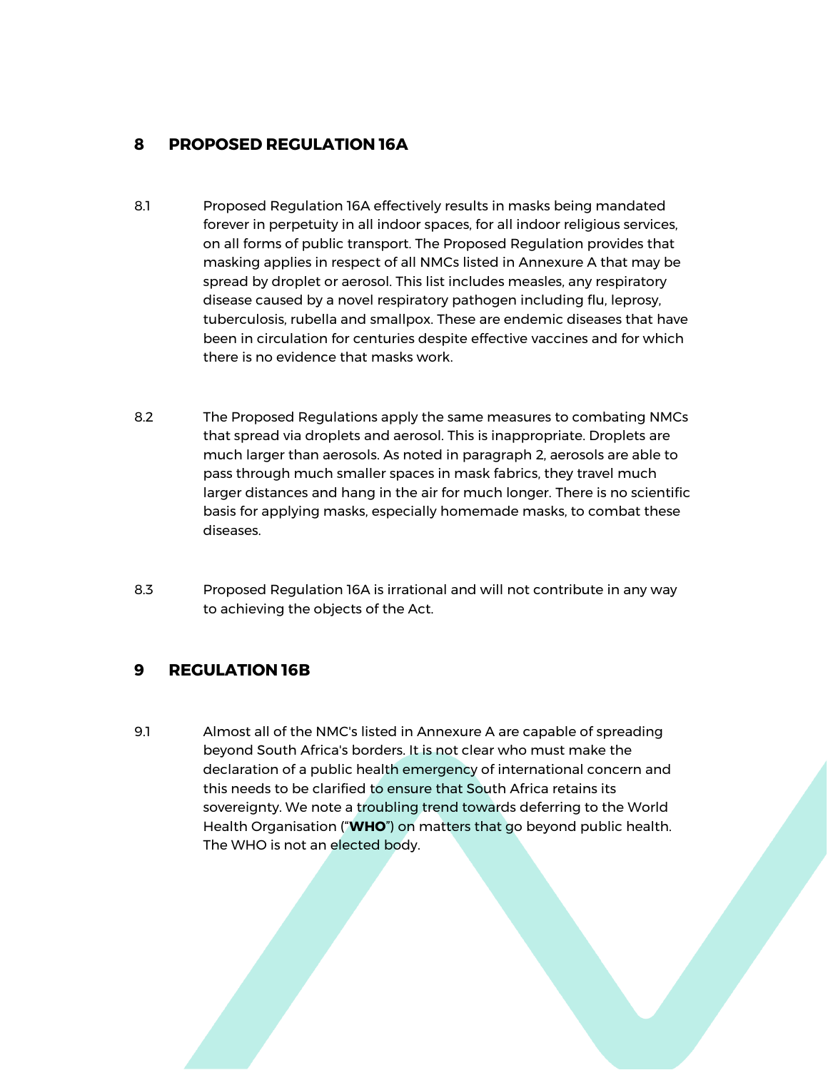## 8 PROPOSED REGULATION 16A

8.1 Proposed Regulation 16A effectively results in masks being mandated forever in perpetuity in all indoor spaces, for all indoor religious services, on all forms of public transport. The Proposed Regulation provides that masking applies in respect of all NMCs listed in Annexure A that may be spread by droplet or aerosol. This list includes measles, any respiratory disease caused by a novel respiratory pathogen including flu, leprosy, tuberculosis, rubella and smallpox. These are endemic diseases that have been in circulation for centuries despite effective vaccines and for which there is no evidence that masks work.

8.2 The Proposed Regulations apply the same measures to combating NMCs that spread via droplets and aerosol. This is inappropriate. Droplets are much larger than aerosols. As noted in paragraph 2, aerosols are able to pass through much smaller spaces in mask fabrics, they travel much larger distances and hang in the air for much longer. There is no scientific basis for applying masks, especially homemade masks, to combat these diseases.

8.3 Proposed Regulation 16A is irrational and will not contribute in any way to achieving the objects of the Act.

## 9 REGULATION 16B

9.1 Almost all of the NMC's listed in Annexure A are capable of spreading beyond South Africa's borders. It is not clear who must make the declaration of a public health emergency of international concern and this needs to be clarified to ensure that South Africa retains its sovereignty. We note a troubling trend towards deferring to the World Health Organisation ("**WHO**") on matters that go beyond public health. The WHO is not an elected body.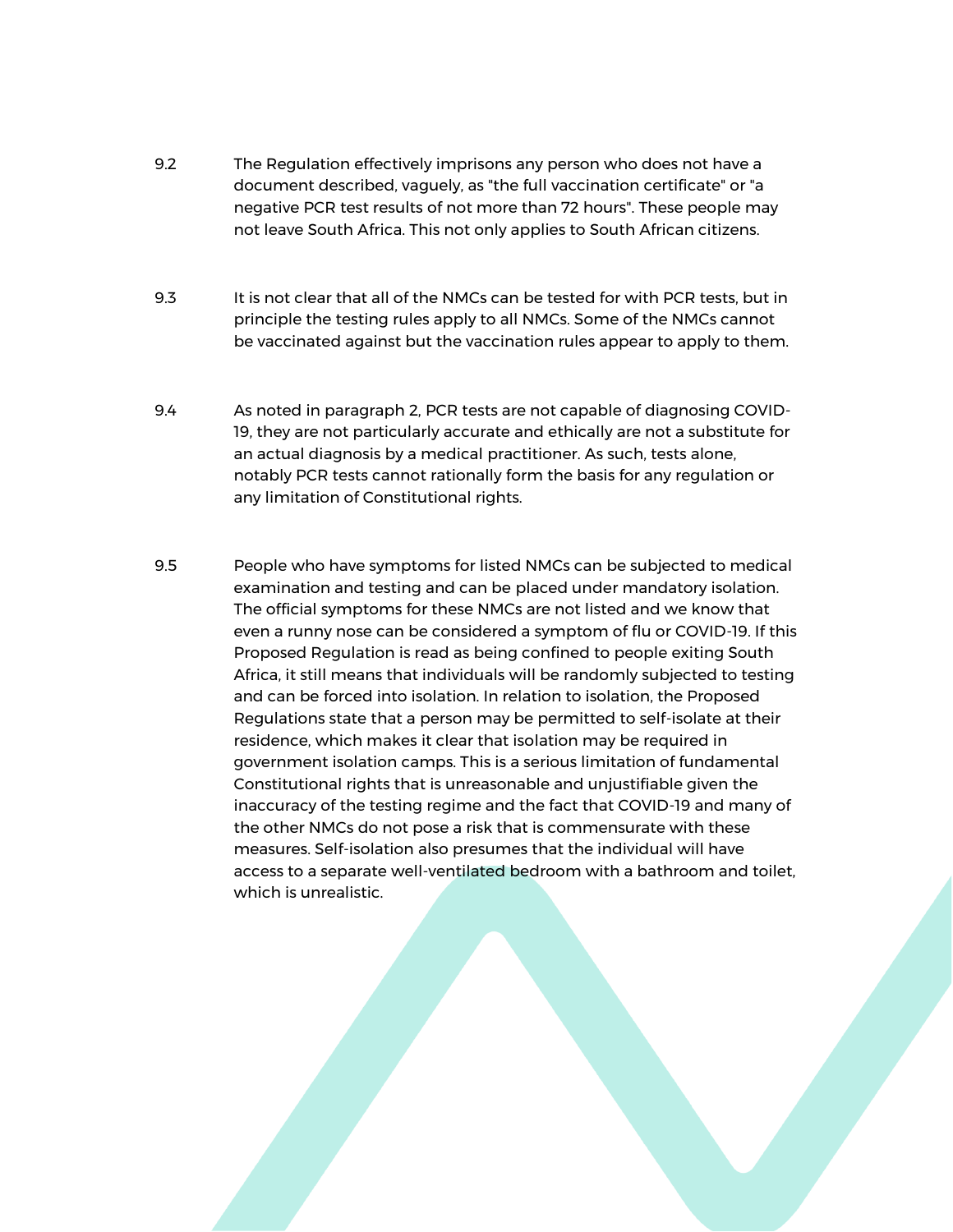9.2 The Regulation effectively imprisons any person who does not have a document described, vaguely, as "the full vaccination certificate" or "a negative PCR test results of not more than 72 hours". These people may not leave South Africa. This not only applies to South African citizens.

9.3 It is not clear that all of the NMCs can be tested for with PCR tests, but in principle the testing rules apply to all NMCs. Some of the NMCs cannot be vaccinated against but the vaccination rules appear to apply to them.

9.4 As noted in paragraph 2, PCR tests are not capable of diagnosing COVID-19, they are not particularly accurate and ethically are not a substitute for an actual diagnosis by a medical practitioner. As such, tests alone, notably PCR tests cannot rationally form the basis for any regulation or any limitation of Constitutional rights.

9.5 People who have symptoms for listed NMCs can be subjected to medical examination and testing and can be placed under mandatory isolation. The official symptoms for these NMCs are not listed and we know that even a runny nose can be considered a symptom of flu or COVID-19. If this Proposed Regulation is read as being confined to people exiting South Africa, it still means that individuals will be randomly subjected to testing and can be forced into isolation. In relation to isolation, the Proposed Regulations state that a person may be permitted to self-isolate at their residence, which makes it clear that isolation may be required in government isolation camps. This is a serious limitation of fundamental Constitutional rights that is unreasonable and unjustifiable given the inaccuracy of the testing regime and the fact that COVID-19 and many of the other NMCs do not pose a risk that is commensurate with these measures. Self-isolation also presumes that the individual will have access to a separate well-ventilated bedroom with a bathroom and toilet, which is unrealistic.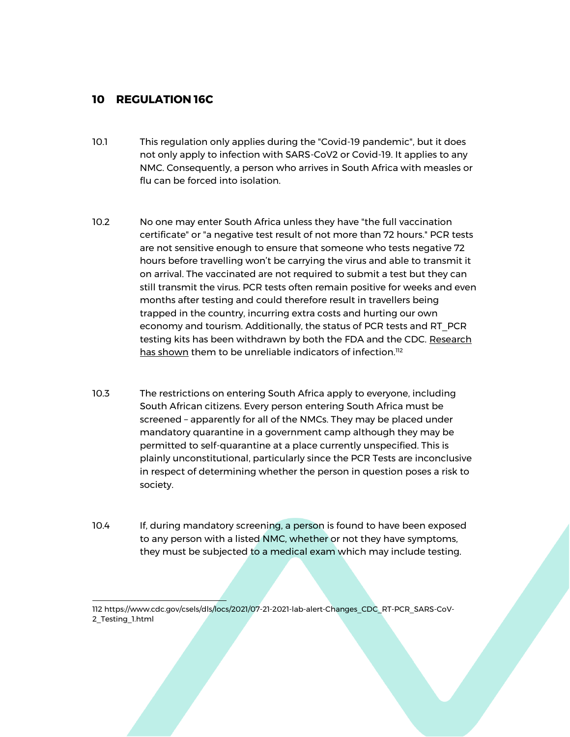## 10 REGULATION 16C

10.1 This regulation only applies during the "Covid-19 pandemic", but it does not only apply to infection with SARS-CoV2 or Covid-19. It applies to any NMC. Consequently, a person who arrives in South Africa with measles or flu can be forced into isolation.

10.2 No one may enter South Africa unless they have "the full vaccination certificate" or "a negative test result of not more than 72 hours." PCR tests are not sensitive enough to ensure that someone who tests negative 72 hours before travelling won't be carrying the virus and able to transmit it on arrival. The vaccinated are not required to submit a test but they can still transmit the virus. PCR tests often remain positive for weeks and even months after testing and could therefore result in travellers being trapped in the country, incurring extra costs and hurting our own economy and tourism. Additionally, the status of PCR tests and RT_PCR testing kits has been withdrawn by both the FDA and the CDC. Research has shown them to be unreliable indicators of infection.[112]

10.3 The restrictions on entering South Africa apply to everyone, including South African citizens. Every person entering South Africa must be screened – apparently for all of the NMCs. They may be placed under mandatory quarantine in a government camp although they may be permitted to self-quarantine at a place currently unspecified. This is plainly unconstitutional, particularly since the PCR Tests are inconclusive in respect of determining whether the person in question poses a risk to society.

10.4 If, during mandatory screening, a person is found to have been exposed to any person with a listed NMC, whether or not they have symptoms, they must be subjected to a medical exam which may include testing.

---

112 https://www.cdc.gov/csels/dls/locs/2021/07-21-2021-lab-alert-Changes_CDC_RT-PCR_SARS-CoV-2_Testing_1.html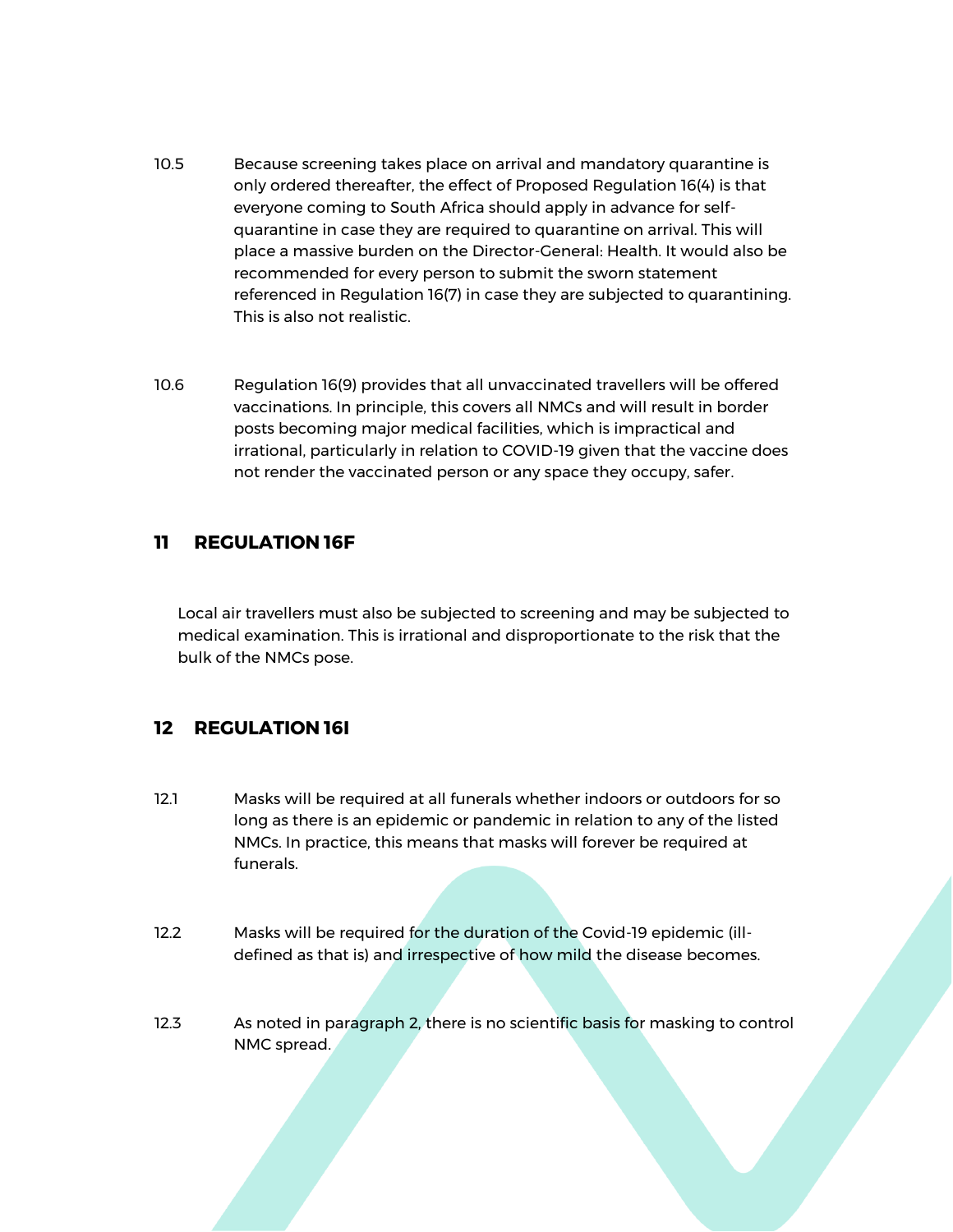10.5 Because screening takes place on arrival and mandatory quarantine is only ordered thereafter, the effect of Proposed Regulation 16(4) is that everyone coming to South Africa should apply in advance for self-quarantine in case they are required to quarantine on arrival. This will place a massive burden on the Director-General: Health. It would also be recommended for every person to submit the sworn statement referenced in Regulation 16(7) in case they are subjected to quarantining. This is also not realistic.

10.6 Regulation 16(9) provides that all unvaccinated travellers will be offered vaccinations. In principle, this covers all NMCs and will result in border posts becoming major medical facilities, which is impractical and irrational, particularly in relation to COVID-19 given that the vaccine does not render the vaccinated person or any space they occupy, safer.

## 11 REGULATION 16F

Local air travellers must also be subjected to screening and may be subjected to medical examination. This is irrational and disproportionate to the risk that the bulk of the NMCs pose.

## 12 REGULATION 16I

12.1 Masks will be required at all funerals whether indoors or outdoors for so long as there is an epidemic or pandemic in relation to any of the listed NMCs. In practice, this means that masks will forever be required at funerals.

12.2 Masks will be required for the duration of the Covid-19 epidemic (ill-defined as that is) and irrespective of how mild the disease becomes.

12.3 As noted in paragraph 2, there is no scientific basis for masking to control NMC spread.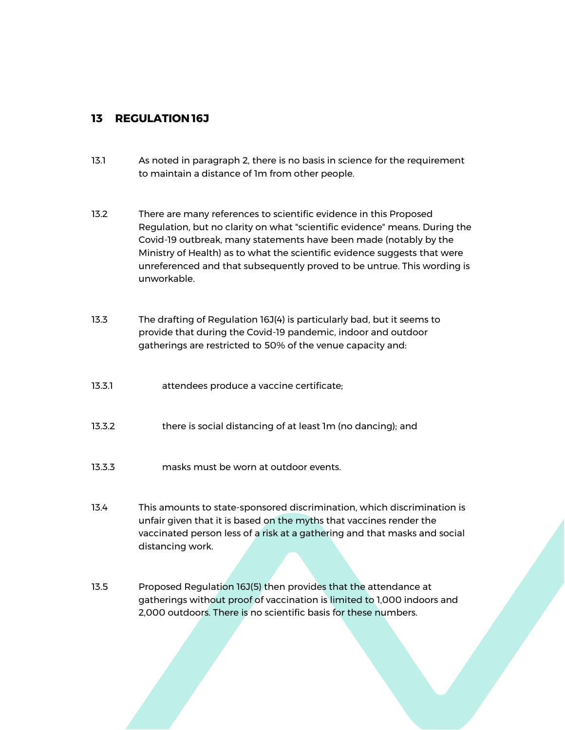## 13 REGULATION 16J

13.1 As noted in paragraph 2, there is no basis in science for the requirement to maintain a distance of 1m from other people.

13.2 There are many references to scientific evidence in this Proposed Regulation, but no clarity on what "scientific evidence" means. During the Covid-19 outbreak, many statements have been made (notably by the Ministry of Health) as to what the scientific evidence suggests that were unreferenced and that subsequently proved to be untrue. This wording is unworkable.

13.3 The drafting of Regulation 16J(4) is particularly bad, but it seems to provide that during the Covid-19 pandemic, indoor and outdoor gatherings are restricted to 50% of the venue capacity and:

13.3.1 attendees produce a vaccine certificate;

13.3.2 there is social distancing of at least 1m (no dancing); and

13.3.3 masks must be worn at outdoor events.

13.4 This amounts to state-sponsored discrimination, which discrimination is unfair given that it is based on the myths that vaccines render the vaccinated person less of a risk at a gathering and that masks and social distancing work.

13.5 Proposed Regulation 16J(5) then provides that the attendance at gatherings without proof of vaccination is limited to 1,000 indoors and 2,000 outdoors. There is no scientific basis for these numbers.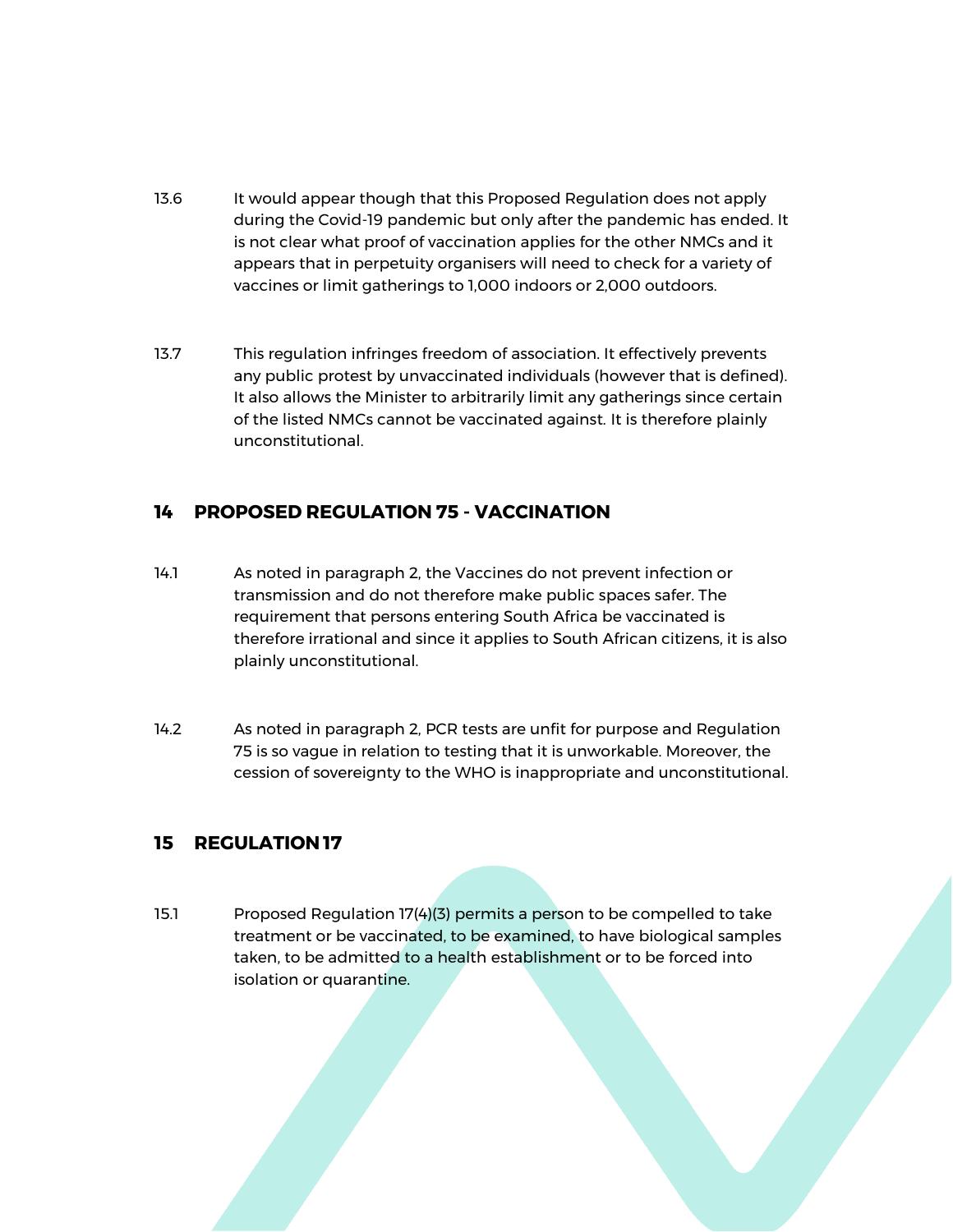13.6 It would appear though that this Proposed Regulation does not apply during the Covid-19 pandemic but only after the pandemic has ended. It is not clear what proof of vaccination applies for the other NMCs and it appears that in perpetuity organisers will need to check for a variety of vaccines or limit gatherings to 1,000 indoors or 2,000 outdoors.

13.7 This regulation infringes freedom of association. It effectively prevents any public protest by unvaccinated individuals (however that is defined). It also allows the Minister to arbitrarily limit any gatherings since certain of the listed NMCs cannot be vaccinated against. It is therefore plainly unconstitutional.

## 14 PROPOSED REGULATION 75 - VACCINATION

14.1 As noted in paragraph 2, the Vaccines do not prevent infection or transmission and do not therefore make public spaces safer. The requirement that persons entering South Africa be vaccinated is therefore irrational and since it applies to South African citizens, it is also plainly unconstitutional.

14.2 As noted in paragraph 2, PCR tests are unfit for purpose and Regulation 75 is so vague in relation to testing that it is unworkable. Moreover, the cession of sovereignty to the WHO is inappropriate and unconstitutional.

## 15 REGULATION 17

15.1 Proposed Regulation 17(4)(3) permits a person to be compelled to take treatment or be vaccinated, to be examined, to have biological samples taken, to be admitted to a health establishment or to be forced into isolation or quarantine.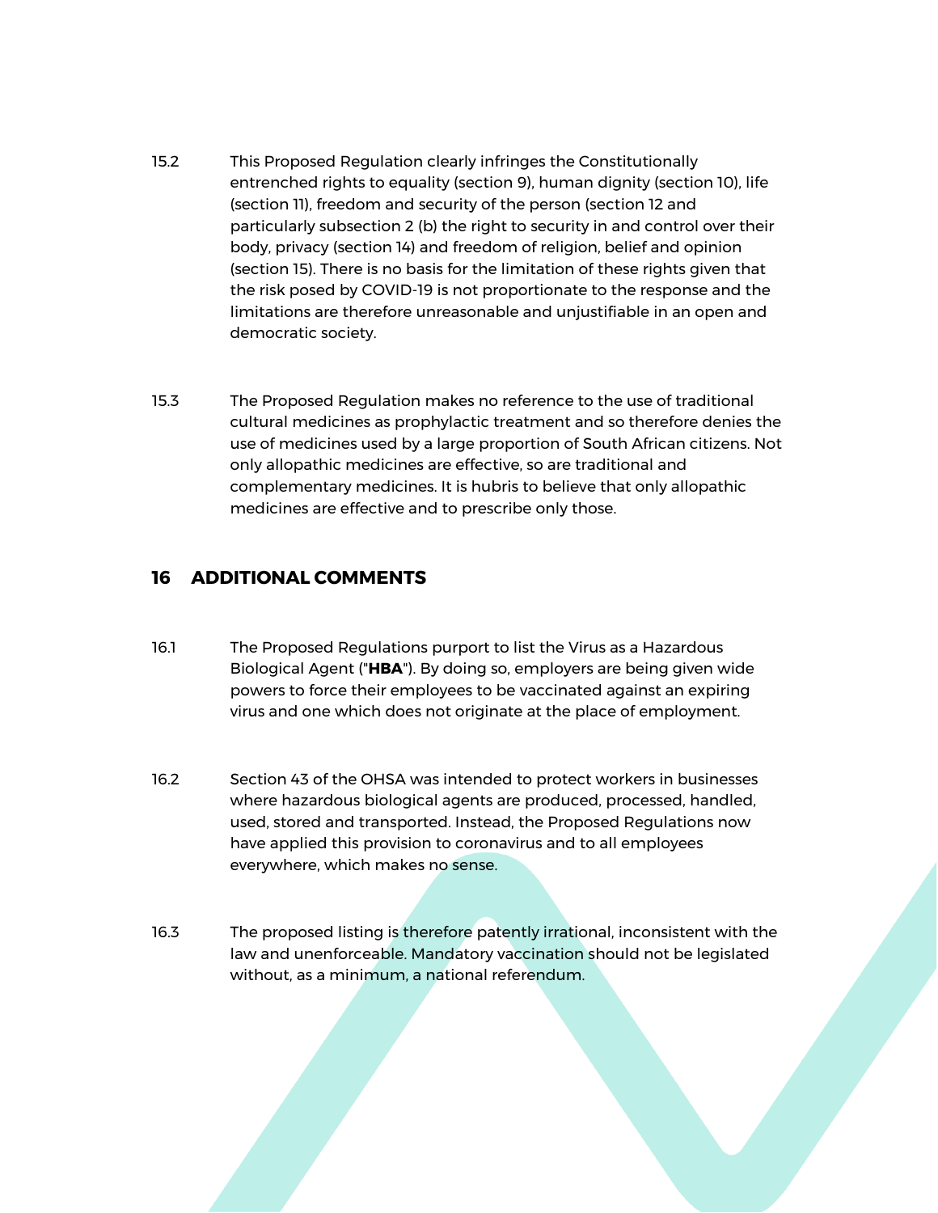15.2 This Proposed Regulation clearly infringes the Constitutionally entrenched rights to equality (section 9), human dignity (section 10), life (section 11), freedom and security of the person (section 12 and particularly subsection 2 (b) the right to security in and control over their body, privacy (section 14) and freedom of religion, belief and opinion (section 15). There is no basis for the limitation of these rights given that the risk posed by COVID-19 is not proportionate to the response and the limitations are therefore unreasonable and unjustifiable in an open and democratic society.

15.3 The Proposed Regulation makes no reference to the use of traditional cultural medicines as prophylactic treatment and so therefore denies the use of medicines used by a large proportion of South African citizens. Not only allopathic medicines are effective, so are traditional and complementary medicines. It is hubris to believe that only allopathic medicines are effective and to prescribe only those.

## 16 ADDITIONAL COMMENTS

16.1 The Proposed Regulations purport to list the Virus as a Hazardous Biological Agent ("**HBA**"). By doing so, employers are being given wide powers to force their employees to be vaccinated against an expiring virus and one which does not originate at the place of employment.

16.2 Section 43 of the OHSA was intended to protect workers in businesses where hazardous biological agents are produced, processed, handled, used, stored and transported. Instead, the Proposed Regulations now have applied this provision to coronavirus and to all employees everywhere, which makes no sense.

16.3 The proposed listing is therefore patently irrational, inconsistent with the law and unenforceable. Mandatory vaccination should not be legislated without, as a minimum, a national referendum.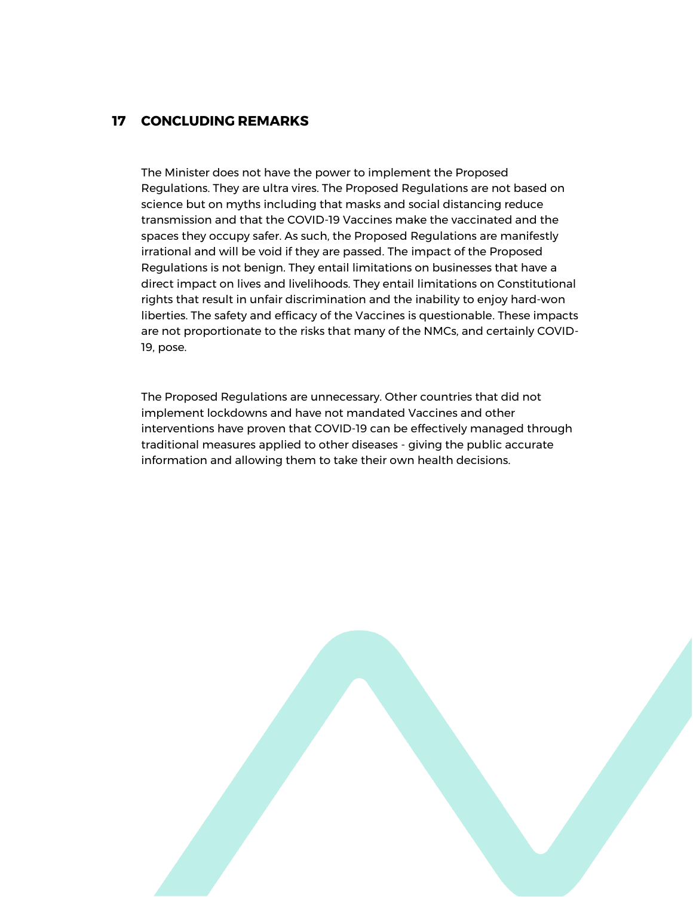## 17 CONCLUDING REMARKS

The Minister does not have the power to implement the Proposed Regulations. They are ultra vires. The Proposed Regulations are not based on science but on myths including that masks and social distancing reduce transmission and that the COVID-19 Vaccines make the vaccinated and the spaces they occupy safer. As such, the Proposed Regulations are manifestly irrational and will be void if they are passed. The impact of the Proposed Regulations is not benign. They entail limitations on businesses that have a direct impact on lives and livelihoods. They entail limitations on Constitutional rights that result in unfair discrimination and the inability to enjoy hard-won liberties. The safety and efficacy of the Vaccines is questionable. These impacts are not proportionate to the risks that many of the NMCs, and certainly COVID-19, pose.

The Proposed Regulations are unnecessary. Other countries that did not implement lockdowns and have not mandated Vaccines and other interventions have proven that COVID-19 can be effectively managed through traditional measures applied to other diseases - giving the public accurate information and allowing them to take their own health decisions.